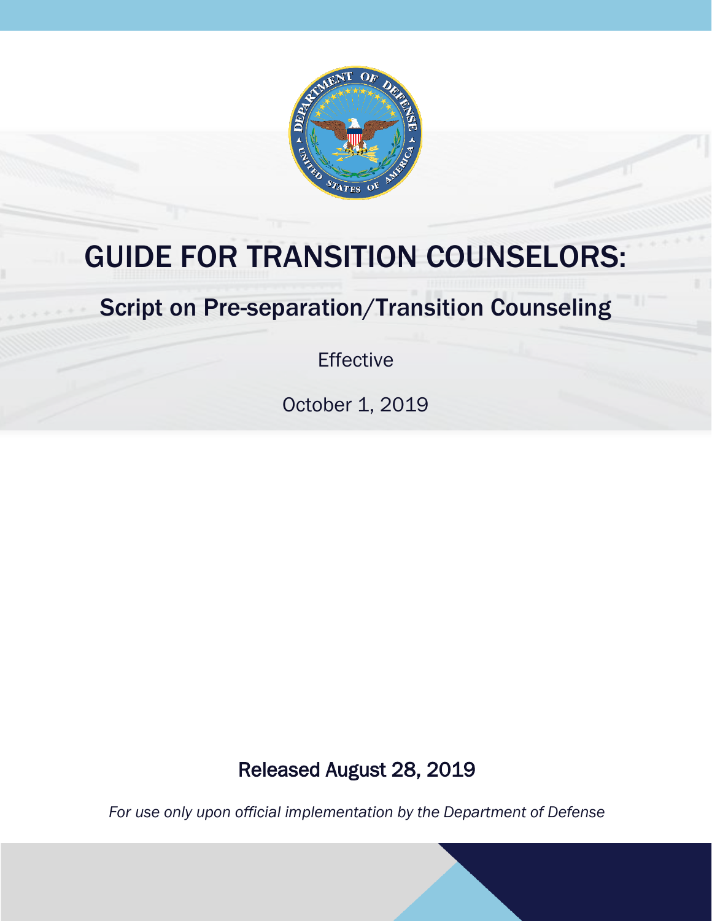# GUIDE FOR TRANSITION COUNSELORS:

## Script on Pre-separation/Transition Counseling

Effective

October 1, 2019

Released August 28, 2019

*For use only upon official implementation by the Department of Defense*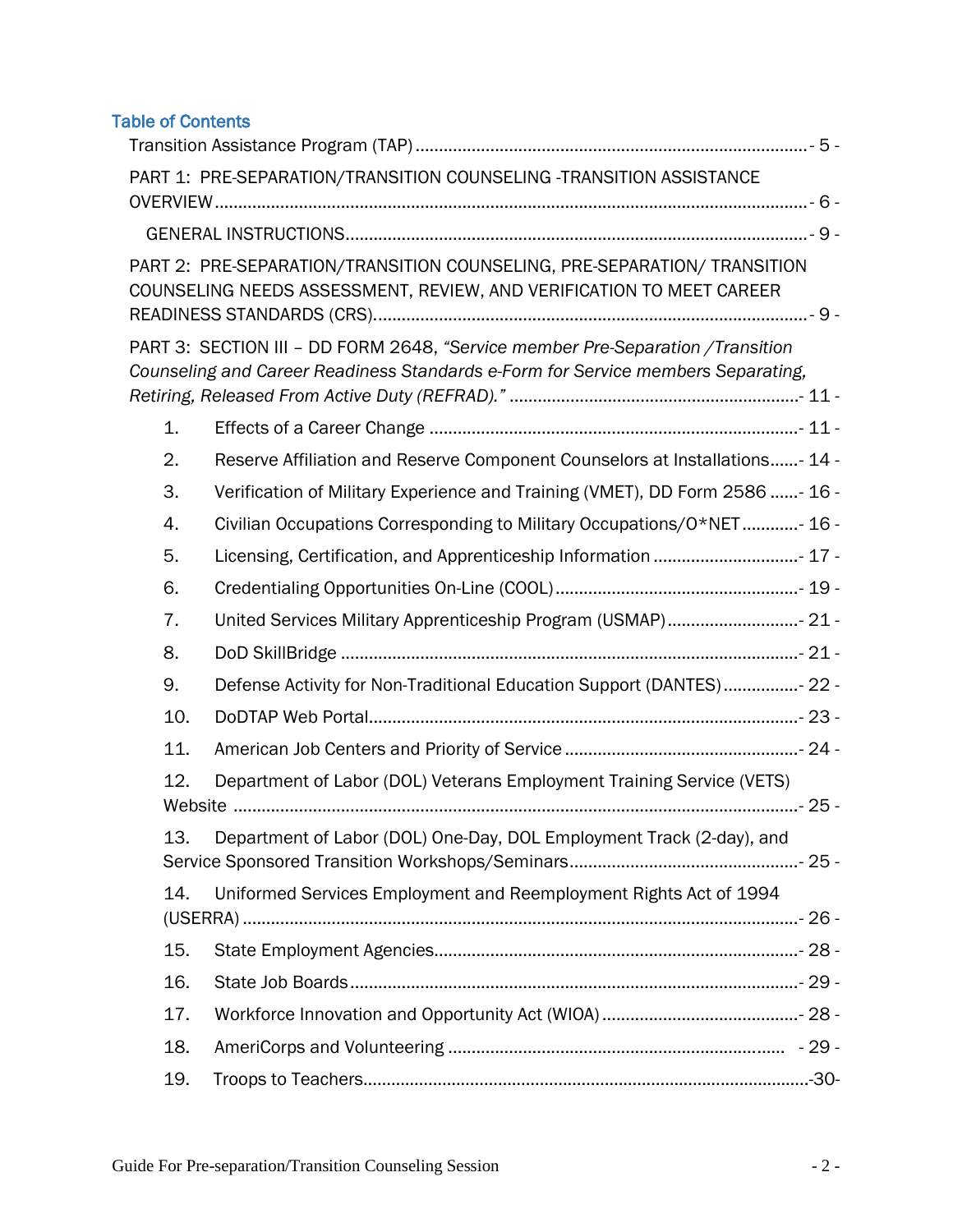## Table of Contents

Transition Assistance Program (TAP) ................................................................................... - 5 -

PART 1: PRE-SEPARATION/TRANSITION COUNSELING -TRANSITION ASSISTANCE OVERVIEW ................................................................................................................................ - 6 -

GENERAL INSTRUCTIONS .................................................................................................. - 9 -

PART 2: PRE-SEPARATION/TRANSITION COUNSELING, PRE-SEPARATION/ TRANSITION COUNSELING NEEDS ASSESSMENT, REVIEW, AND VERIFICATION TO MEET CAREER READINESS STANDARDS (CRS). ............................................................................................ - 9 -

PART 3: SECTION III – DD FORM 2648, *"Service member Pre-Separation /Transition Counseling and Career Readiness Standards e-Form for Service members Separating, Retiring, Released From Active Duty (REFRAD)."* ............................................................. - 11 -

1. Effects of a Career Change ............................................................................. - 11 -
2. Reserve Affiliation and Reserve Component Counselors at Installations ...... - 14 -
3. Verification of Military Experience and Training (VMET), DD Form 2586 ...... - 16 -
4. Civilian Occupations Corresponding to Military Occupations/O*NET ............ - 16 -
5. Licensing, Certification, and Apprenticeship Information ............................... - 17 -
6. Credentialing Opportunities On-Line (COOL) ................................................... - 19 -
7. United Services Military Apprenticeship Program (USMAP) ........................... - 21 -
8. DoD SkillBridge ................................................................................................ - 21 -
9. Defense Activity for Non-Traditional Education Support (DANTES) ................ - 22 -
10. DoDTAP Web Portal ........................................................................................ - 23 -
11. American Job Centers and Priority of Service ................................................. - 24 -
12. Department of Labor (DOL) Veterans Employment Training Service (VETS) Website ............................................................................................................. - 25 -
13. Department of Labor (DOL) One-Day, DOL Employment Track (2-day), and Service Sponsored Transition Workshops/Seminars ........................................ - 25 -
14. Uniformed Services Employment and Reemployment Rights Act of 1994 (USERRA) ......................................................................................................... - 26 -
15. State Employment Agencies ............................................................................. - 28 -
16. State Job Boards ............................................................................................... - 29 -
17. Workforce Innovation and Opportunity Act (WIOA) .......................................... - 28 -
18. AmeriCorps and Volunteering ....................................................................... - 29 -
19. Troops to Teachers ............................................................................................. -30-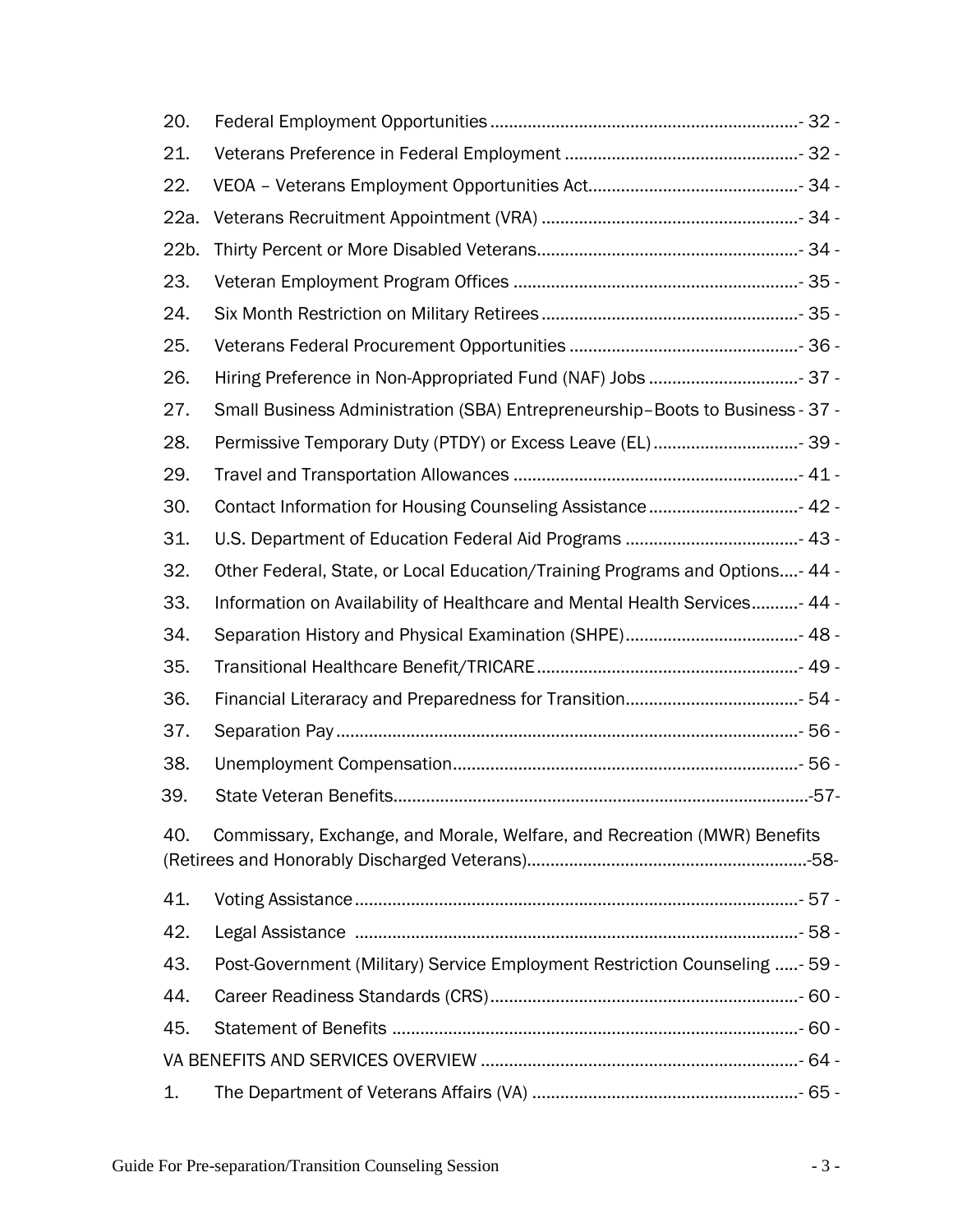| | | |
|---|---|---|
| 20. | Federal Employment Opportunities | - 32 - |
| 21. | Veterans Preference in Federal Employment | - 32 - |
| 22. | VEOA – Veterans Employment Opportunities Act | - 34 - |
| 22a. | Veterans Recruitment Appointment (VRA) | - 34 - |
| 22b. | Thirty Percent or More Disabled Veterans | - 34 - |
| 23. | Veteran Employment Program Offices | - 35 - |
| 24. | Six Month Restriction on Military Retirees | - 35 - |
| 25. | Veterans Federal Procurement Opportunities | - 36 - |
| 26. | Hiring Preference in Non-Appropriated Fund (NAF) Jobs | - 37 - |
| 27. | Small Business Administration (SBA) Entrepreneurship–Boots to Business | - 37 - |
| 28. | Permissive Temporary Duty (PTDY) or Excess Leave (EL) | - 39 - |
| 29. | Travel and Transportation Allowances | - 41 - |
| 30. | Contact Information for Housing Counseling Assistance | - 42 - |
| 31. | U.S. Department of Education Federal Aid Programs | - 43 - |
| 32. | Other Federal, State, or Local Education/Training Programs and Options | - 44 - |
| 33. | Information on Availability of Healthcare and Mental Health Services | - 44 - |
| 34. | Separation History and Physical Examination (SHPE) | - 48 - |
| 35. | Transitional Healthcare Benefit/TRICARE | - 49 - |
| 36. | Financial Literaracy and Preparedness for Transition | - 54 - |
| 37. | Separation Pay | - 56 - |
| 38. | Unemployment Compensation | - 56 - |
| 39. | State Veteran Benefits | -57- |
| 40. | Commissary, Exchange, and Morale, Welfare, and Recreation (MWR) Benefits (Retirees and Honorably Discharged Veterans) | -58- |
| 41. | Voting Assistance | - 57 - |
| 42. | Legal Assistance | - 58 - |
| 43. | Post-Government (Military) Service Employment Restriction Counseling | - 59 - |
| 44. | Career Readiness Standards (CRS) | - 60 - |
| 45. | Statement of Benefits | - 60 - |
| VA BENEFITS AND SERVICES OVERVIEW | | - 64 - |
| 1. | The Department of Veterans Affairs (VA) | - 65 - |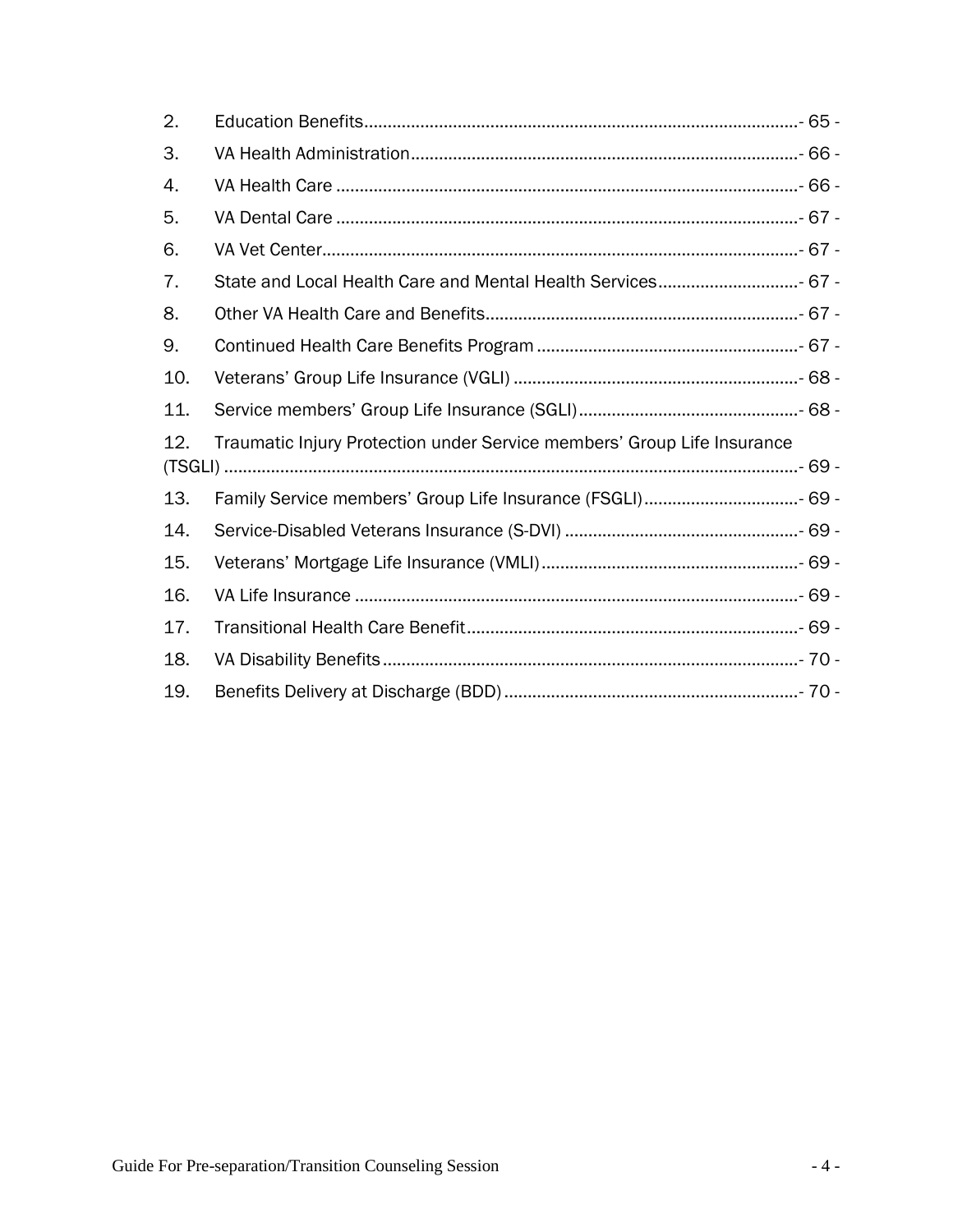2. Education Benefits - 65 -

3. VA Health Administration - 66 -

4. VA Health Care - 66 -

5. VA Dental Care - 67 -

6. VA Vet Center - 67 -

7. State and Local Health Care and Mental Health Services - 67 -

8. Other VA Health Care and Benefits - 67 -

9. Continued Health Care Benefits Program - 67 -

10. Veterans' Group Life Insurance (VGLI) - 68 -

11. Service members' Group Life Insurance (SGLI) - 68 -

12. Traumatic Injury Protection under Service members' Group Life Insurance (TSGLI) - 69 -

13. Family Service members' Group Life Insurance (FSGLI) - 69 -

14. Service-Disabled Veterans Insurance (S-DVI) - 69 -

15. Veterans' Mortgage Life Insurance (VMLI) - 69 -

16. VA Life Insurance - 69 -

17. Transitional Health Care Benefit - 69 -

18. VA Disability Benefits - 70 -

19. Benefits Delivery at Discharge (BDD) - 70 -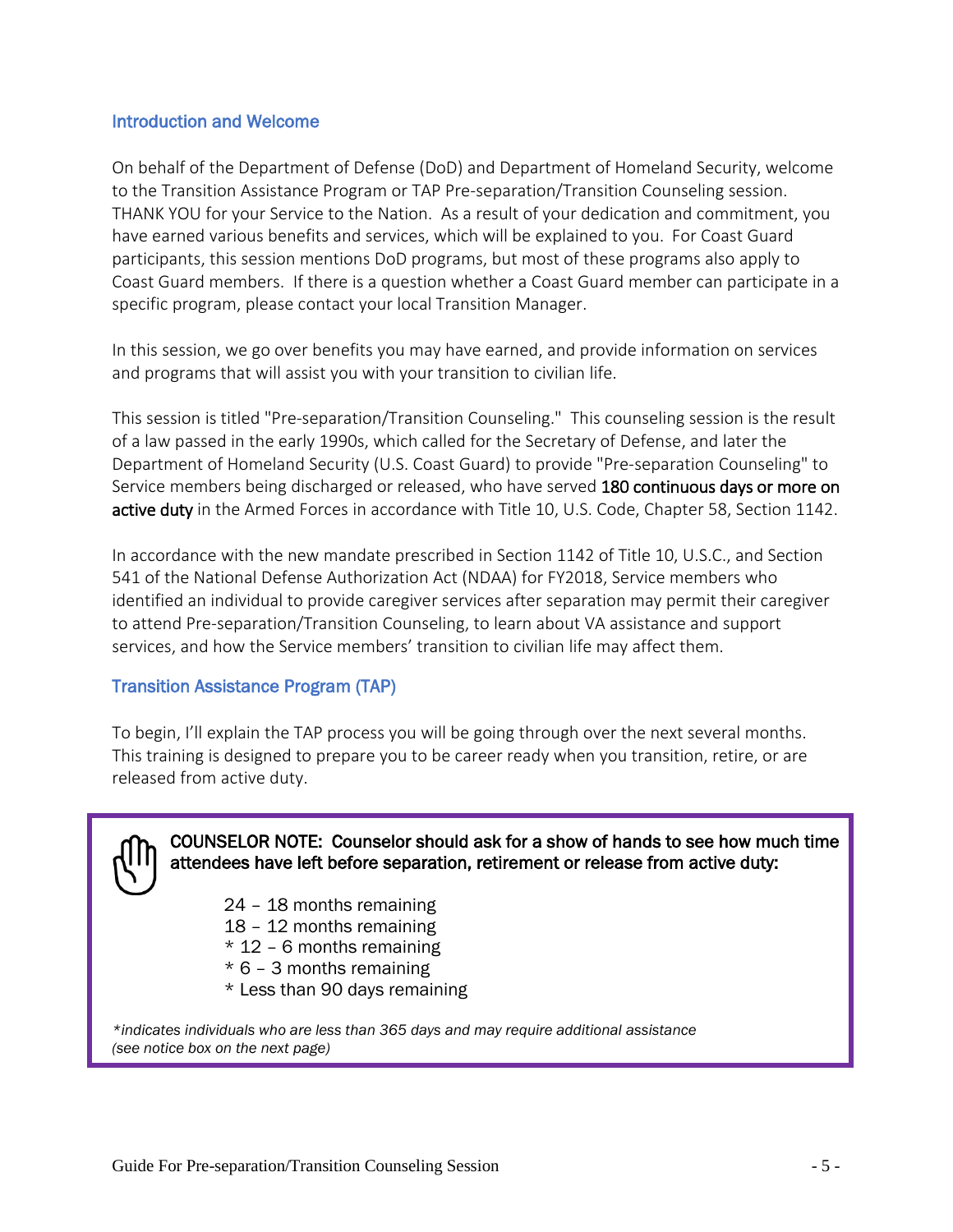## Introduction and Welcome

On behalf of the Department of Defense (DoD) and Department of Homeland Security, welcome to the Transition Assistance Program or TAP Pre-separation/Transition Counseling session. THANK YOU for your Service to the Nation. As a result of your dedication and commitment, you have earned various benefits and services, which will be explained to you. For Coast Guard participants, this session mentions DoD programs, but most of these programs also apply to Coast Guard members. If there is a question whether a Coast Guard member can participate in a specific program, please contact your local Transition Manager.

In this session, we go over benefits you may have earned, and provide information on services and programs that will assist you with your transition to civilian life.

This session is titled "Pre-separation/Transition Counseling." This counseling session is the result of a law passed in the early 1990s, which called for the Secretary of Defense, and later the Department of Homeland Security (U.S. Coast Guard) to provide "Pre-separation Counseling" to Service members being discharged or released, who have served **180 continuous days or more on active duty** in the Armed Forces in accordance with Title 10, U.S. Code, Chapter 58, Section 1142.

In accordance with the new mandate prescribed in Section 1142 of Title 10, U.S.C., and Section 541 of the National Defense Authorization Act (NDAA) for FY2018, Service members who identified an individual to provide caregiver services after separation may permit their caregiver to attend Pre-separation/Transition Counseling, to learn about VA assistance and support services, and how the Service members' transition to civilian life may affect them.

## Transition Assistance Program (TAP)

To begin, I'll explain the TAP process you will be going through over the next several months. This training is designed to prepare you to be career ready when you transition, retire, or are released from active duty.

> **COUNSELOR NOTE: Counselor should ask for a show of hands to see how much time attendees have left before separation, retirement or release from active duty:**
>
> 24 – 18 months remaining
> 18 – 12 months remaining
> * 12 – 6 months remaining
> * 6 – 3 months remaining
> * Less than 90 days remaining
>
> *\*indicates individuals who are less than 365 days and may require additional assistance (see notice box on the next page)*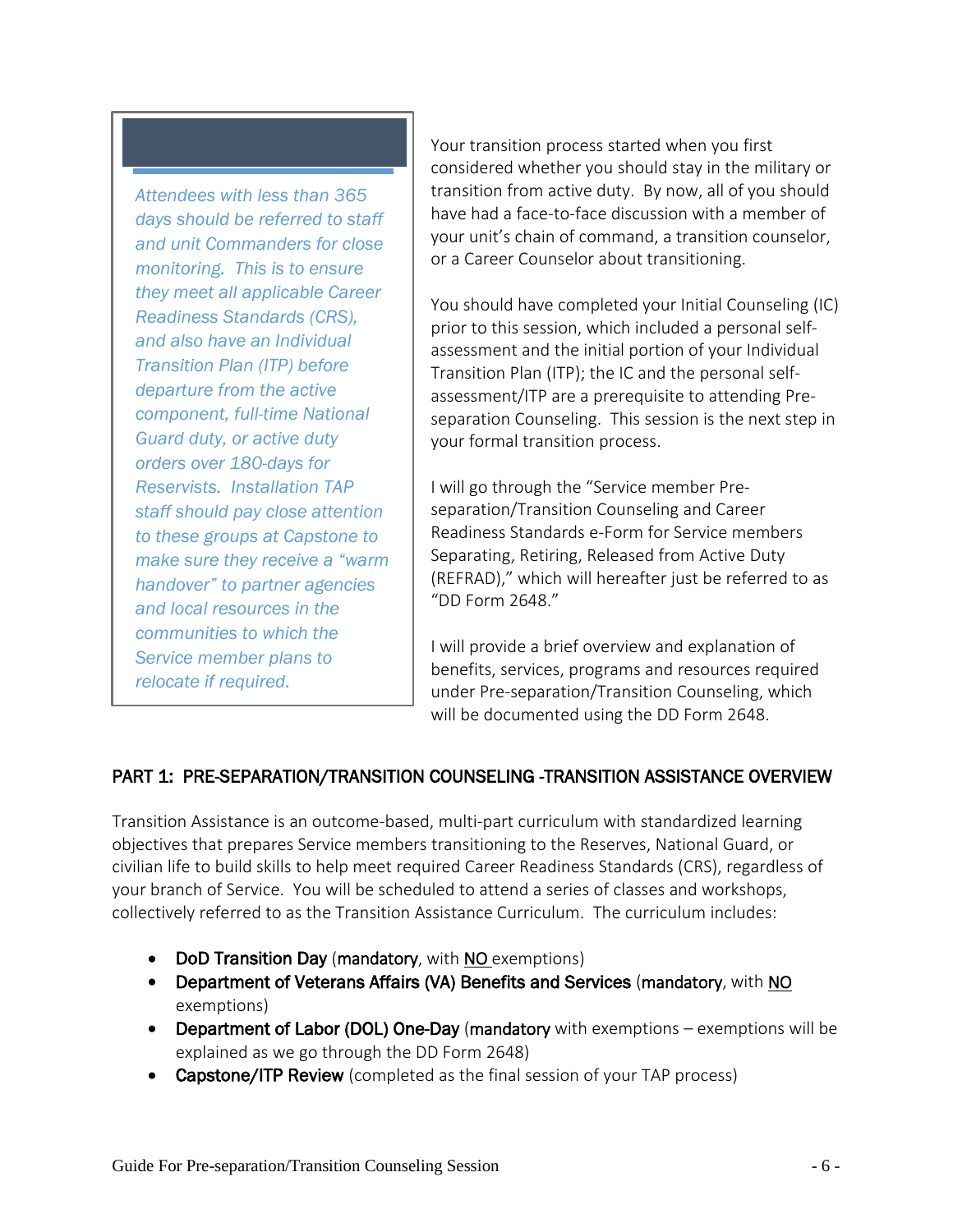*Attendees with less than 365 days should be referred to staff and unit Commanders for close monitoring. This is to ensure they meet all applicable Career Readiness Standards (CRS), and also have an Individual Transition Plan (ITP) before departure from the active component, full-time National Guard duty, or active duty orders over 180-days for Reservists. Installation TAP staff should pay close attention to these groups at Capstone to make sure they receive a "warm handover" to partner agencies and local resources in the communities to which the Service member plans to relocate if required.*

Your transition process started when you first considered whether you should stay in the military or transition from active duty. By now, all of you should have had a face-to-face discussion with a member of your unit's chain of command, a transition counselor, or a Career Counselor about transitioning.

You should have completed your Initial Counseling (IC) prior to this session, which included a personal self-assessment and the initial portion of your Individual Transition Plan (ITP); the IC and the personal self-assessment/ITP are a prerequisite to attending Pre-separation Counseling. This session is the next step in your formal transition process.

I will go through the "Service member Pre-separation/Transition Counseling and Career Readiness Standards e-Form for Service members Separating, Retiring, Released from Active Duty (REFRAD)," which will hereafter just be referred to as "DD Form 2648."

I will provide a brief overview and explanation of benefits, services, programs and resources required under Pre-separation/Transition Counseling, which will be documented using the DD Form 2648.

## PART 1: PRE-SEPARATION/TRANSITION COUNSELING -TRANSITION ASSISTANCE OVERVIEW

Transition Assistance is an outcome-based, multi-part curriculum with standardized learning objectives that prepares Service members transitioning to the Reserves, National Guard, or civilian life to build skills to help meet required Career Readiness Standards (CRS), regardless of your branch of Service. You will be scheduled to attend a series of classes and workshops, collectively referred to as the Transition Assistance Curriculum. The curriculum includes:

- **DoD Transition Day** (**mandatory**, with <u>NO</u> exemptions)
- **Department of Veterans Affairs (VA) Benefits and Services** (**mandatory**, with <u>NO</u> exemptions)
- **Department of Labor (DOL) One-Day** (**mandatory** with exemptions – exemptions will be explained as we go through the DD Form 2648)
- **Capstone/ITP Review** (completed as the final session of your TAP process)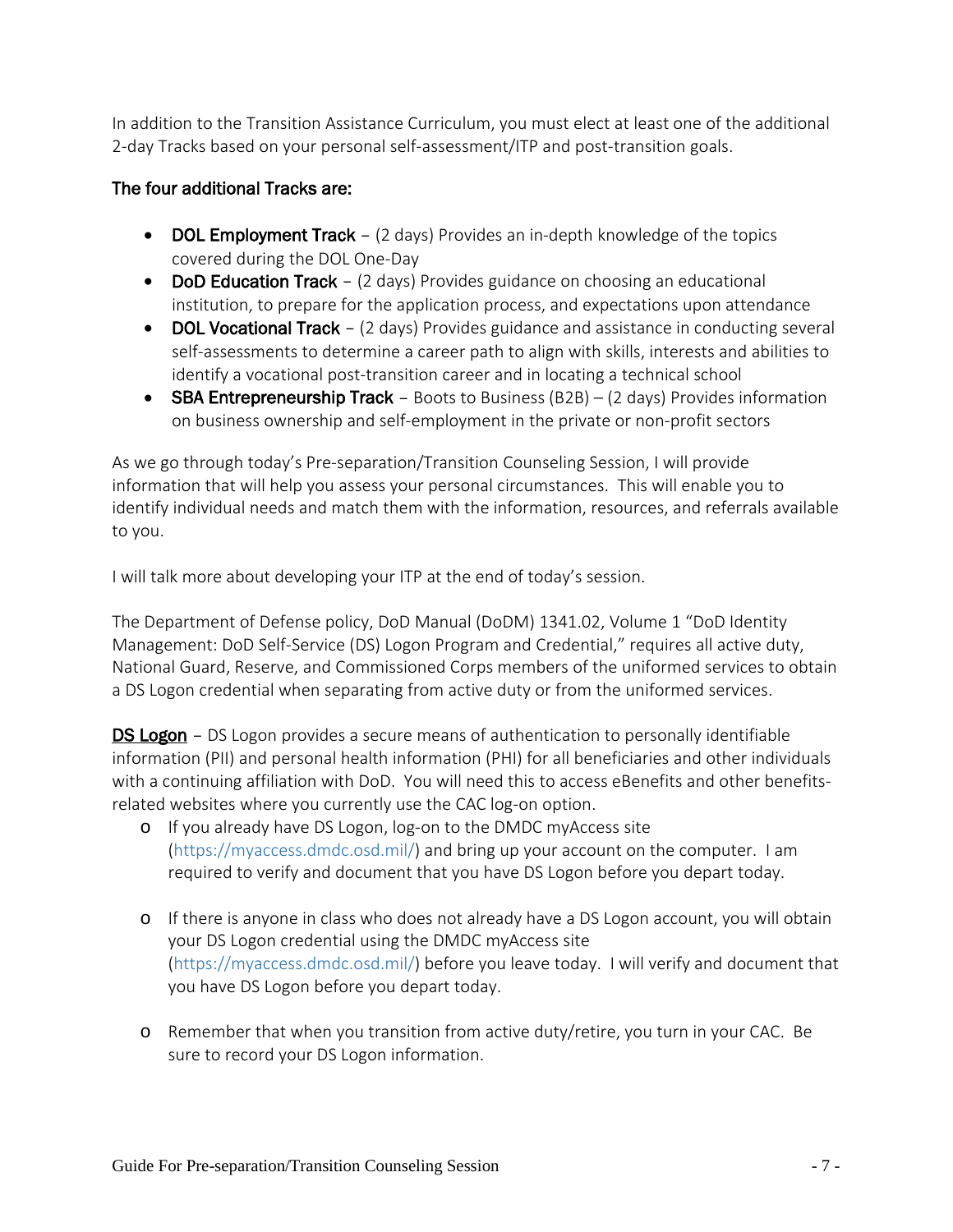In addition to the Transition Assistance Curriculum, you must elect at least one of the additional 2-day Tracks based on your personal self-assessment/ITP and post-transition goals.

**The four additional Tracks are:**

- **DOL Employment Track** – (2 days) Provides an in-depth knowledge of the topics covered during the DOL One-Day
- **DoD Education Track** – (2 days) Provides guidance on choosing an educational institution, to prepare for the application process, and expectations upon attendance
- **DOL Vocational Track** – (2 days) Provides guidance and assistance in conducting several self-assessments to determine a career path to align with skills, interests and abilities to identify a vocational post-transition career and in locating a technical school
- **SBA Entrepreneurship Track** – Boots to Business (B2B) – (2 days) Provides information on business ownership and self-employment in the private or non-profit sectors

As we go through today's Pre-separation/Transition Counseling Session, I will provide information that will help you assess your personal circumstances. This will enable you to identify individual needs and match them with the information, resources, and referrals available to you.

I will talk more about developing your ITP at the end of today's session.

The Department of Defense policy, DoD Manual (DoDM) 1341.02, Volume 1 "DoD Identity Management: DoD Self-Service (DS) Logon Program and Credential," requires all active duty, National Guard, Reserve, and Commissioned Corps members of the uniformed services to obtain a DS Logon credential when separating from active duty or from the uniformed services.

**DS Logon** – DS Logon provides a secure means of authentication to personally identifiable information (PII) and personal health information (PHI) for all beneficiaries and other individuals with a continuing affiliation with DoD. You will need this to access eBenefits and other benefits-related websites where you currently use the CAC log-on option.

- If you already have DS Logon, log-on to the DMDC myAccess site (https://myaccess.dmdc.osd.mil/) and bring up your account on the computer. I am required to verify and document that you have DS Logon before you depart today.

- If there is anyone in class who does not already have a DS Logon account, you will obtain your DS Logon credential using the DMDC myAccess site (https://myaccess.dmdc.osd.mil/) before you leave today. I will verify and document that you have DS Logon before you depart today.

- Remember that when you transition from active duty/retire, you turn in your CAC. Be sure to record your DS Logon information.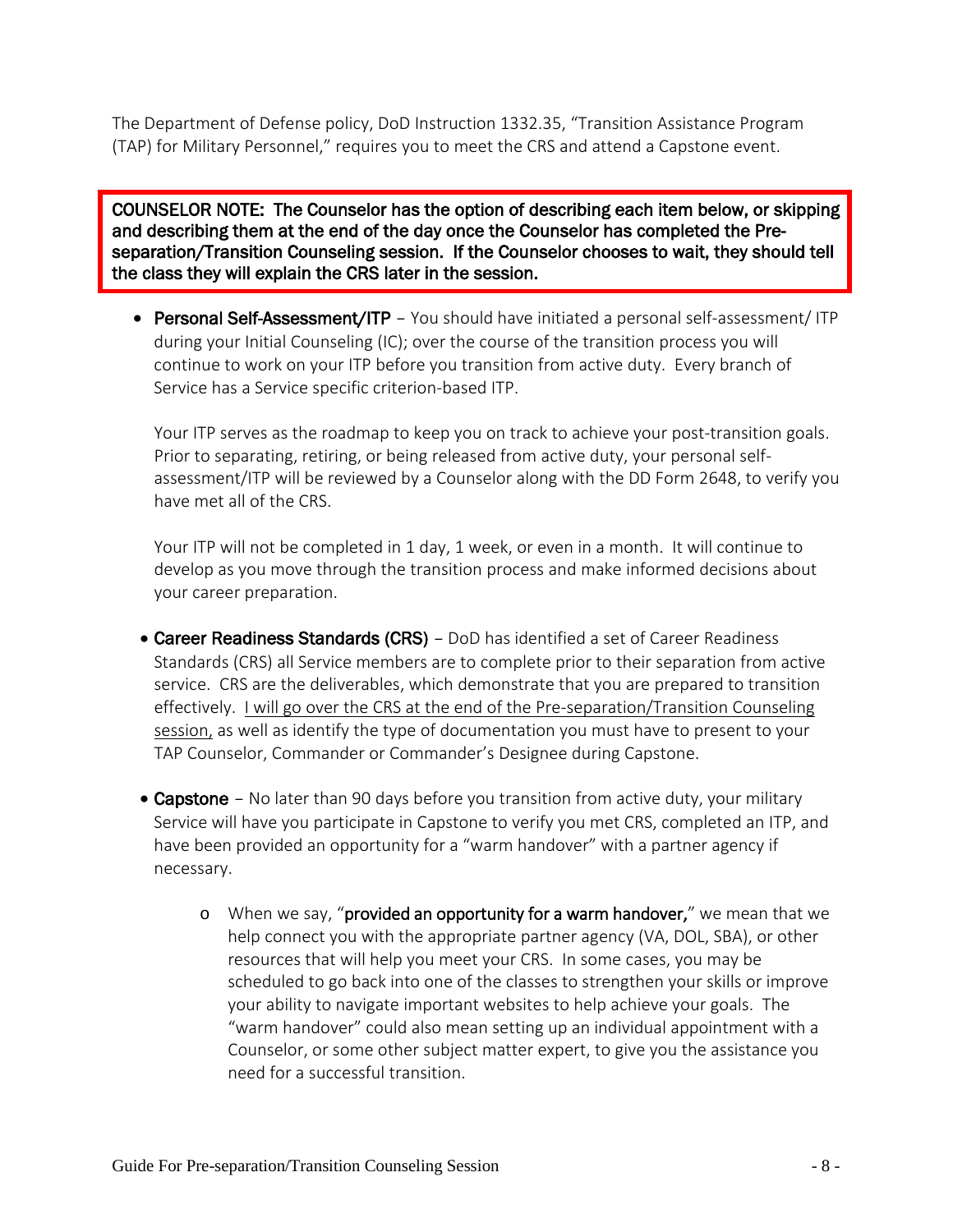The Department of Defense policy, DoD Instruction 1332.35, "Transition Assistance Program (TAP) for Military Personnel," requires you to meet the CRS and attend a Capstone event.

> **COUNSELOR NOTE: The Counselor has the option of describing each item below, or skipping and describing them at the end of the day once the Counselor has completed the Pre-separation/Transition Counseling session. If the Counselor chooses to wait, they should tell the class they will explain the CRS later in the session.**

- **Personal Self-Assessment/ITP** – You should have initiated a personal self-assessment/ ITP during your Initial Counseling (IC); over the course of the transition process you will continue to work on your ITP before you transition from active duty. Every branch of Service has a Service specific criterion-based ITP.

  Your ITP serves as the roadmap to keep you on track to achieve your post-transition goals. Prior to separating, retiring, or being released from active duty, your personal self-assessment/ITP will be reviewed by a Counselor along with the DD Form 2648, to verify you have met all of the CRS.

  Your ITP will not be completed in 1 day, 1 week, or even in a month. It will continue to develop as you move through the transition process and make informed decisions about your career preparation.

- **Career Readiness Standards (CRS)** – DoD has identified a set of Career Readiness Standards (CRS) all Service members are to complete prior to their separation from active service. CRS are the deliverables, which demonstrate that you are prepared to transition effectively. <u>I will go over the CRS at the end of the Pre-separation/Transition Counseling session,</u> as well as identify the type of documentation you must have to present to your TAP Counselor, Commander or Commander's Designee during Capstone.

- **Capstone** – No later than 90 days before you transition from active duty, your military Service will have you participate in Capstone to verify you met CRS, completed an ITP, and have been provided an opportunity for a "warm handover" with a partner agency if necessary.

  - When we say, "**provided an opportunity for a warm handover,**" we mean that we help connect you with the appropriate partner agency (VA, DOL, SBA), or other resources that will help you meet your CRS. In some cases, you may be scheduled to go back into one of the classes to strengthen your skills or improve your ability to navigate important websites to help achieve your goals. The "warm handover" could also mean setting up an individual appointment with a Counselor, or some other subject matter expert, to give you the assistance you need for a successful transition.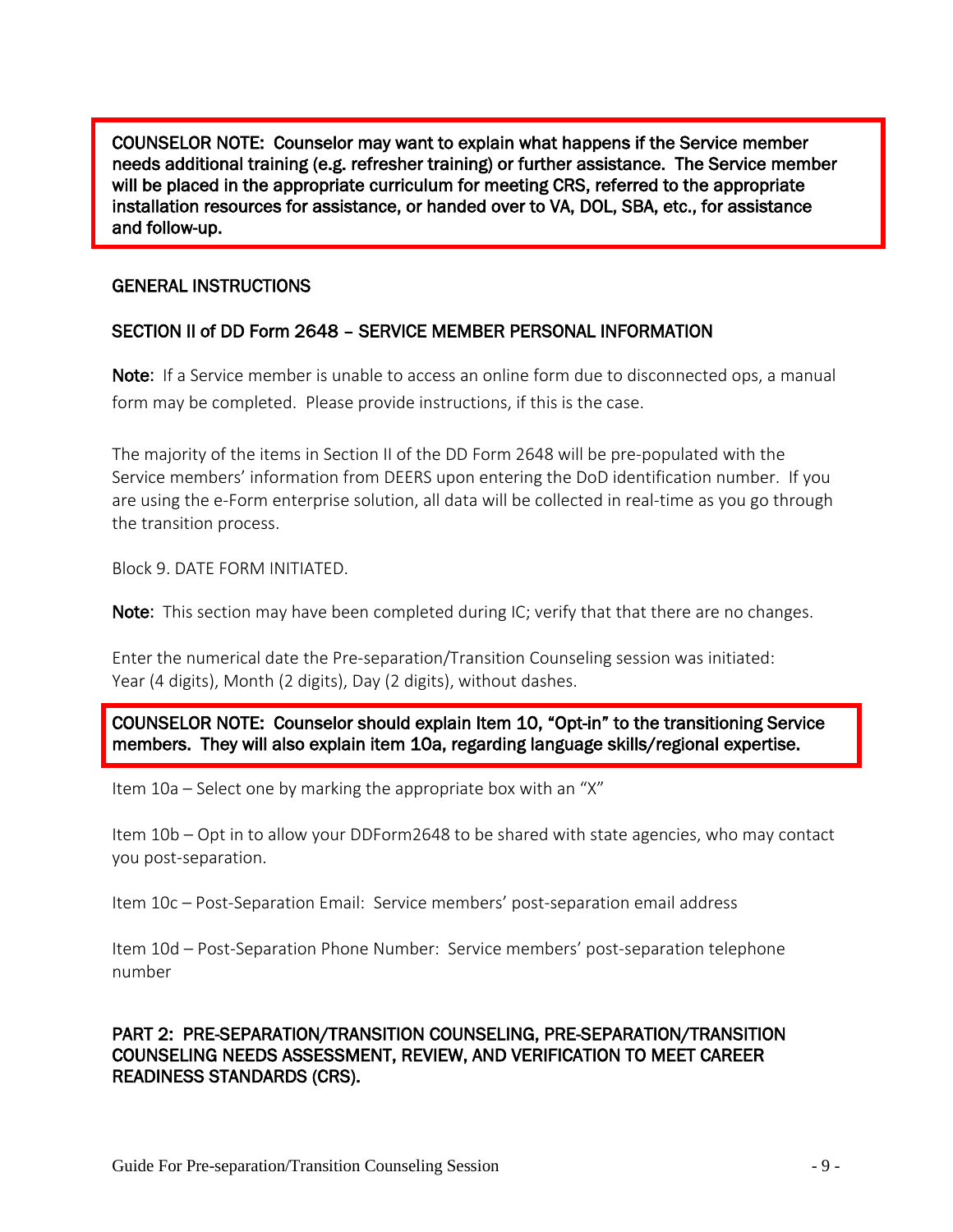> **COUNSELOR NOTE: Counselor may want to explain what happens if the Service member needs additional training (e.g. refresher training) or further assistance. The Service member will be placed in the appropriate curriculum for meeting CRS, referred to the appropriate installation resources for assistance, or handed over to VA, DOL, SBA, etc., for assistance and follow-up.**

## GENERAL INSTRUCTIONS

### SECTION II of DD Form 2648 – SERVICE MEMBER PERSONAL INFORMATION

**Note:** If a Service member is unable to access an online form due to disconnected ops, a manual form may be completed. Please provide instructions, if this is the case.

The majority of the items in Section II of the DD Form 2648 will be pre-populated with the Service members' information from DEERS upon entering the DoD identification number. If you are using the e-Form enterprise solution, all data will be collected in real-time as you go through the transition process.

Block 9. DATE FORM INITIATED.

**Note:** This section may have been completed during IC; verify that that there are no changes.

Enter the numerical date the Pre-separation/Transition Counseling session was initiated:
Year (4 digits), Month (2 digits), Day (2 digits), without dashes.

> **COUNSELOR NOTE: Counselor should explain Item 10, "Opt-in" to the transitioning Service members. They will also explain item 10a, regarding language skills/regional expertise.**

Item 10a – Select one by marking the appropriate box with an "X"

Item 10b – Opt in to allow your DDForm2648 to be shared with state agencies, who may contact you post-separation.

Item 10c – Post-Separation Email: Service members' post-separation email address

Item 10d – Post-Separation Phone Number: Service members' post-separation telephone number

### PART 2: PRE-SEPARATION/TRANSITION COUNSELING, PRE-SEPARATION/TRANSITION COUNSELING NEEDS ASSESSMENT, REVIEW, AND VERIFICATION TO MEET CAREER READINESS STANDARDS (CRS).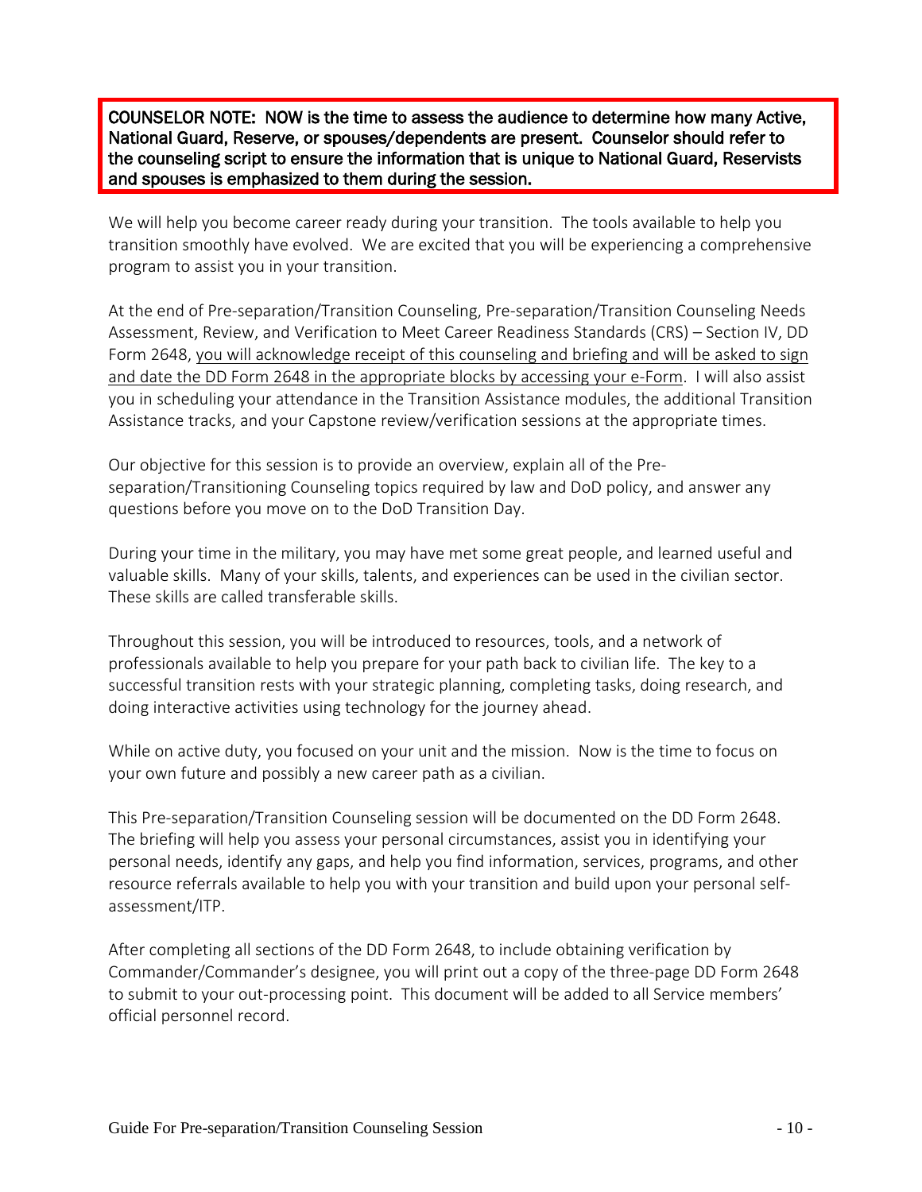**COUNSELOR NOTE: NOW is the time to assess the audience to determine how many Active, National Guard, Reserve, or spouses/dependents are present. Counselor should refer to the counseling script to ensure the information that is unique to National Guard, Reservists and spouses is emphasized to them during the session.**

We will help you become career ready during your transition. The tools available to help you transition smoothly have evolved. We are excited that you will be experiencing a comprehensive program to assist you in your transition.

At the end of Pre-separation/Transition Counseling, Pre-separation/Transition Counseling Needs Assessment, Review, and Verification to Meet Career Readiness Standards (CRS) – Section IV, DD Form 2648, <u>you will acknowledge receipt of this counseling and briefing and will be asked to sign and date the DD Form 2648 in the appropriate blocks by accessing your e-Form</u>. I will also assist you in scheduling your attendance in the Transition Assistance modules, the additional Transition Assistance tracks, and your Capstone review/verification sessions at the appropriate times.

Our objective for this session is to provide an overview, explain all of the Pre-separation/Transitioning Counseling topics required by law and DoD policy, and answer any questions before you move on to the DoD Transition Day.

During your time in the military, you may have met some great people, and learned useful and valuable skills. Many of your skills, talents, and experiences can be used in the civilian sector. These skills are called transferable skills.

Throughout this session, you will be introduced to resources, tools, and a network of professionals available to help you prepare for your path back to civilian life. The key to a successful transition rests with your strategic planning, completing tasks, doing research, and doing interactive activities using technology for the journey ahead.

While on active duty, you focused on your unit and the mission. Now is the time to focus on your own future and possibly a new career path as a civilian.

This Pre-separation/Transition Counseling session will be documented on the DD Form 2648. The briefing will help you assess your personal circumstances, assist you in identifying your personal needs, identify any gaps, and help you find information, services, programs, and other resource referrals available to help you with your transition and build upon your personal self-assessment/ITP.

After completing all sections of the DD Form 2648, to include obtaining verification by Commander/Commander's designee, you will print out a copy of the three-page DD Form 2648 to submit to your out-processing point. This document will be added to all Service members' official personnel record.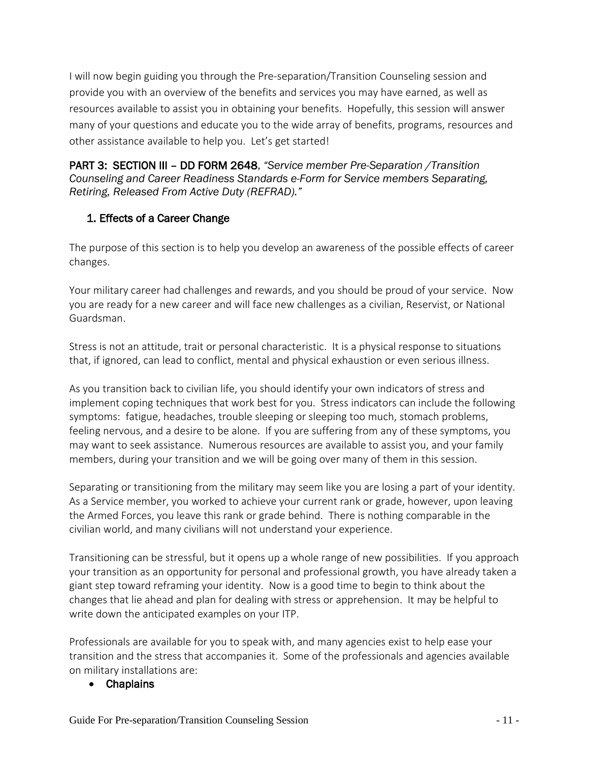I will now begin guiding you through the Pre-separation/Transition Counseling session and provide you with an overview of the benefits and services you may have earned, as well as resources available to assist you in obtaining your benefits. Hopefully, this session will answer many of your questions and educate you to the wide array of benefits, programs, resources and other assistance available to help you. Let's get started!

**PART 3: SECTION III – DD FORM 2648**, *"Service member Pre-Separation /Transition Counseling and Career Readiness Standards e-Form for Service members Separating, Retiring, Released From Active Duty (REFRAD)."*

### 1. Effects of a Career Change

The purpose of this section is to help you develop an awareness of the possible effects of career changes.

Your military career had challenges and rewards, and you should be proud of your service. Now you are ready for a new career and will face new challenges as a civilian, Reservist, or National Guardsman.

Stress is not an attitude, trait or personal characteristic. It is a physical response to situations that, if ignored, can lead to conflict, mental and physical exhaustion or even serious illness.

As you transition back to civilian life, you should identify your own indicators of stress and implement coping techniques that work best for you. Stress indicators can include the following symptoms: fatigue, headaches, trouble sleeping or sleeping too much, stomach problems, feeling nervous, and a desire to be alone. If you are suffering from any of these symptoms, you may want to seek assistance. Numerous resources are available to assist you, and your family members, during your transition and we will be going over many of them in this session.

Separating or transitioning from the military may seem like you are losing a part of your identity. As a Service member, you worked to achieve your current rank or grade, however, upon leaving the Armed Forces, you leave this rank or grade behind. There is nothing comparable in the civilian world, and many civilians will not understand your experience.

Transitioning can be stressful, but it opens up a whole range of new possibilities. If you approach your transition as an opportunity for personal and professional growth, you have already taken a giant step toward reframing your identity. Now is a good time to begin to think about the changes that lie ahead and plan for dealing with stress or apprehension. It may be helpful to write down the anticipated examples on your ITP.

Professionals are available for you to speak with, and many agencies exist to help ease your transition and the stress that accompanies it. Some of the professionals and agencies available on military installations are:

- **Chaplains**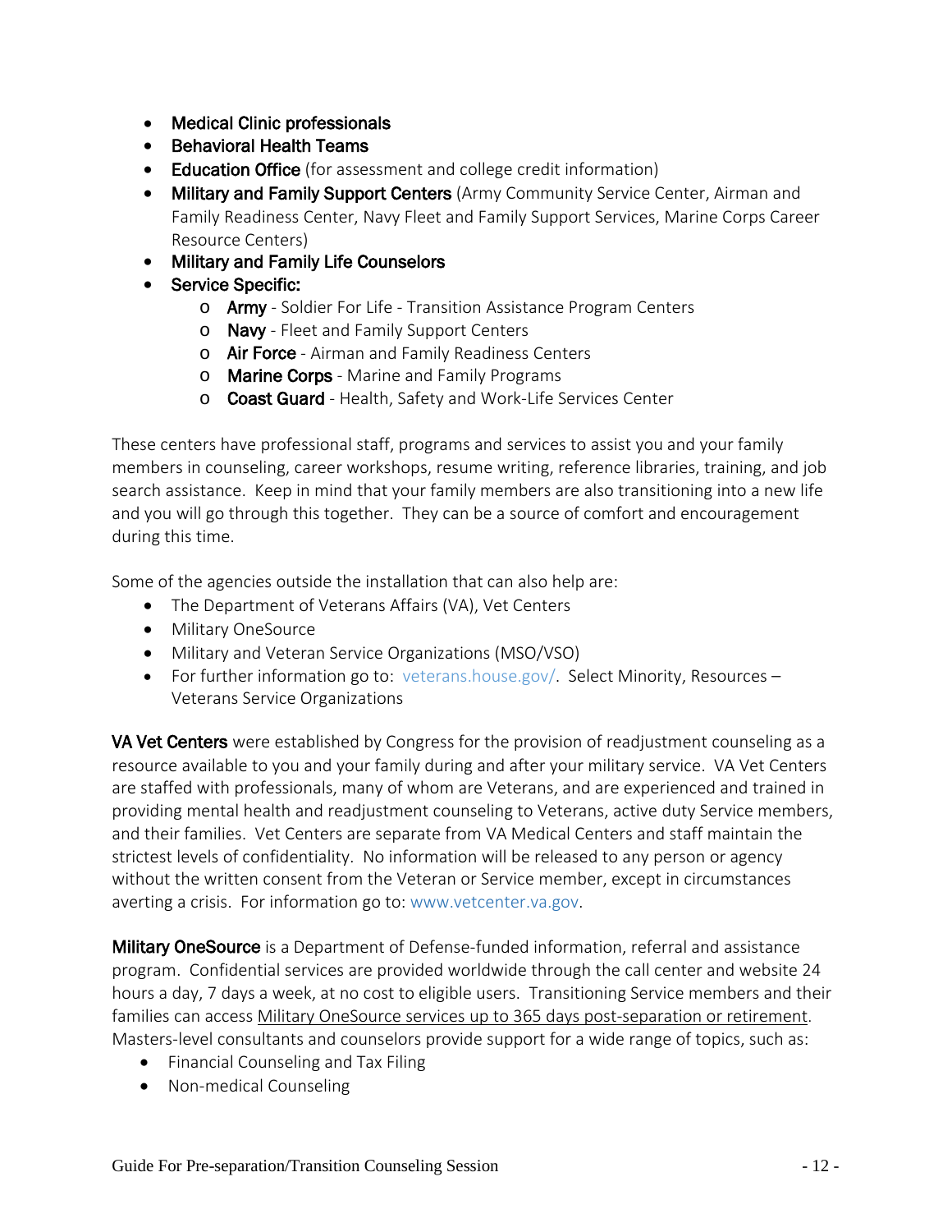- **Medical Clinic professionals**
- **Behavioral Health Teams**
- **Education Office** (for assessment and college credit information)
- **Military and Family Support Centers** (Army Community Service Center, Airman and Family Readiness Center, Navy Fleet and Family Support Services, Marine Corps Career Resource Centers)
- **Military and Family Life Counselors**
- **Service Specific:**
  - **Army** - Soldier For Life - Transition Assistance Program Centers
  - **Navy** - Fleet and Family Support Centers
  - **Air Force** - Airman and Family Readiness Centers
  - **Marine Corps** - Marine and Family Programs
  - **Coast Guard** - Health, Safety and Work-Life Services Center

These centers have professional staff, programs and services to assist you and your family members in counseling, career workshops, resume writing, reference libraries, training, and job search assistance. Keep in mind that your family members are also transitioning into a new life and you will go through this together. They can be a source of comfort and encouragement during this time.

Some of the agencies outside the installation that can also help are:

- The Department of Veterans Affairs (VA), Vet Centers
- Military OneSource
- Military and Veteran Service Organizations (MSO/VSO)
- For further information go to: veterans.house.gov/. Select Minority, Resources – Veterans Service Organizations

**VA Vet Centers** were established by Congress for the provision of readjustment counseling as a resource available to you and your family during and after your military service. VA Vet Centers are staffed with professionals, many of whom are Veterans, and are experienced and trained in providing mental health and readjustment counseling to Veterans, active duty Service members, and their families. Vet Centers are separate from VA Medical Centers and staff maintain the strictest levels of confidentiality. No information will be released to any person or agency without the written consent from the Veteran or Service member, except in circumstances averting a crisis. For information go to: www.vetcenter.va.gov.

**Military OneSource** is a Department of Defense-funded information, referral and assistance program. Confidential services are provided worldwide through the call center and website 24 hours a day, 7 days a week, at no cost to eligible users. Transitioning Service members and their families can access Military OneSource services up to 365 days post-separation or retirement. Masters-level consultants and counselors provide support for a wide range of topics, such as:

- Financial Counseling and Tax Filing
- Non-medical Counseling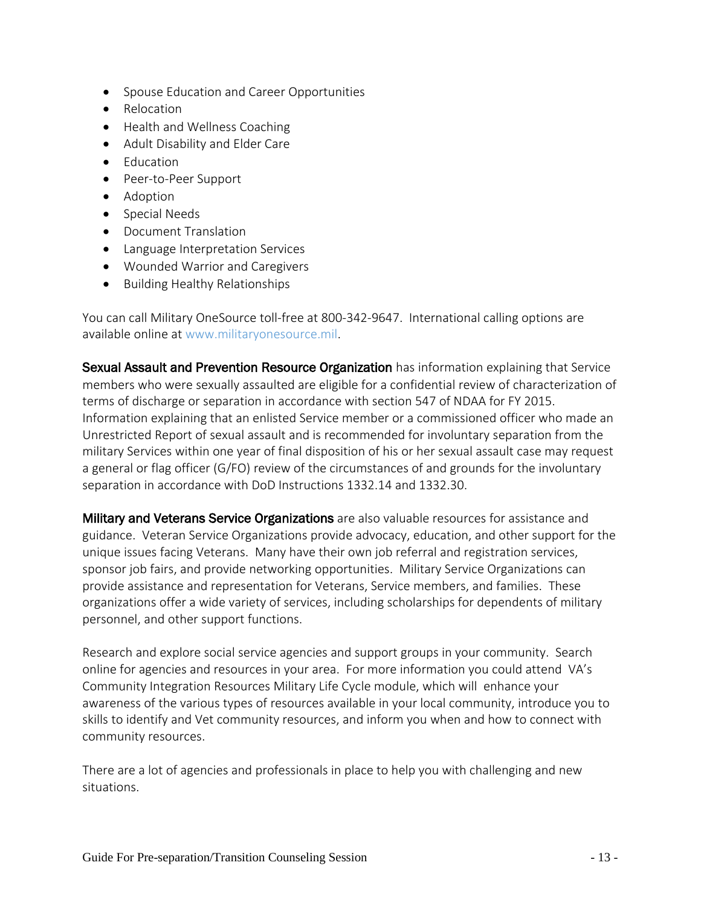- Spouse Education and Career Opportunities
- Relocation
- Health and Wellness Coaching
- Adult Disability and Elder Care
- Education
- Peer-to-Peer Support
- Adoption
- Special Needs
- Document Translation
- Language Interpretation Services
- Wounded Warrior and Caregivers
- Building Healthy Relationships

You can call Military OneSource toll-free at 800-342-9647. International calling options are available online at www.militaryonesource.mil.

**Sexual Assault and Prevention Resource Organization** has information explaining that Service members who were sexually assaulted are eligible for a confidential review of characterization of terms of discharge or separation in accordance with section 547 of NDAA for FY 2015. Information explaining that an enlisted Service member or a commissioned officer who made an Unrestricted Report of sexual assault and is recommended for involuntary separation from the military Services within one year of final disposition of his or her sexual assault case may request a general or flag officer (G/FO) review of the circumstances of and grounds for the involuntary separation in accordance with DoD Instructions 1332.14 and 1332.30.

**Military and Veterans Service Organizations** are also valuable resources for assistance and guidance. Veteran Service Organizations provide advocacy, education, and other support for the unique issues facing Veterans. Many have their own job referral and registration services, sponsor job fairs, and provide networking opportunities. Military Service Organizations can provide assistance and representation for Veterans, Service members, and families. These organizations offer a wide variety of services, including scholarships for dependents of military personnel, and other support functions.

Research and explore social service agencies and support groups in your community. Search online for agencies and resources in your area. For more information you could attend VA's Community Integration Resources Military Life Cycle module, which will enhance your awareness of the various types of resources available in your local community, introduce you to skills to identify and Vet community resources, and inform you when and how to connect with community resources.

There are a lot of agencies and professionals in place to help you with challenging and new situations.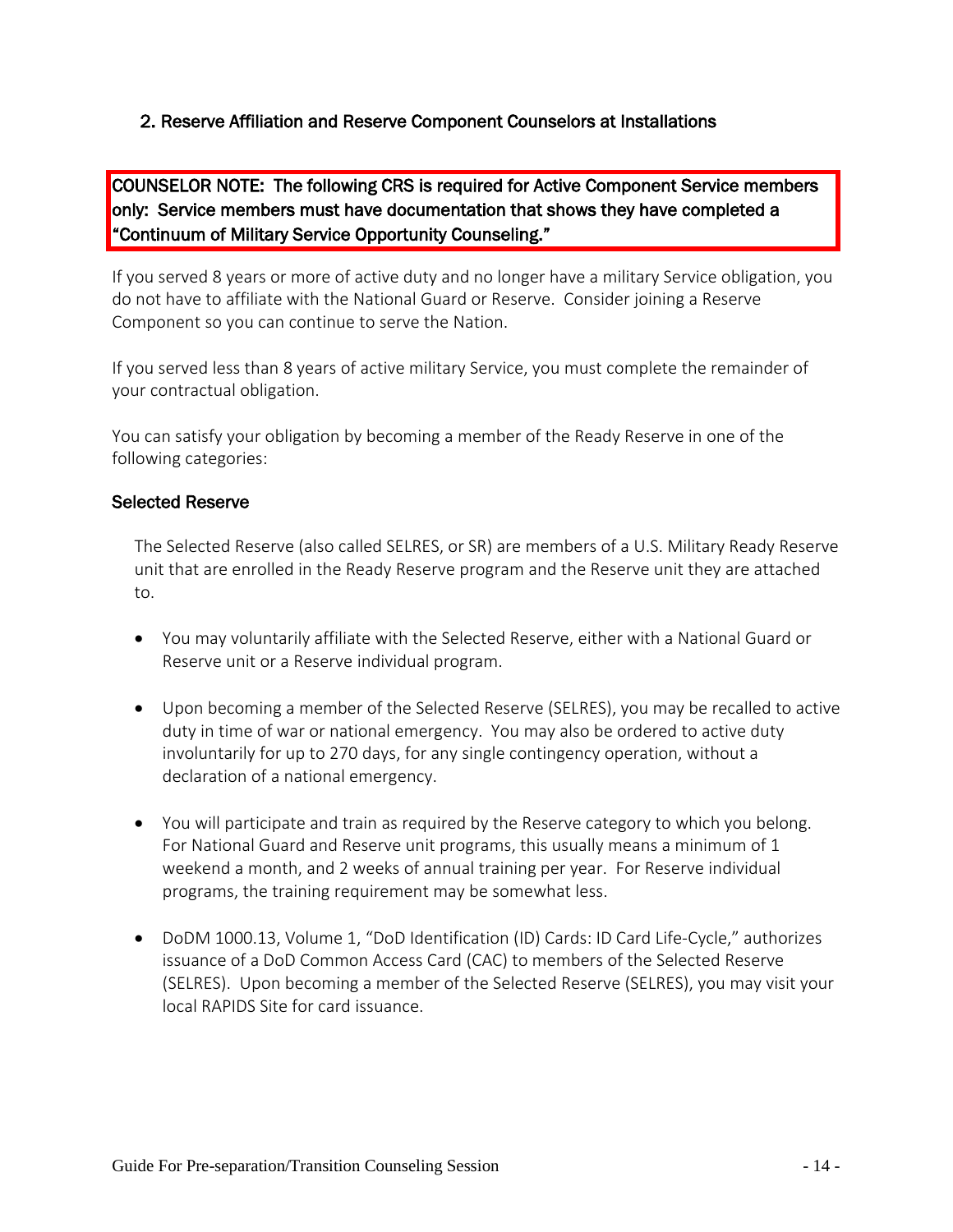## 2. Reserve Affiliation and Reserve Component Counselors at Installations

**COUNSELOR NOTE: The following CRS is required for Active Component Service members only: Service members must have documentation that shows they have completed a "Continuum of Military Service Opportunity Counseling."**

If you served 8 years or more of active duty and no longer have a military Service obligation, you do not have to affiliate with the National Guard or Reserve. Consider joining a Reserve Component so you can continue to serve the Nation.

If you served less than 8 years of active military Service, you must complete the remainder of your contractual obligation.

You can satisfy your obligation by becoming a member of the Ready Reserve in one of the following categories:

### Selected Reserve

The Selected Reserve (also called SELRES, or SR) are members of a U.S. Military Ready Reserve unit that are enrolled in the Ready Reserve program and the Reserve unit they are attached to.

- You may voluntarily affiliate with the Selected Reserve, either with a National Guard or Reserve unit or a Reserve individual program.
- Upon becoming a member of the Selected Reserve (SELRES), you may be recalled to active duty in time of war or national emergency. You may also be ordered to active duty involuntarily for up to 270 days, for any single contingency operation, without a declaration of a national emergency.
- You will participate and train as required by the Reserve category to which you belong. For National Guard and Reserve unit programs, this usually means a minimum of 1 weekend a month, and 2 weeks of annual training per year. For Reserve individual programs, the training requirement may be somewhat less.
- DoDM 1000.13, Volume 1, "DoD Identification (ID) Cards: ID Card Life-Cycle," authorizes issuance of a DoD Common Access Card (CAC) to members of the Selected Reserve (SELRES). Upon becoming a member of the Selected Reserve (SELRES), you may visit your local RAPIDS Site for card issuance.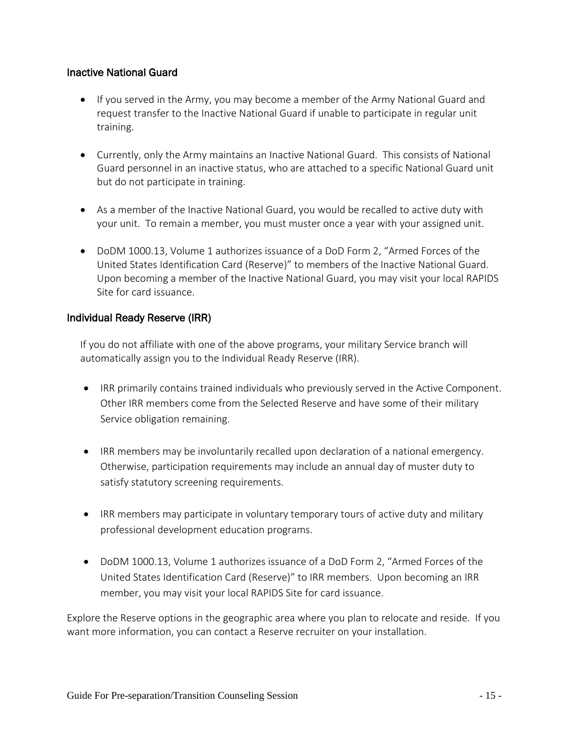### Inactive National Guard

- If you served in the Army, you may become a member of the Army National Guard and request transfer to the Inactive National Guard if unable to participate in regular unit training.
- Currently, only the Army maintains an Inactive National Guard. This consists of National Guard personnel in an inactive status, who are attached to a specific National Guard unit but do not participate in training.
- As a member of the Inactive National Guard, you would be recalled to active duty with your unit. To remain a member, you must muster once a year with your assigned unit.
- DoDM 1000.13, Volume 1 authorizes issuance of a DoD Form 2, "Armed Forces of the United States Identification Card (Reserve)" to members of the Inactive National Guard. Upon becoming a member of the Inactive National Guard, you may visit your local RAPIDS Site for card issuance.

### Individual Ready Reserve (IRR)

If you do not affiliate with one of the above programs, your military Service branch will automatically assign you to the Individual Ready Reserve (IRR).

- IRR primarily contains trained individuals who previously served in the Active Component. Other IRR members come from the Selected Reserve and have some of their military Service obligation remaining.
- IRR members may be involuntarily recalled upon declaration of a national emergency. Otherwise, participation requirements may include an annual day of muster duty to satisfy statutory screening requirements.
- IRR members may participate in voluntary temporary tours of active duty and military professional development education programs.
- DoDM 1000.13, Volume 1 authorizes issuance of a DoD Form 2, "Armed Forces of the United States Identification Card (Reserve)" to IRR members. Upon becoming an IRR member, you may visit your local RAPIDS Site for card issuance.

Explore the Reserve options in the geographic area where you plan to relocate and reside. If you want more information, you can contact a Reserve recruiter on your installation.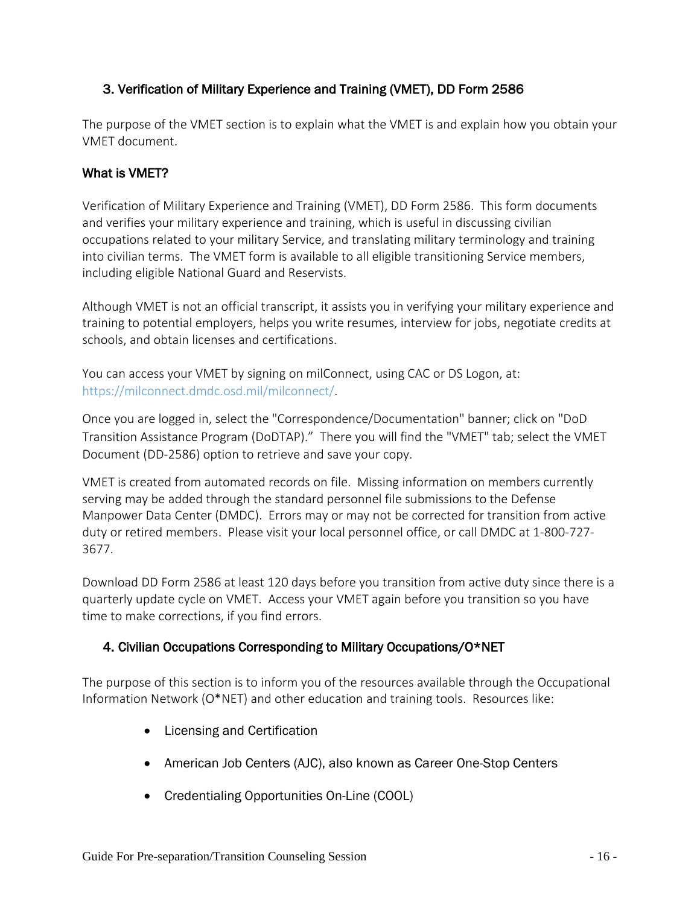## 3. Verification of Military Experience and Training (VMET), DD Form 2586

The purpose of the VMET section is to explain what the VMET is and explain how you obtain your VMET document.

### What is VMET?

Verification of Military Experience and Training (VMET), DD Form 2586. This form documents and verifies your military experience and training, which is useful in discussing civilian occupations related to your military Service, and translating military terminology and training into civilian terms. The VMET form is available to all eligible transitioning Service members, including eligible National Guard and Reservists.

Although VMET is not an official transcript, it assists you in verifying your military experience and training to potential employers, helps you write resumes, interview for jobs, negotiate credits at schools, and obtain licenses and certifications.

You can access your VMET by signing on milConnect, using CAC or DS Logon, at: https://milconnect.dmdc.osd.mil/milconnect/.

Once you are logged in, select the "Correspondence/Documentation" banner; click on "DoD Transition Assistance Program (DoDTAP)." There you will find the "VMET" tab; select the VMET Document (DD-2586) option to retrieve and save your copy.

VMET is created from automated records on file. Missing information on members currently serving may be added through the standard personnel file submissions to the Defense Manpower Data Center (DMDC). Errors may or may not be corrected for transition from active duty or retired members. Please visit your local personnel office, or call DMDC at 1-800-727-3677.

Download DD Form 2586 at least 120 days before you transition from active duty since there is a quarterly update cycle on VMET. Access your VMET again before you transition so you have time to make corrections, if you find errors.

## 4. Civilian Occupations Corresponding to Military Occupations/O*NET

The purpose of this section is to inform you of the resources available through the Occupational Information Network (O*NET) and other education and training tools. Resources like:

- Licensing and Certification
- American Job Centers (AJC), also known as Career One-Stop Centers
- Credentialing Opportunities On-Line (COOL)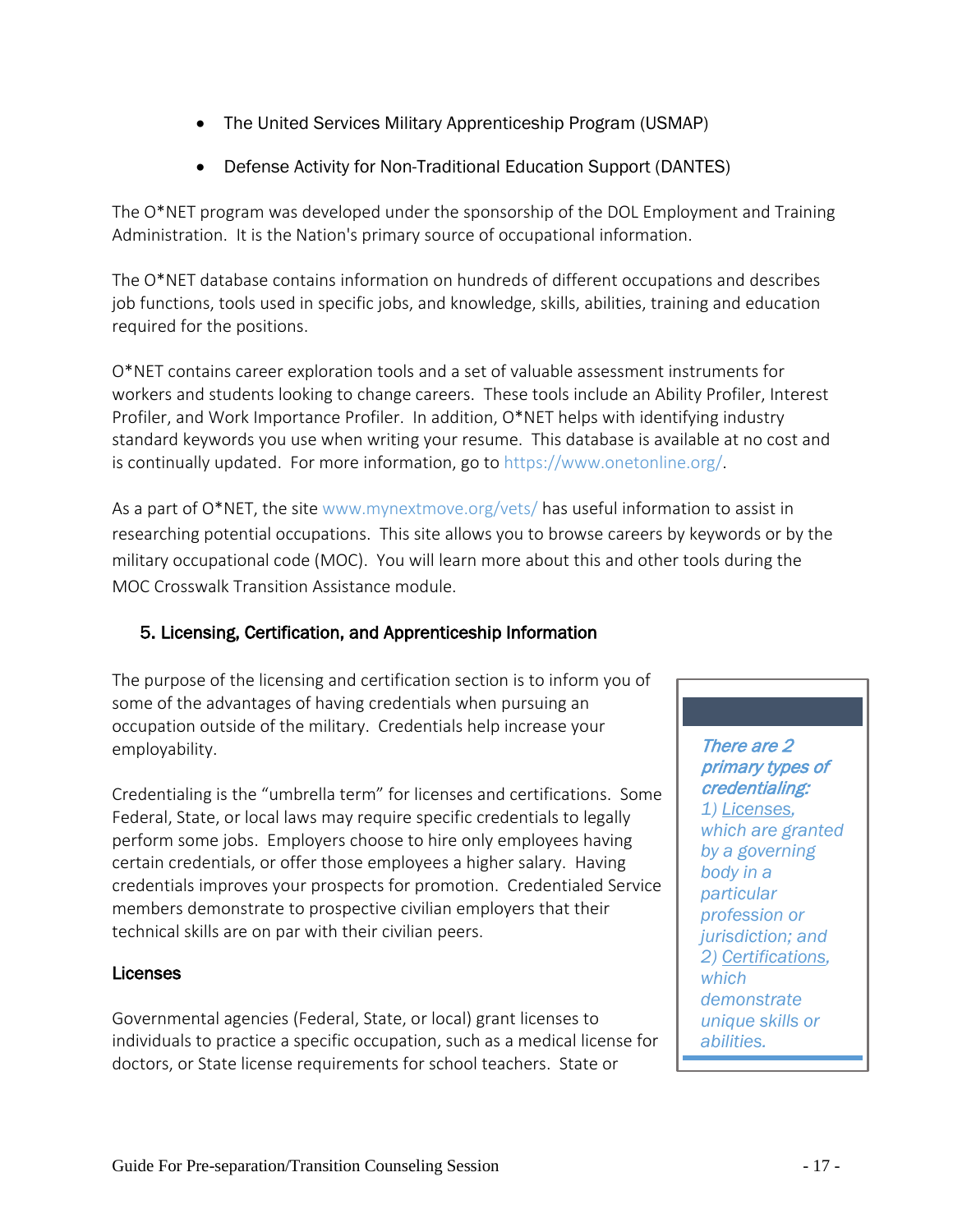- The United Services Military Apprenticeship Program (USMAP)
- Defense Activity for Non-Traditional Education Support (DANTES)

The O*NET program was developed under the sponsorship of the DOL Employment and Training Administration. It is the Nation's primary source of occupational information.

The O*NET database contains information on hundreds of different occupations and describes job functions, tools used in specific jobs, and knowledge, skills, abilities, training and education required for the positions.

O*NET contains career exploration tools and a set of valuable assessment instruments for workers and students looking to change careers. These tools include an Ability Profiler, Interest Profiler, and Work Importance Profiler. In addition, O*NET helps with identifying industry standard keywords you use when writing your resume. This database is available at no cost and is continually updated. For more information, go to https://www.onetonline.org/.

As a part of O*NET, the site www.mynextmove.org/vets/ has useful information to assist in researching potential occupations. This site allows you to browse careers by keywords or by the military occupational code (MOC). You will learn more about this and other tools during the MOC Crosswalk Transition Assistance module.

## 5. Licensing, Certification, and Apprenticeship Information

The purpose of the licensing and certification section is to inform you of some of the advantages of having credentials when pursuing an occupation outside of the military. Credentials help increase your employability.

> ***There are 2 primary types of credentialing:*** *1) Licenses, which are granted by a governing body in a particular profession or jurisdiction; and 2) Certifications, which demonstrate unique skills or abilities.*

Credentialing is the “umbrella term” for licenses and certifications. Some Federal, State, or local laws may require specific credentials to legally perform some jobs. Employers choose to hire only employees having certain credentials, or offer those employees a higher salary. Having credentials improves your prospects for promotion. Credentialed Service members demonstrate to prospective civilian employers that their technical skills are on par with their civilian peers.

### Licenses

Governmental agencies (Federal, State, or local) grant licenses to individuals to practice a specific occupation, such as a medical license for doctors, or State license requirements for school teachers. State or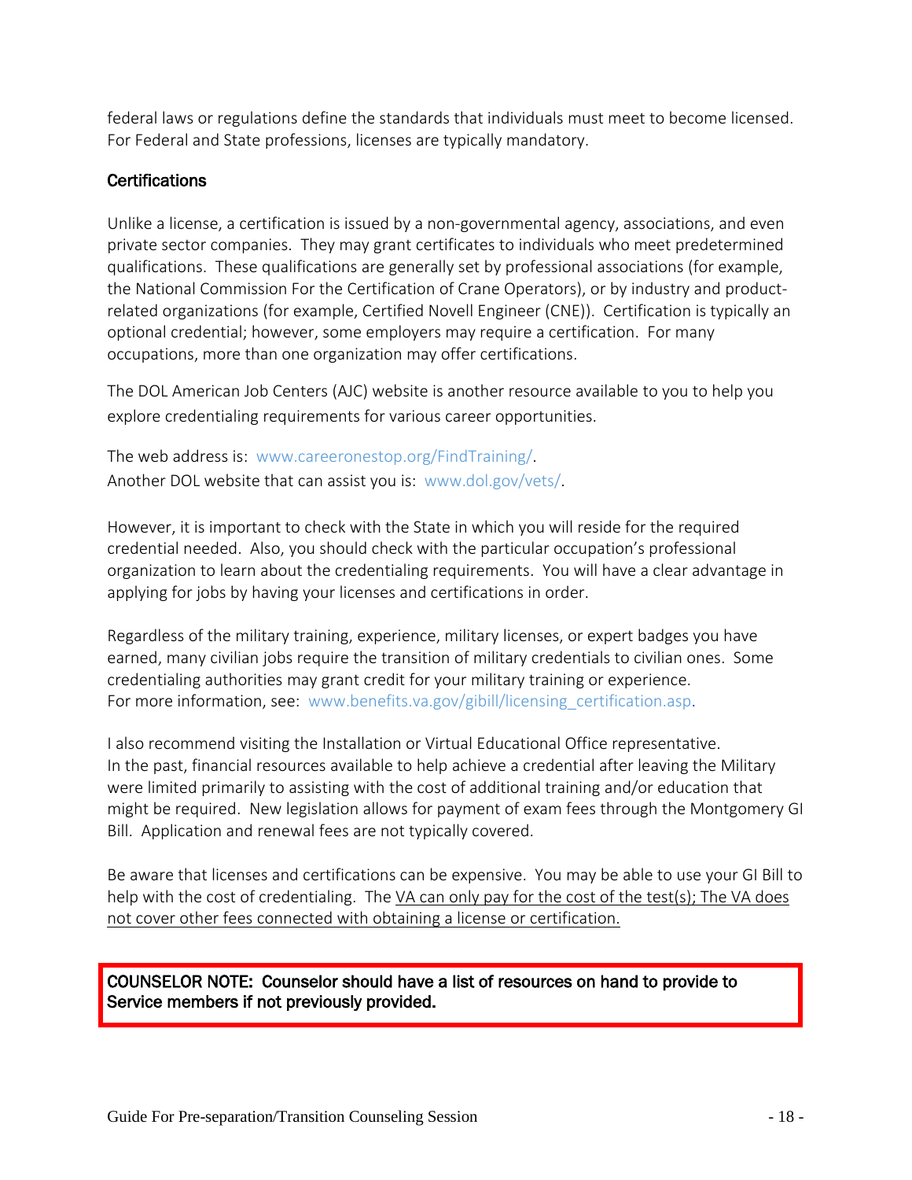federal laws or regulations define the standards that individuals must meet to become licensed. For Federal and State professions, licenses are typically mandatory.

### Certifications

Unlike a license, a certification is issued by a non-governmental agency, associations, and even private sector companies. They may grant certificates to individuals who meet predetermined qualifications. These qualifications are generally set by professional associations (for example, the National Commission For the Certification of Crane Operators), or by industry and product-related organizations (for example, Certified Novell Engineer (CNE)). Certification is typically an optional credential; however, some employers may require a certification. For many occupations, more than one organization may offer certifications.

The DOL American Job Centers (AJC) website is another resource available to you to help you explore credentialing requirements for various career opportunities.

The web address is: www.careeronestop.org/FindTraining/.
Another DOL website that can assist you is: www.dol.gov/vets/.

However, it is important to check with the State in which you will reside for the required credential needed. Also, you should check with the particular occupation's professional organization to learn about the credentialing requirements. You will have a clear advantage in applying for jobs by having your licenses and certifications in order.

Regardless of the military training, experience, military licenses, or expert badges you have earned, many civilian jobs require the transition of military credentials to civilian ones. Some credentialing authorities may grant credit for your military training or experience.
For more information, see: www.benefits.va.gov/gibill/licensing_certification.asp.

I also recommend visiting the Installation or Virtual Educational Office representative.
In the past, financial resources available to help achieve a credential after leaving the Military were limited primarily to assisting with the cost of additional training and/or education that might be required. New legislation allows for payment of exam fees through the Montgomery GI Bill. Application and renewal fees are not typically covered.

Be aware that licenses and certifications can be expensive. You may be able to use your GI Bill to help with the cost of credentialing. The VA can only pay for the cost of the test(s); The VA does not cover other fees connected with obtaining a license or certification.

**COUNSELOR NOTE: Counselor should have a list of resources on hand to provide to Service members if not previously provided.**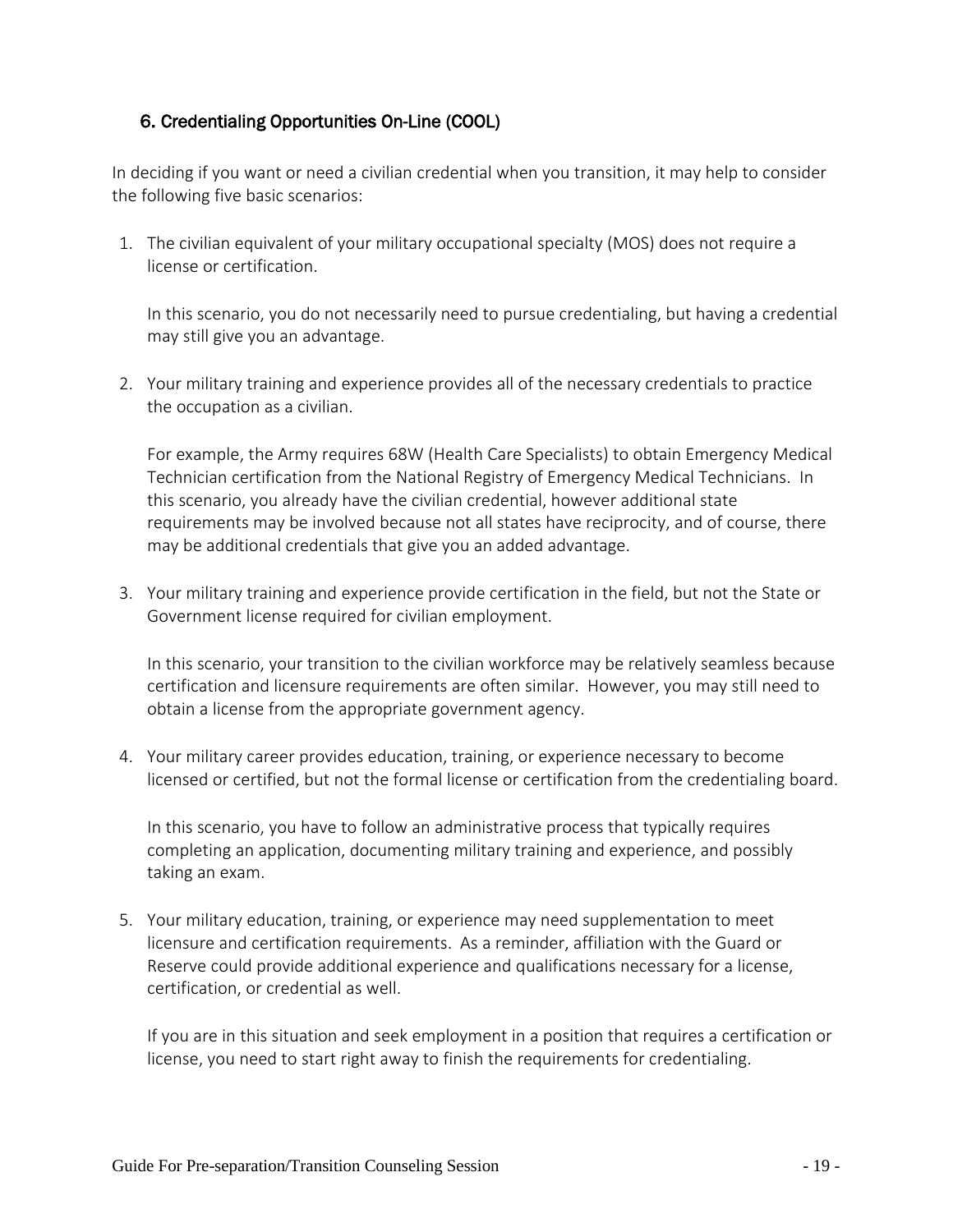## 6. Credentialing Opportunities On-Line (COOL)

In deciding if you want or need a civilian credential when you transition, it may help to consider the following five basic scenarios:

1. The civilian equivalent of your military occupational specialty (MOS) does not require a license or certification.

   In this scenario, you do not necessarily need to pursue credentialing, but having a credential may still give you an advantage.

2. Your military training and experience provides all of the necessary credentials to practice the occupation as a civilian.

   For example, the Army requires 68W (Health Care Specialists) to obtain Emergency Medical Technician certification from the National Registry of Emergency Medical Technicians. In this scenario, you already have the civilian credential, however additional state requirements may be involved because not all states have reciprocity, and of course, there may be additional credentials that give you an added advantage.

3. Your military training and experience provide certification in the field, but not the State or Government license required for civilian employment.

   In this scenario, your transition to the civilian workforce may be relatively seamless because certification and licensure requirements are often similar. However, you may still need to obtain a license from the appropriate government agency.

4. Your military career provides education, training, or experience necessary to become licensed or certified, but not the formal license or certification from the credentialing board.

   In this scenario, you have to follow an administrative process that typically requires completing an application, documenting military training and experience, and possibly taking an exam.

5. Your military education, training, or experience may need supplementation to meet licensure and certification requirements. As a reminder, affiliation with the Guard or Reserve could provide additional experience and qualifications necessary for a license, certification, or credential as well.

   If you are in this situation and seek employment in a position that requires a certification or license, you need to start right away to finish the requirements for credentialing.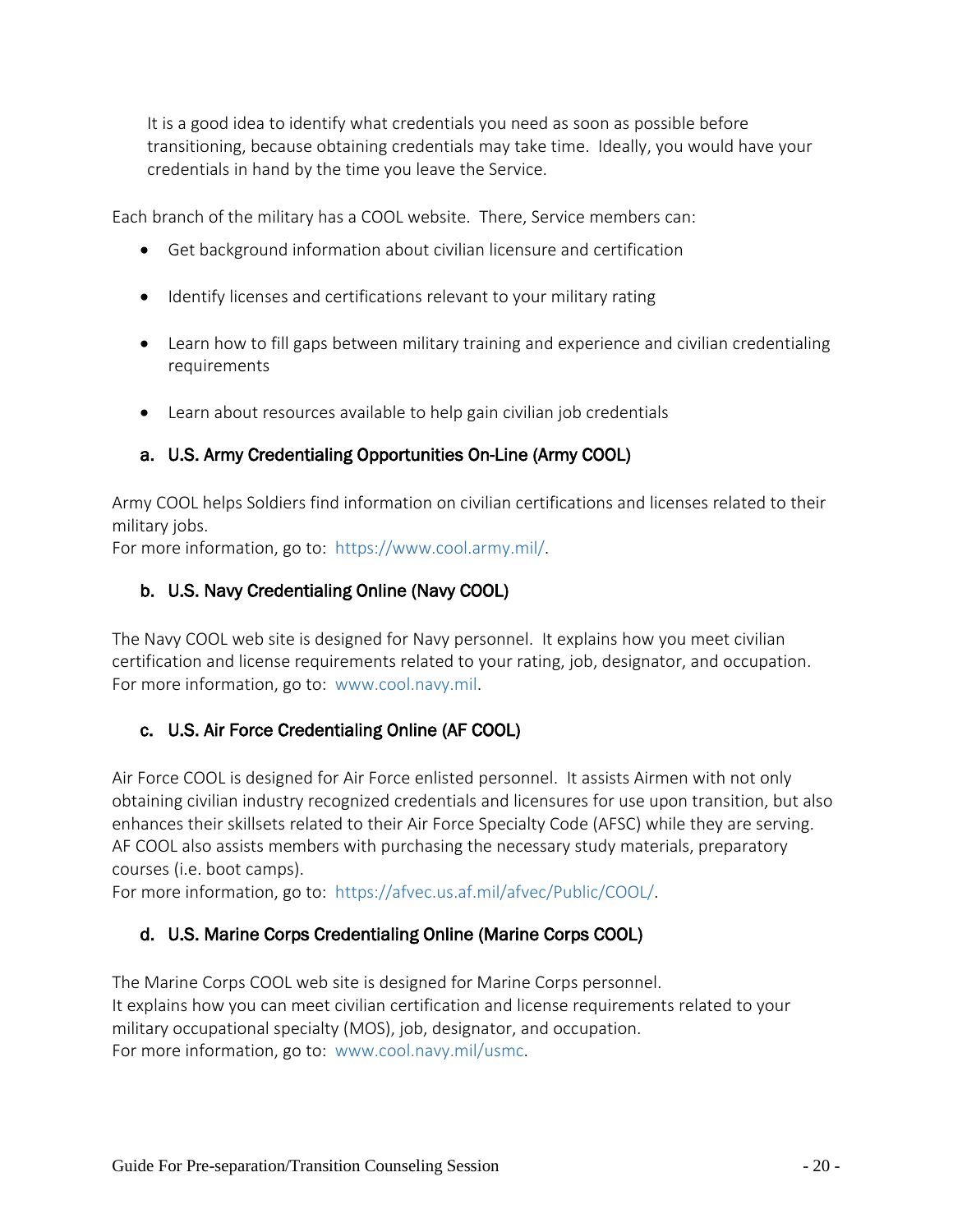It is a good idea to identify what credentials you need as soon as possible before transitioning, because obtaining credentials may take time. Ideally, you would have your credentials in hand by the time you leave the Service.

Each branch of the military has a COOL website. There, Service members can:

- Get background information about civilian licensure and certification
- Identify licenses and certifications relevant to your military rating
- Learn how to fill gaps between military training and experience and civilian credentialing requirements
- Learn about resources available to help gain civilian job credentials

### a. U.S. Army Credentialing Opportunities On-Line (Army COOL)

Army COOL helps Soldiers find information on civilian certifications and licenses related to their military jobs.
For more information, go to: https://www.cool.army.mil/.

### b. U.S. Navy Credentialing Online (Navy COOL)

The Navy COOL web site is designed for Navy personnel. It explains how you meet civilian certification and license requirements related to your rating, job, designator, and occupation.
For more information, go to: www.cool.navy.mil.

### c. U.S. Air Force Credentialing Online (AF COOL)

Air Force COOL is designed for Air Force enlisted personnel. It assists Airmen with not only obtaining civilian industry recognized credentials and licensures for use upon transition, but also enhances their skillsets related to their Air Force Specialty Code (AFSC) while they are serving. AF COOL also assists members with purchasing the necessary study materials, preparatory courses (i.e. boot camps).
For more information, go to: https://afvec.us.af.mil/afvec/Public/COOL/.

### d. U.S. Marine Corps Credentialing Online (Marine Corps COOL)

The Marine Corps COOL web site is designed for Marine Corps personnel.
It explains how you can meet civilian certification and license requirements related to your military occupational specialty (MOS), job, designator, and occupation.
For more information, go to: www.cool.navy.mil/usmc.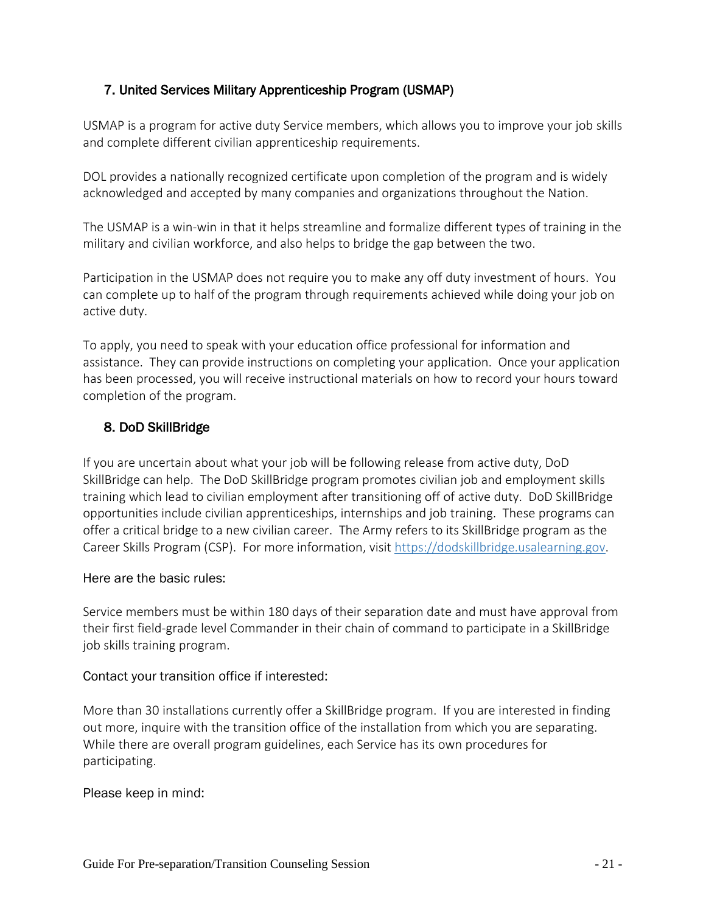## 7. United Services Military Apprenticeship Program (USMAP)

USMAP is a program for active duty Service members, which allows you to improve your job skills and complete different civilian apprenticeship requirements.

DOL provides a nationally recognized certificate upon completion of the program and is widely acknowledged and accepted by many companies and organizations throughout the Nation.

The USMAP is a win-win in that it helps streamline and formalize different types of training in the military and civilian workforce, and also helps to bridge the gap between the two.

Participation in the USMAP does not require you to make any off duty investment of hours. You can complete up to half of the program through requirements achieved while doing your job on active duty.

To apply, you need to speak with your education office professional for information and assistance. They can provide instructions on completing your application. Once your application has been processed, you will receive instructional materials on how to record your hours toward completion of the program.

## 8. DoD SkillBridge

If you are uncertain about what your job will be following release from active duty, DoD SkillBridge can help. The DoD SkillBridge program promotes civilian job and employment skills training which lead to civilian employment after transitioning off of active duty. DoD SkillBridge opportunities include civilian apprenticeships, internships and job training. These programs can offer a critical bridge to a new civilian career. The Army refers to its SkillBridge program as the Career Skills Program (CSP). For more information, visit [https://dodskillbridge.usalearning.gov](https://dodskillbridge.usalearning.gov).

### Here are the basic rules:

Service members must be within 180 days of their separation date and must have approval from their first field-grade level Commander in their chain of command to participate in a SkillBridge job skills training program.

### Contact your transition office if interested:

More than 30 installations currently offer a SkillBridge program. If you are interested in finding out more, inquire with the transition office of the installation from which you are separating. While there are overall program guidelines, each Service has its own procedures for participating.

### Please keep in mind: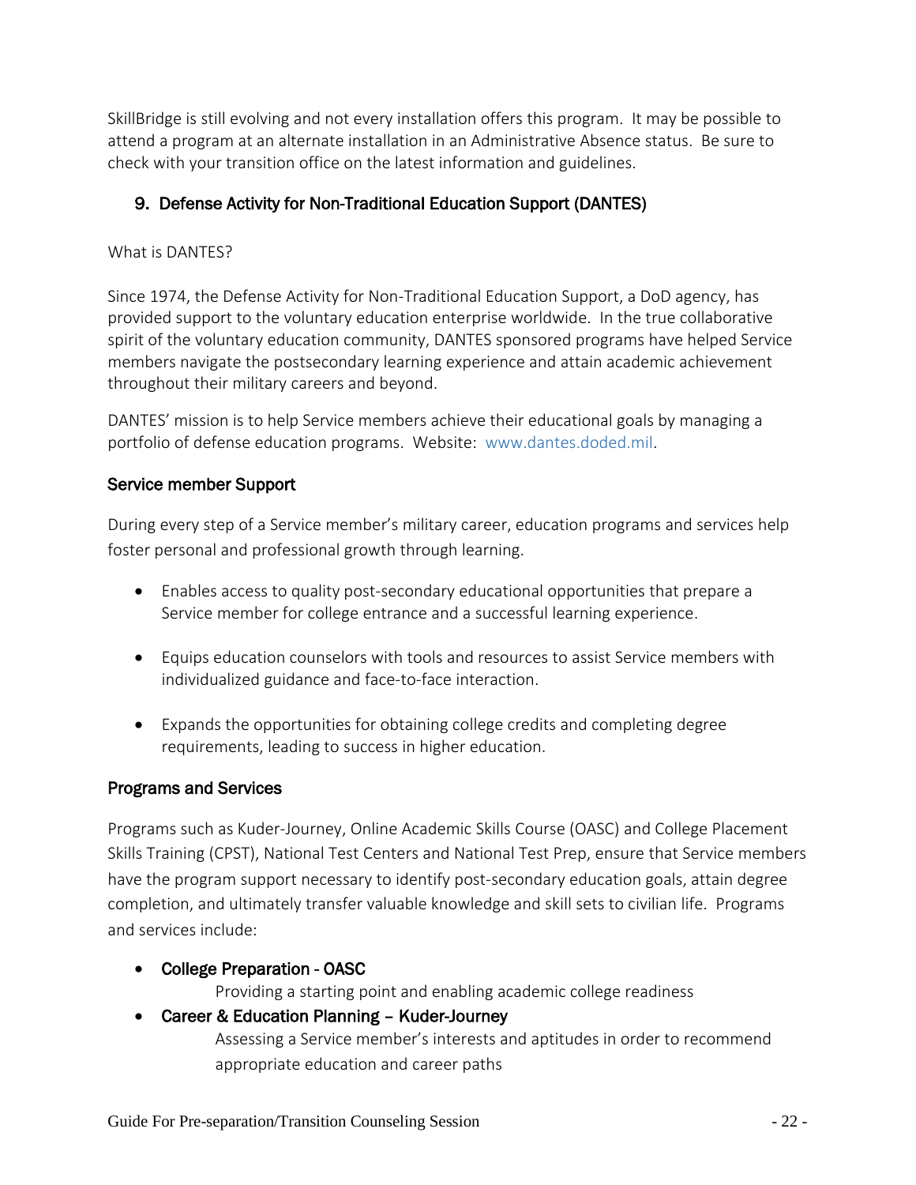SkillBridge is still evolving and not every installation offers this program. It may be possible to attend a program at an alternate installation in an Administrative Absence status. Be sure to check with your transition office on the latest information and guidelines.

## 9. Defense Activity for Non-Traditional Education Support (DANTES)

What is DANTES?

Since 1974, the Defense Activity for Non-Traditional Education Support, a DoD agency, has provided support to the voluntary education enterprise worldwide. In the true collaborative spirit of the voluntary education community, DANTES sponsored programs have helped Service members navigate the postsecondary learning experience and attain academic achievement throughout their military careers and beyond.

DANTES' mission is to help Service members achieve their educational goals by managing a portfolio of defense education programs. Website: www.dantes.doded.mil.

### Service member Support

During every step of a Service member's military career, education programs and services help foster personal and professional growth through learning.

- Enables access to quality post-secondary educational opportunities that prepare a Service member for college entrance and a successful learning experience.
- Equips education counselors with tools and resources to assist Service members with individualized guidance and face-to-face interaction.
- Expands the opportunities for obtaining college credits and completing degree requirements, leading to success in higher education.

### Programs and Services

Programs such as Kuder-Journey, Online Academic Skills Course (OASC) and College Placement Skills Training (CPST), National Test Centers and National Test Prep, ensure that Service members have the program support necessary to identify post-secondary education goals, attain degree completion, and ultimately transfer valuable knowledge and skill sets to civilian life. Programs and services include:

- **College Preparation - OASC**
  
  Providing a starting point and enabling academic college readiness
- **Career & Education Planning – Kuder-Journey**
  
  Assessing a Service member's interests and aptitudes in order to recommend appropriate education and career paths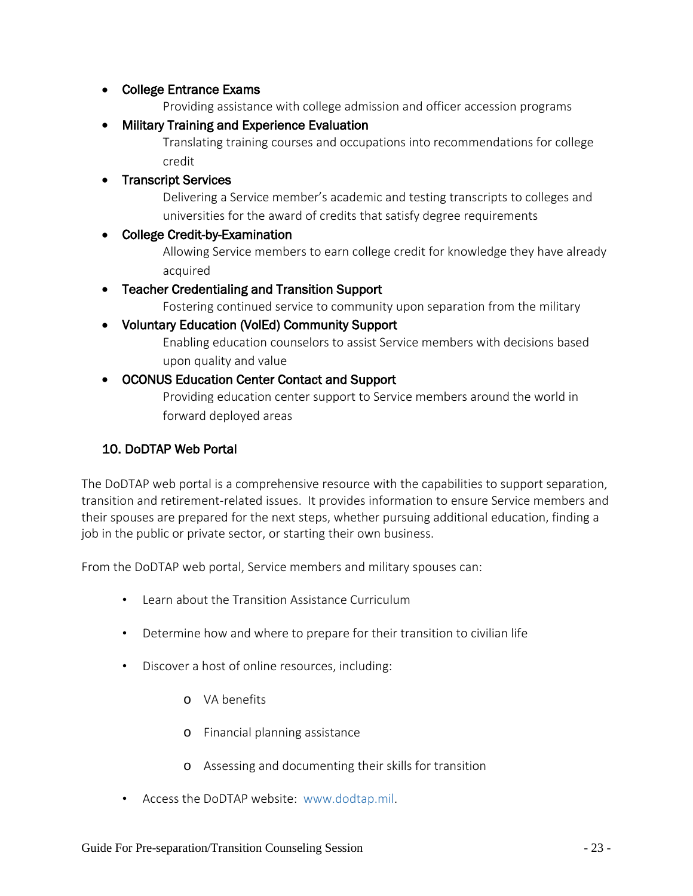- **College Entrance Exams**
  Providing assistance with college admission and officer accession programs
- **Military Training and Experience Evaluation**
  Translating training courses and occupations into recommendations for college credit
- **Transcript Services**
  Delivering a Service member's academic and testing transcripts to colleges and universities for the award of credits that satisfy degree requirements
- **College Credit-by-Examination**
  Allowing Service members to earn college credit for knowledge they have already acquired
- **Teacher Credentialing and Transition Support**
  Fostering continued service to community upon separation from the military
- **Voluntary Education (VolEd) Community Support**
  Enabling education counselors to assist Service members with decisions based upon quality and value
- **OCONUS Education Center Contact and Support**
  Providing education center support to Service members around the world in forward deployed areas

## 10. DoDTAP Web Portal

The DoDTAP web portal is a comprehensive resource with the capabilities to support separation, transition and retirement-related issues. It provides information to ensure Service members and their spouses are prepared for the next steps, whether pursuing additional education, finding a job in the public or private sector, or starting their own business.

From the DoDTAP web portal, Service members and military spouses can:

- Learn about the Transition Assistance Curriculum
- Determine how and where to prepare for their transition to civilian life
- Discover a host of online resources, including:
  - VA benefits
  - Financial planning assistance
  - Assessing and documenting their skills for transition
- Access the DoDTAP website: www.dodtap.mil.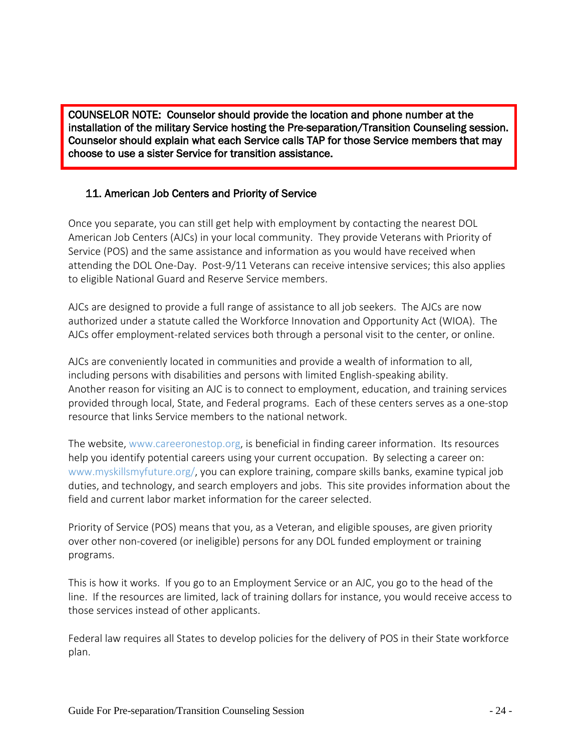**COUNSELOR NOTE: Counselor should provide the location and phone number at the installation of the military Service hosting the Pre-separation/Transition Counseling session. Counselor should explain what each Service calls TAP for those Service members that may choose to use a sister Service for transition assistance.**

### 11. American Job Centers and Priority of Service

Once you separate, you can still get help with employment by contacting the nearest DOL American Job Centers (AJCs) in your local community. They provide Veterans with Priority of Service (POS) and the same assistance and information as you would have received when attending the DOL One-Day. Post-9/11 Veterans can receive intensive services; this also applies to eligible National Guard and Reserve Service members.

AJCs are designed to provide a full range of assistance to all job seekers. The AJCs are now authorized under a statute called the Workforce Innovation and Opportunity Act (WIOA). The AJCs offer employment-related services both through a personal visit to the center, or online.

AJCs are conveniently located in communities and provide a wealth of information to all, including persons with disabilities and persons with limited English-speaking ability. Another reason for visiting an AJC is to connect to employment, education, and training services provided through local, State, and Federal programs. Each of these centers serves as a one-stop resource that links Service members to the national network.

The website, www.careeronestop.org, is beneficial in finding career information. Its resources help you identify potential careers using your current occupation. By selecting a career on: www.myskillsmyfuture.org/, you can explore training, compare skills banks, examine typical job duties, and technology, and search employers and jobs. This site provides information about the field and current labor market information for the career selected.

Priority of Service (POS) means that you, as a Veteran, and eligible spouses, are given priority over other non-covered (or ineligible) persons for any DOL funded employment or training programs.

This is how it works. If you go to an Employment Service or an AJC, you go to the head of the line. If the resources are limited, lack of training dollars for instance, you would receive access to those services instead of other applicants.

Federal law requires all States to develop policies for the delivery of POS in their State workforce plan.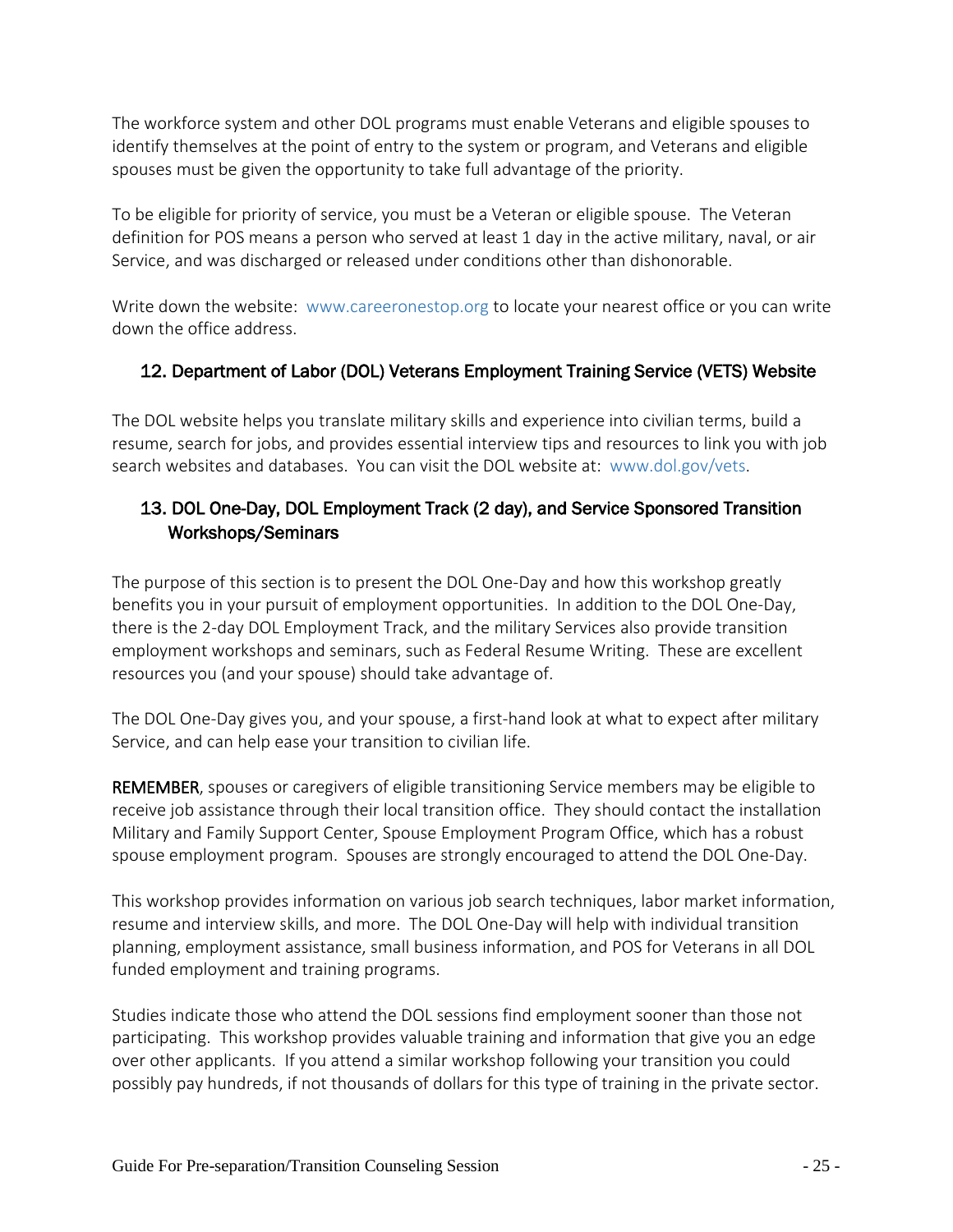The workforce system and other DOL programs must enable Veterans and eligible spouses to identify themselves at the point of entry to the system or program, and Veterans and eligible spouses must be given the opportunity to take full advantage of the priority.

To be eligible for priority of service, you must be a Veteran or eligible spouse. The Veteran definition for POS means a person who served at least 1 day in the active military, naval, or air Service, and was discharged or released under conditions other than dishonorable.

Write down the website: www.careeronestop.org to locate your nearest office or you can write down the office address.

### 12. Department of Labor (DOL) Veterans Employment Training Service (VETS) Website

The DOL website helps you translate military skills and experience into civilian terms, build a resume, search for jobs, and provides essential interview tips and resources to link you with job search websites and databases. You can visit the DOL website at: www.dol.gov/vets.

### 13. DOL One-Day, DOL Employment Track (2 day), and Service Sponsored Transition Workshops/Seminars

The purpose of this section is to present the DOL One-Day and how this workshop greatly benefits you in your pursuit of employment opportunities. In addition to the DOL One-Day, there is the 2-day DOL Employment Track, and the military Services also provide transition employment workshops and seminars, such as Federal Resume Writing. These are excellent resources you (and your spouse) should take advantage of.

The DOL One-Day gives you, and your spouse, a first-hand look at what to expect after military Service, and can help ease your transition to civilian life.

**REMEMBER**, spouses or caregivers of eligible transitioning Service members may be eligible to receive job assistance through their local transition office. They should contact the installation Military and Family Support Center, Spouse Employment Program Office, which has a robust spouse employment program. Spouses are strongly encouraged to attend the DOL One-Day.

This workshop provides information on various job search techniques, labor market information, resume and interview skills, and more. The DOL One-Day will help with individual transition planning, employment assistance, small business information, and POS for Veterans in all DOL funded employment and training programs.

Studies indicate those who attend the DOL sessions find employment sooner than those not participating. This workshop provides valuable training and information that give you an edge over other applicants. If you attend a similar workshop following your transition you could possibly pay hundreds, if not thousands of dollars for this type of training in the private sector.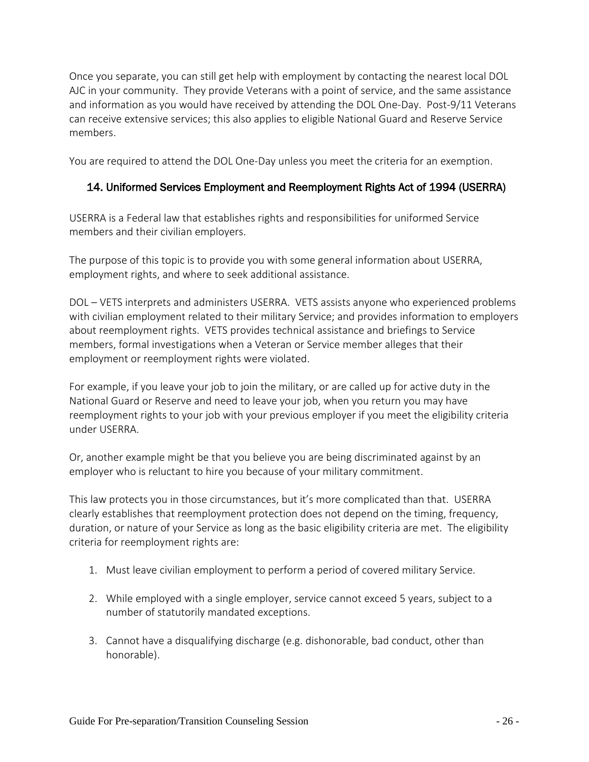Once you separate, you can still get help with employment by contacting the nearest local DOL AJC in your community. They provide Veterans with a point of service, and the same assistance and information as you would have received by attending the DOL One-Day. Post-9/11 Veterans can receive extensive services; this also applies to eligible National Guard and Reserve Service members.

You are required to attend the DOL One-Day unless you meet the criteria for an exemption.

### 14. Uniformed Services Employment and Reemployment Rights Act of 1994 (USERRA)

USERRA is a Federal law that establishes rights and responsibilities for uniformed Service members and their civilian employers.

The purpose of this topic is to provide you with some general information about USERRA, employment rights, and where to seek additional assistance.

DOL – VETS interprets and administers USERRA. VETS assists anyone who experienced problems with civilian employment related to their military Service; and provides information to employers about reemployment rights. VETS provides technical assistance and briefings to Service members, formal investigations when a Veteran or Service member alleges that their employment or reemployment rights were violated.

For example, if you leave your job to join the military, or are called up for active duty in the National Guard or Reserve and need to leave your job, when you return you may have reemployment rights to your job with your previous employer if you meet the eligibility criteria under USERRA.

Or, another example might be that you believe you are being discriminated against by an employer who is reluctant to hire you because of your military commitment.

This law protects you in those circumstances, but it's more complicated than that. USERRA clearly establishes that reemployment protection does not depend on the timing, frequency, duration, or nature of your Service as long as the basic eligibility criteria are met. The eligibility criteria for reemployment rights are:

1. Must leave civilian employment to perform a period of covered military Service.
2. While employed with a single employer, service cannot exceed 5 years, subject to a number of statutorily mandated exceptions.
3. Cannot have a disqualifying discharge (e.g. dishonorable, bad conduct, other than honorable).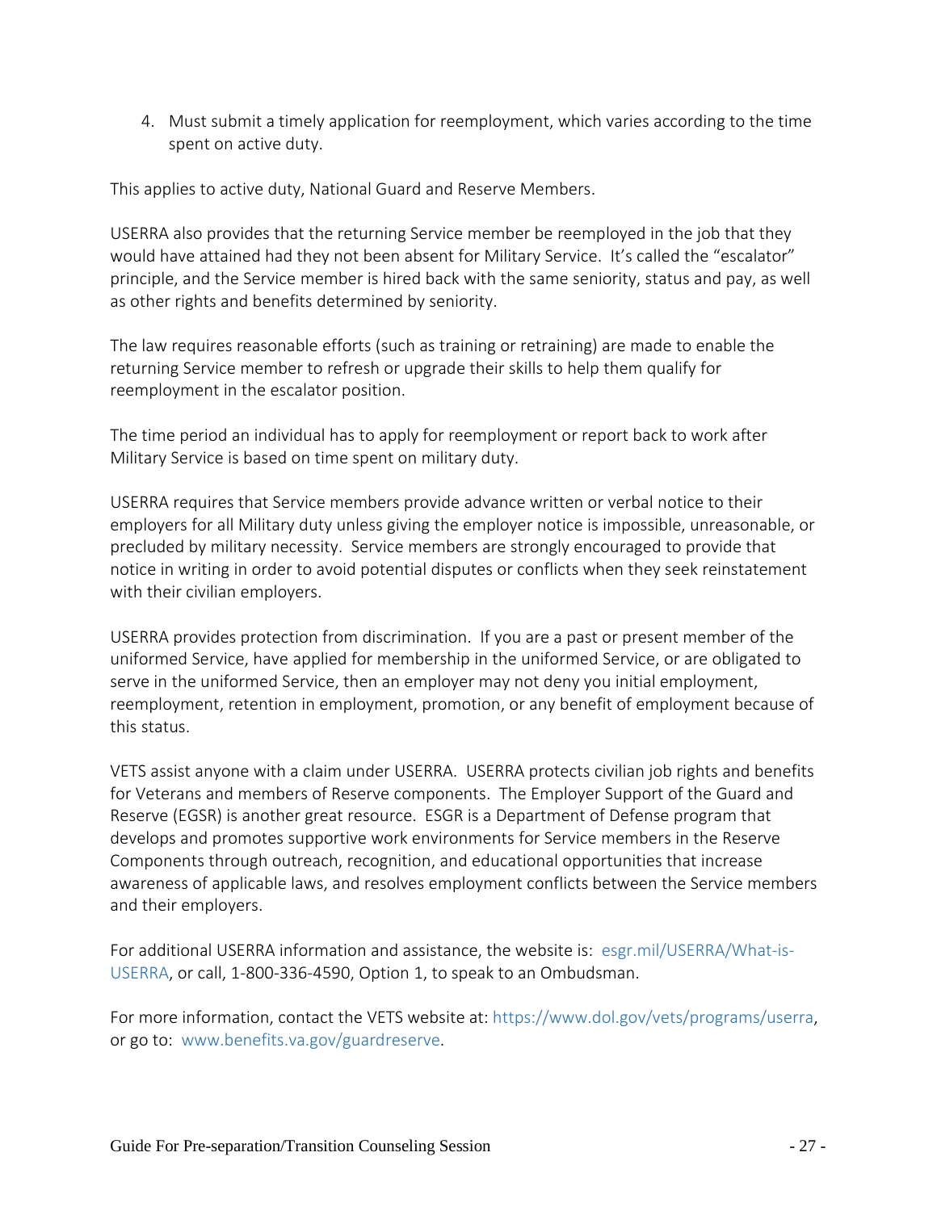4. Must submit a timely application for reemployment, which varies according to the time spent on active duty.

This applies to active duty, National Guard and Reserve Members.

USERRA also provides that the returning Service member be reemployed in the job that they would have attained had they not been absent for Military Service. It's called the "escalator" principle, and the Service member is hired back with the same seniority, status and pay, as well as other rights and benefits determined by seniority.

The law requires reasonable efforts (such as training or retraining) are made to enable the returning Service member to refresh or upgrade their skills to help them qualify for reemployment in the escalator position.

The time period an individual has to apply for reemployment or report back to work after Military Service is based on time spent on military duty.

USERRA requires that Service members provide advance written or verbal notice to their employers for all Military duty unless giving the employer notice is impossible, unreasonable, or precluded by military necessity. Service members are strongly encouraged to provide that notice in writing in order to avoid potential disputes or conflicts when they seek reinstatement with their civilian employers.

USERRA provides protection from discrimination. If you are a past or present member of the uniformed Service, have applied for membership in the uniformed Service, or are obligated to serve in the uniformed Service, then an employer may not deny you initial employment, reemployment, retention in employment, promotion, or any benefit of employment because of this status.

VETS assist anyone with a claim under USERRA. USERRA protects civilian job rights and benefits for Veterans and members of Reserve components. The Employer Support of the Guard and Reserve (EGSR) is another great resource. ESGR is a Department of Defense program that develops and promotes supportive work environments for Service members in the Reserve Components through outreach, recognition, and educational opportunities that increase awareness of applicable laws, and resolves employment conflicts between the Service members and their employers.

For additional USERRA information and assistance, the website is: esgr.mil/USERRA/What-is-USERRA, or call, 1-800-336-4590, Option 1, to speak to an Ombudsman.

For more information, contact the VETS website at: https://www.dol.gov/vets/programs/userra, or go to: www.benefits.va.gov/guardreserve.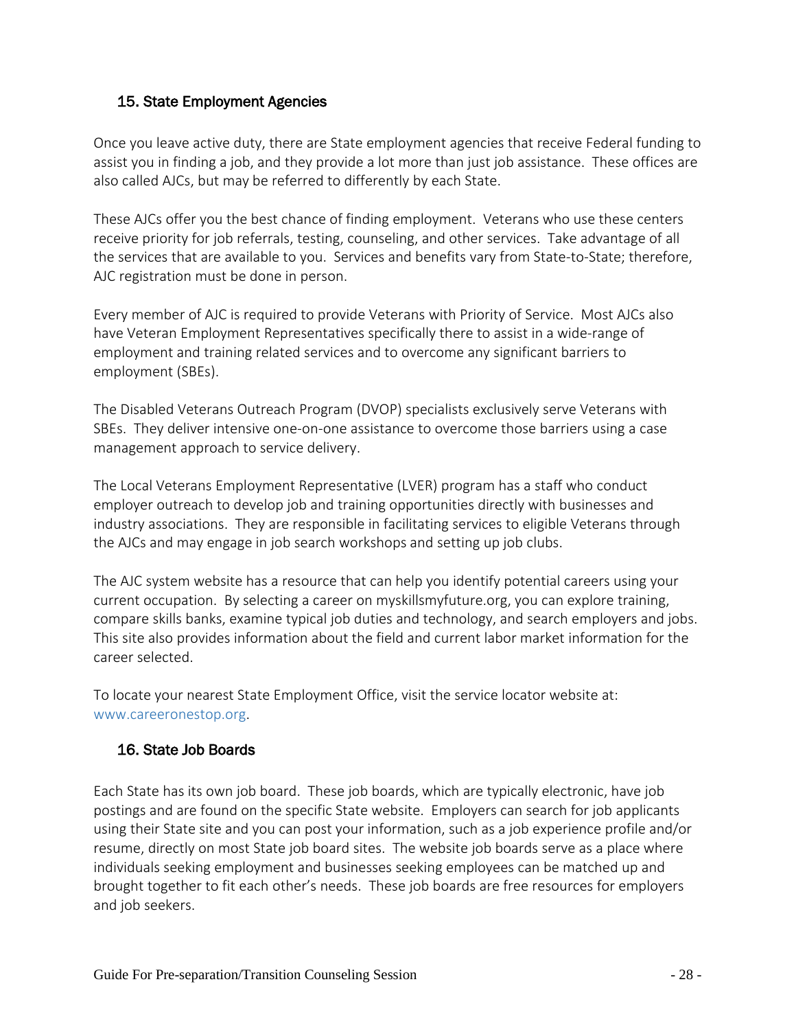## 15. State Employment Agencies

Once you leave active duty, there are State employment agencies that receive Federal funding to assist you in finding a job, and they provide a lot more than just job assistance. These offices are also called AJCs, but may be referred to differently by each State.

These AJCs offer you the best chance of finding employment. Veterans who use these centers receive priority for job referrals, testing, counseling, and other services. Take advantage of all the services that are available to you. Services and benefits vary from State-to-State; therefore, AJC registration must be done in person.

Every member of AJC is required to provide Veterans with Priority of Service. Most AJCs also have Veteran Employment Representatives specifically there to assist in a wide-range of employment and training related services and to overcome any significant barriers to employment (SBEs).

The Disabled Veterans Outreach Program (DVOP) specialists exclusively serve Veterans with SBEs. They deliver intensive one-on-one assistance to overcome those barriers using a case management approach to service delivery.

The Local Veterans Employment Representative (LVER) program has a staff who conduct employer outreach to develop job and training opportunities directly with businesses and industry associations. They are responsible in facilitating services to eligible Veterans through the AJCs and may engage in job search workshops and setting up job clubs.

The AJC system website has a resource that can help you identify potential careers using your current occupation. By selecting a career on myskillsmyfuture.org, you can explore training, compare skills banks, examine typical job duties and technology, and search employers and jobs. This site also provides information about the field and current labor market information for the career selected.

To locate your nearest State Employment Office, visit the service locator website at: www.careeronestop.org.

## 16. State Job Boards

Each State has its own job board. These job boards, which are typically electronic, have job postings and are found on the specific State website. Employers can search for job applicants using their State site and you can post your information, such as a job experience profile and/or resume, directly on most State job board sites. The website job boards serve as a place where individuals seeking employment and businesses seeking employees can be matched up and brought together to fit each other's needs. These job boards are free resources for employers and job seekers.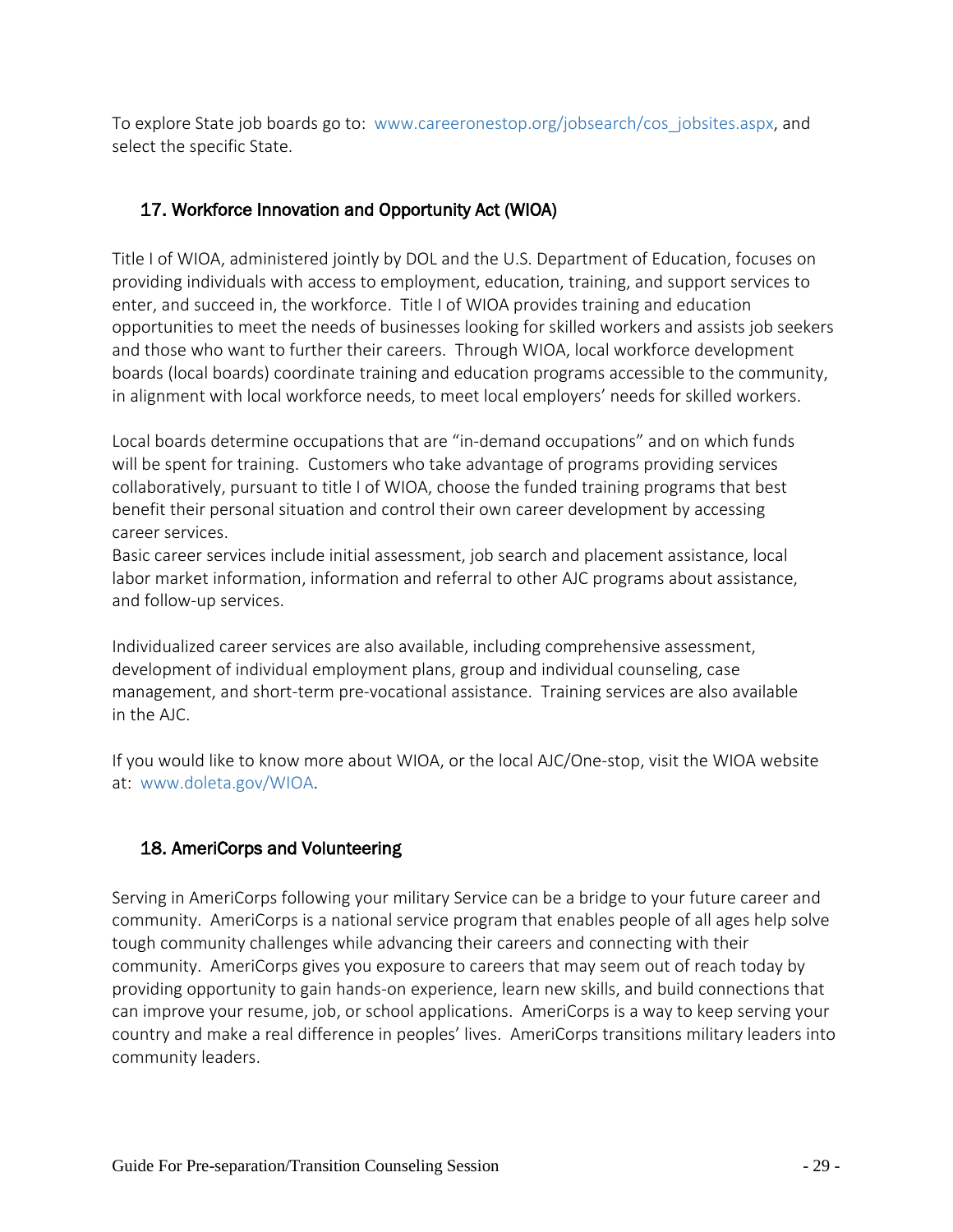To explore State job boards go to: www.careeronestop.org/jobsearch/cos_jobsites.aspx, and select the specific State.

## 17. Workforce Innovation and Opportunity Act (WIOA)

Title I of WIOA, administered jointly by DOL and the U.S. Department of Education, focuses on providing individuals with access to employment, education, training, and support services to enter, and succeed in, the workforce. Title I of WIOA provides training and education opportunities to meet the needs of businesses looking for skilled workers and assists job seekers and those who want to further their careers. Through WIOA, local workforce development boards (local boards) coordinate training and education programs accessible to the community, in alignment with local workforce needs, to meet local employers' needs for skilled workers.

Local boards determine occupations that are "in-demand occupations" and on which funds will be spent for training. Customers who take advantage of programs providing services collaboratively, pursuant to title I of WIOA, choose the funded training programs that best benefit their personal situation and control their own career development by accessing career services.
Basic career services include initial assessment, job search and placement assistance, local labor market information, information and referral to other AJC programs about assistance, and follow-up services.

Individualized career services are also available, including comprehensive assessment, development of individual employment plans, group and individual counseling, case management, and short-term pre-vocational assistance. Training services are also available in the AJC.

If you would like to know more about WIOA, or the local AJC/One-stop, visit the WIOA website at: www.doleta.gov/WIOA.

## 18. AmeriCorps and Volunteering

Serving in AmeriCorps following your military Service can be a bridge to your future career and community. AmeriCorps is a national service program that enables people of all ages help solve tough community challenges while advancing their careers and connecting with their community. AmeriCorps gives you exposure to careers that may seem out of reach today by providing opportunity to gain hands-on experience, learn new skills, and build connections that can improve your resume, job, or school applications. AmeriCorps is a way to keep serving your country and make a real difference in peoples' lives. AmeriCorps transitions military leaders into community leaders.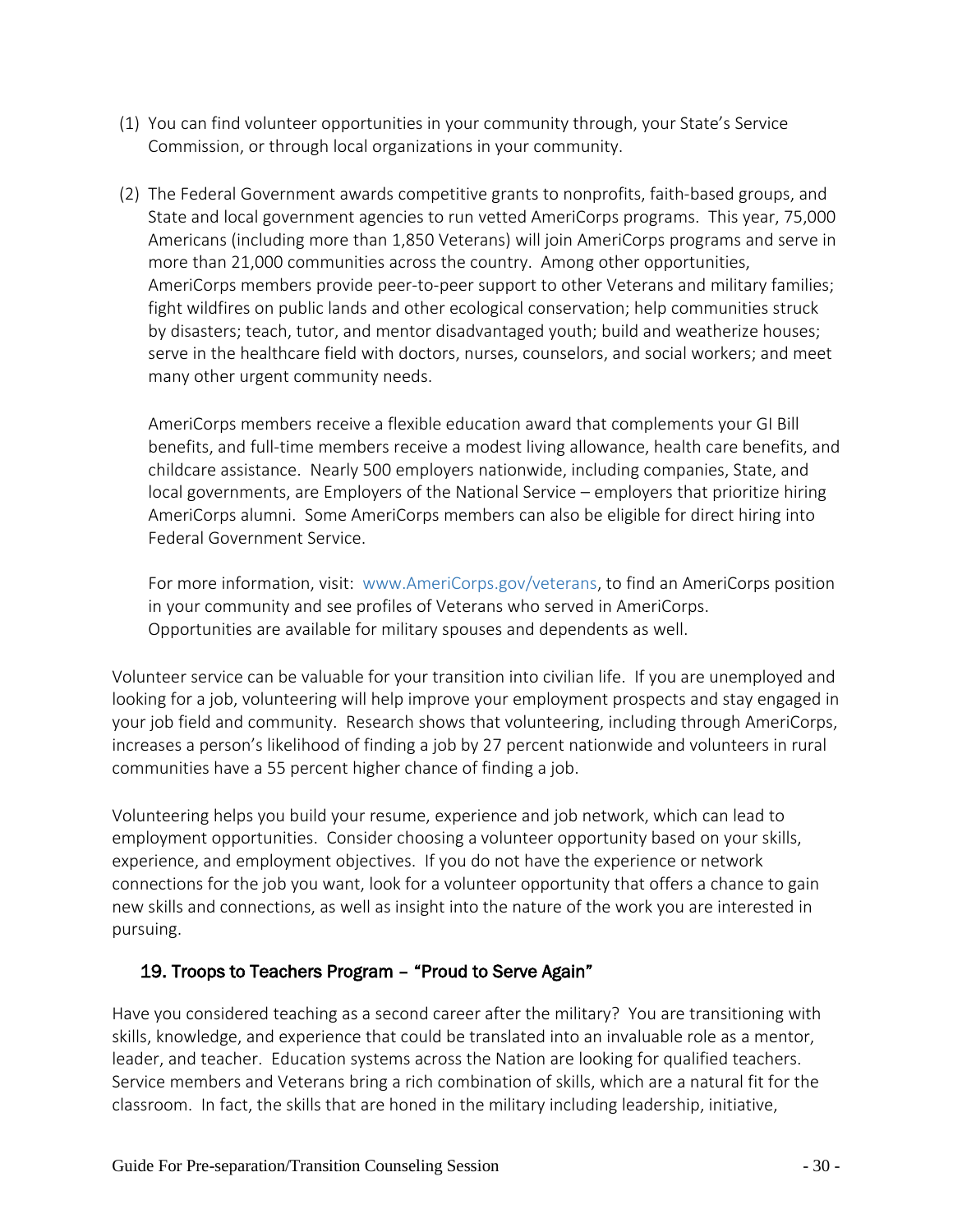(1) You can find volunteer opportunities in your community through, your State's Service Commission, or through local organizations in your community.

(2) The Federal Government awards competitive grants to nonprofits, faith-based groups, and State and local government agencies to run vetted AmeriCorps programs. This year, 75,000 Americans (including more than 1,850 Veterans) will join AmeriCorps programs and serve in more than 21,000 communities across the country. Among other opportunities, AmeriCorps members provide peer-to-peer support to other Veterans and military families; fight wildfires on public lands and other ecological conservation; help communities struck by disasters; teach, tutor, and mentor disadvantaged youth; build and weatherize houses; serve in the healthcare field with doctors, nurses, counselors, and social workers; and meet many other urgent community needs.

   AmeriCorps members receive a flexible education award that complements your GI Bill benefits, and full-time members receive a modest living allowance, health care benefits, and childcare assistance. Nearly 500 employers nationwide, including companies, State, and local governments, are Employers of the National Service – employers that prioritize hiring AmeriCorps alumni. Some AmeriCorps members can also be eligible for direct hiring into Federal Government Service.

   For more information, visit: www.AmeriCorps.gov/veterans, to find an AmeriCorps position in your community and see profiles of Veterans who served in AmeriCorps. Opportunities are available for military spouses and dependents as well.

Volunteer service can be valuable for your transition into civilian life. If you are unemployed and looking for a job, volunteering will help improve your employment prospects and stay engaged in your job field and community. Research shows that volunteering, including through AmeriCorps, increases a person's likelihood of finding a job by 27 percent nationwide and volunteers in rural communities have a 55 percent higher chance of finding a job.

Volunteering helps you build your resume, experience and job network, which can lead to employment opportunities. Consider choosing a volunteer opportunity based on your skills, experience, and employment objectives. If you do not have the experience or network connections for the job you want, look for a volunteer opportunity that offers a chance to gain new skills and connections, as well as insight into the nature of the work you are interested in pursuing.

## 19. Troops to Teachers Program – "Proud to Serve Again"

Have you considered teaching as a second career after the military? You are transitioning with skills, knowledge, and experience that could be translated into an invaluable role as a mentor, leader, and teacher. Education systems across the Nation are looking for qualified teachers. Service members and Veterans bring a rich combination of skills, which are a natural fit for the classroom. In fact, the skills that are honed in the military including leadership, initiative,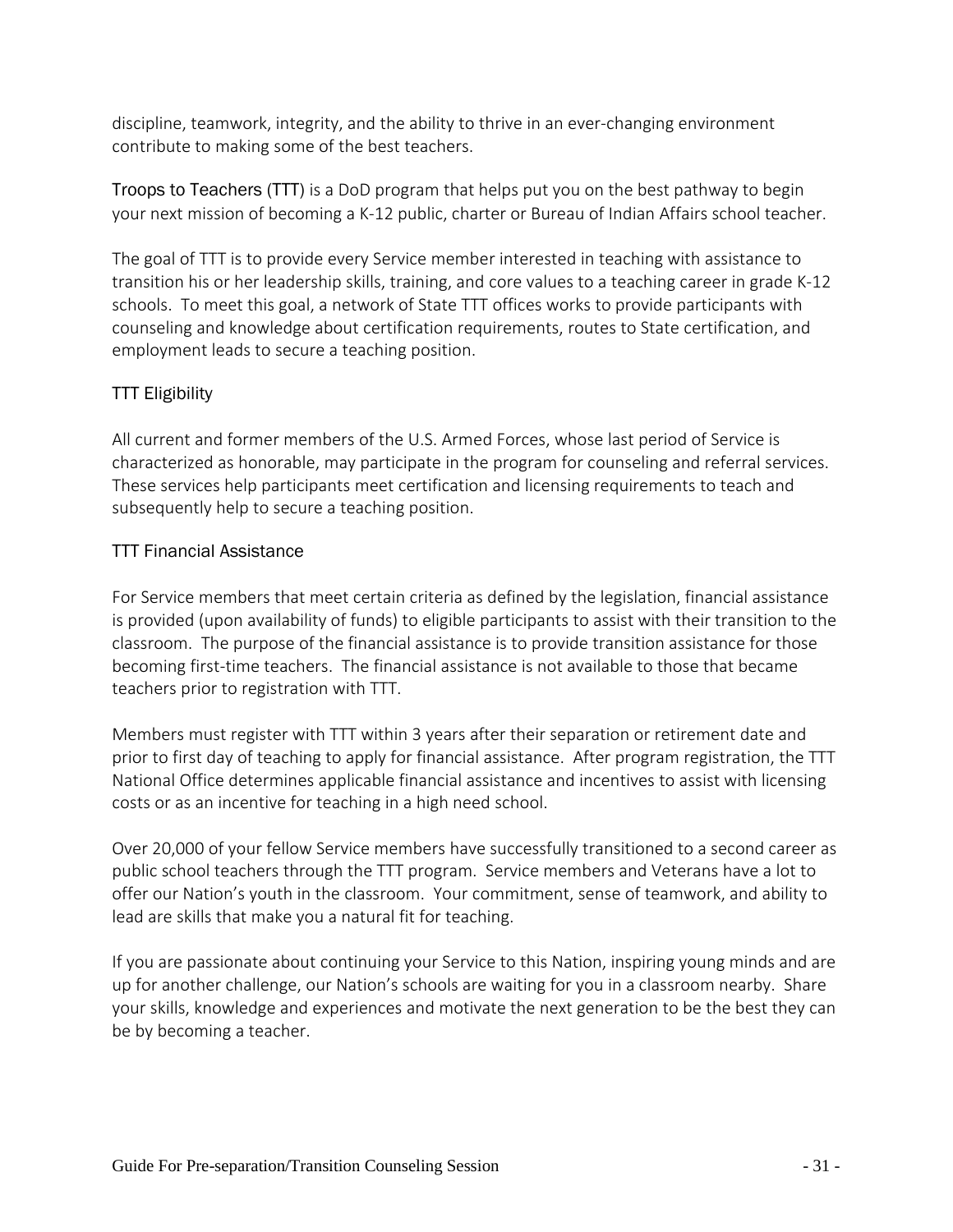discipline, teamwork, integrity, and the ability to thrive in an ever-changing environment contribute to making some of the best teachers.

Troops to Teachers (TTT) is a DoD program that helps put you on the best pathway to begin your next mission of becoming a K-12 public, charter or Bureau of Indian Affairs school teacher.

The goal of TTT is to provide every Service member interested in teaching with assistance to transition his or her leadership skills, training, and core values to a teaching career in grade K-12 schools. To meet this goal, a network of State TTT offices works to provide participants with counseling and knowledge about certification requirements, routes to State certification, and employment leads to secure a teaching position.

### TTT Eligibility

All current and former members of the U.S. Armed Forces, whose last period of Service is characterized as honorable, may participate in the program for counseling and referral services. These services help participants meet certification and licensing requirements to teach and subsequently help to secure a teaching position.

### TTT Financial Assistance

For Service members that meet certain criteria as defined by the legislation, financial assistance is provided (upon availability of funds) to eligible participants to assist with their transition to the classroom. The purpose of the financial assistance is to provide transition assistance for those becoming first-time teachers. The financial assistance is not available to those that became teachers prior to registration with TTT.

Members must register with TTT within 3 years after their separation or retirement date and prior to first day of teaching to apply for financial assistance. After program registration, the TTT National Office determines applicable financial assistance and incentives to assist with licensing costs or as an incentive for teaching in a high need school.

Over 20,000 of your fellow Service members have successfully transitioned to a second career as public school teachers through the TTT program. Service members and Veterans have a lot to offer our Nation's youth in the classroom. Your commitment, sense of teamwork, and ability to lead are skills that make you a natural fit for teaching.

If you are passionate about continuing your Service to this Nation, inspiring young minds and are up for another challenge, our Nation's schools are waiting for you in a classroom nearby. Share your skills, knowledge and experiences and motivate the next generation to be the best they can be by becoming a teacher.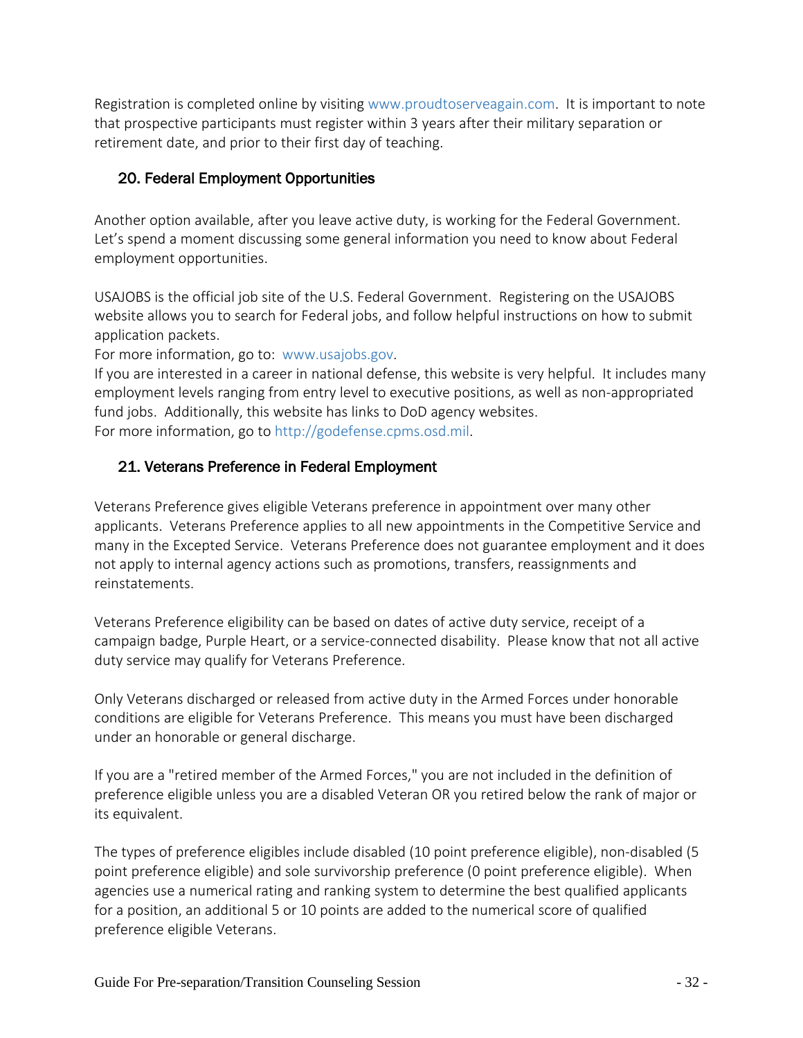Registration is completed online by visiting www.proudtoserveagain.com. It is important to note that prospective participants must register within 3 years after their military separation or retirement date, and prior to their first day of teaching.

## 20. Federal Employment Opportunities

Another option available, after you leave active duty, is working for the Federal Government. Let's spend a moment discussing some general information you need to know about Federal employment opportunities.

USAJOBS is the official job site of the U.S. Federal Government. Registering on the USAJOBS website allows you to search for Federal jobs, and follow helpful instructions on how to submit application packets.
For more information, go to: www.usajobs.gov.
If you are interested in a career in national defense, this website is very helpful. It includes many employment levels ranging from entry level to executive positions, as well as non-appropriated fund jobs. Additionally, this website has links to DoD agency websites.
For more information, go to http://godefense.cpms.osd.mil.

## 21. Veterans Preference in Federal Employment

Veterans Preference gives eligible Veterans preference in appointment over many other applicants. Veterans Preference applies to all new appointments in the Competitive Service and many in the Excepted Service. Veterans Preference does not guarantee employment and it does not apply to internal agency actions such as promotions, transfers, reassignments and reinstatements.

Veterans Preference eligibility can be based on dates of active duty service, receipt of a campaign badge, Purple Heart, or a service-connected disability. Please know that not all active duty service may qualify for Veterans Preference.

Only Veterans discharged or released from active duty in the Armed Forces under honorable conditions are eligible for Veterans Preference. This means you must have been discharged under an honorable or general discharge.

If you are a "retired member of the Armed Forces," you are not included in the definition of preference eligible unless you are a disabled Veteran OR you retired below the rank of major or its equivalent.

The types of preference eligibles include disabled (10 point preference eligible), non-disabled (5 point preference eligible) and sole survivorship preference (0 point preference eligible). When agencies use a numerical rating and ranking system to determine the best qualified applicants for a position, an additional 5 or 10 points are added to the numerical score of qualified preference eligible Veterans.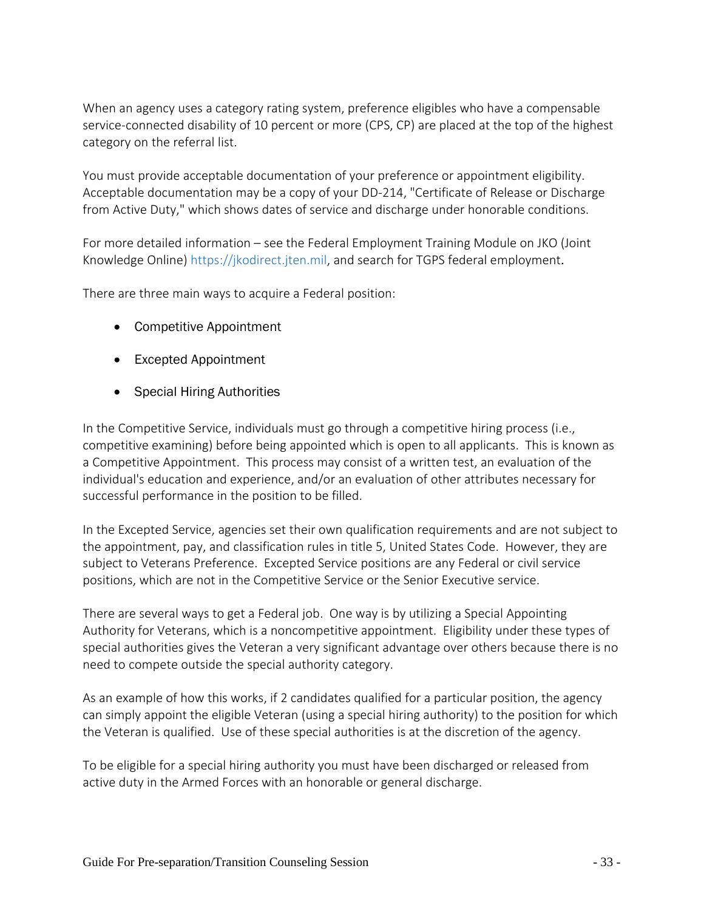When an agency uses a category rating system, preference eligibles who have a compensable service-connected disability of 10 percent or more (CPS, CP) are placed at the top of the highest category on the referral list.

You must provide acceptable documentation of your preference or appointment eligibility. Acceptable documentation may be a copy of your DD-214, "Certificate of Release or Discharge from Active Duty," which shows dates of service and discharge under honorable conditions.

For more detailed information – see the Federal Employment Training Module on JKO (Joint Knowledge Online) https://jkodirect.jten.mil, and search for TGPS federal employment.

There are three main ways to acquire a Federal position:

- Competitive Appointment
- Excepted Appointment
- Special Hiring Authorities

In the Competitive Service, individuals must go through a competitive hiring process (i.e., competitive examining) before being appointed which is open to all applicants. This is known as a Competitive Appointment. This process may consist of a written test, an evaluation of the individual's education and experience, and/or an evaluation of other attributes necessary for successful performance in the position to be filled.

In the Excepted Service, agencies set their own qualification requirements and are not subject to the appointment, pay, and classification rules in title 5, United States Code. However, they are subject to Veterans Preference. Excepted Service positions are any Federal or civil service positions, which are not in the Competitive Service or the Senior Executive service.

There are several ways to get a Federal job. One way is by utilizing a Special Appointing Authority for Veterans, which is a noncompetitive appointment. Eligibility under these types of special authorities gives the Veteran a very significant advantage over others because there is no need to compete outside the special authority category.

As an example of how this works, if 2 candidates qualified for a particular position, the agency can simply appoint the eligible Veteran (using a special hiring authority) to the position for which the Veteran is qualified. Use of these special authorities is at the discretion of the agency.

To be eligible for a special hiring authority you must have been discharged or released from active duty in the Armed Forces with an honorable or general discharge.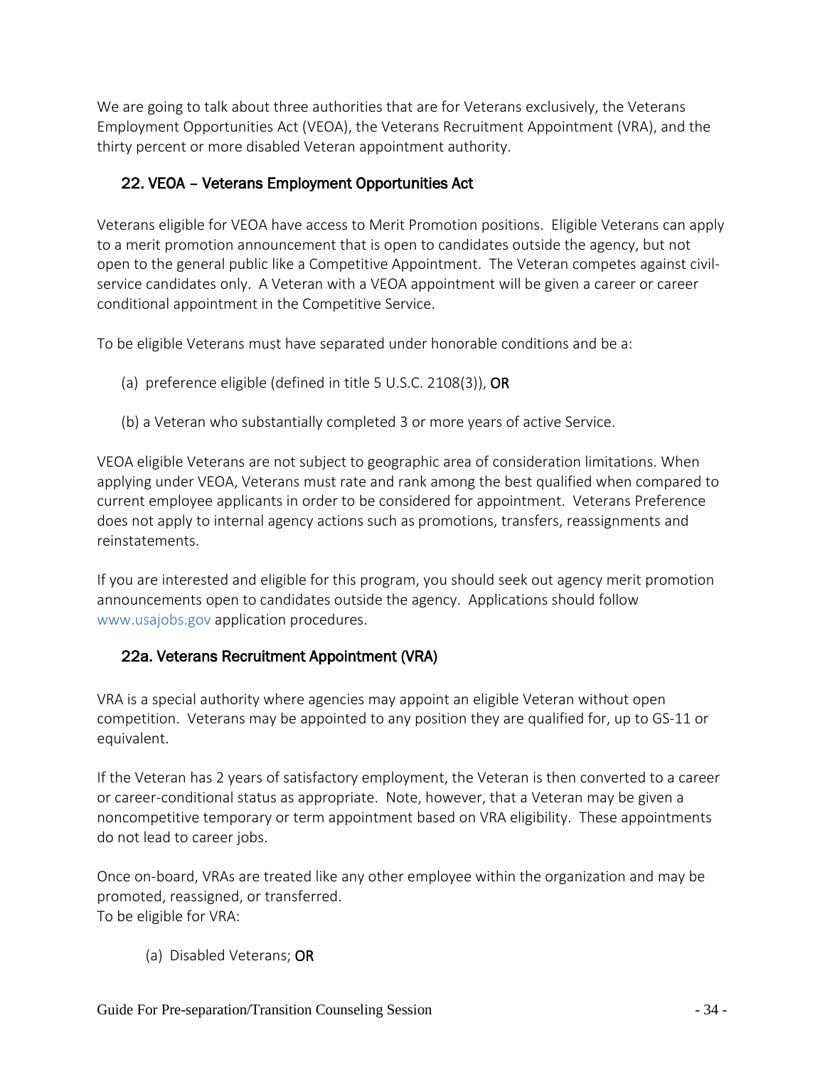We are going to talk about three authorities that are for Veterans exclusively, the Veterans Employment Opportunities Act (VEOA), the Veterans Recruitment Appointment (VRA), and the thirty percent or more disabled Veteran appointment authority.

### 22. VEOA – Veterans Employment Opportunities Act

Veterans eligible for VEOA have access to Merit Promotion positions. Eligible Veterans can apply to a merit promotion announcement that is open to candidates outside the agency, but not open to the general public like a Competitive Appointment. The Veteran competes against civil-service candidates only. A Veteran with a VEOA appointment will be given a career or career conditional appointment in the Competitive Service.

To be eligible Veterans must have separated under honorable conditions and be a:

(a) preference eligible (defined in title 5 U.S.C. 2108(3)), **OR**

(b) a Veteran who substantially completed 3 or more years of active Service.

VEOA eligible Veterans are not subject to geographic area of consideration limitations. When applying under VEOA, Veterans must rate and rank among the best qualified when compared to current employee applicants in order to be considered for appointment. Veterans Preference does not apply to internal agency actions such as promotions, transfers, reassignments and reinstatements.

If you are interested and eligible for this program, you should seek out agency merit promotion announcements open to candidates outside the agency. Applications should follow www.usajobs.gov application procedures.

### 22a. Veterans Recruitment Appointment (VRA)

VRA is a special authority where agencies may appoint an eligible Veteran without open competition. Veterans may be appointed to any position they are qualified for, up to GS-11 or equivalent.

If the Veteran has 2 years of satisfactory employment, the Veteran is then converted to a career or career-conditional status as appropriate. Note, however, that a Veteran may be given a noncompetitive temporary or term appointment based on VRA eligibility. These appointments do not lead to career jobs.

Once on-board, VRAs are treated like any other employee within the organization and may be promoted, reassigned, or transferred.
To be eligible for VRA:

(a) Disabled Veterans; **OR**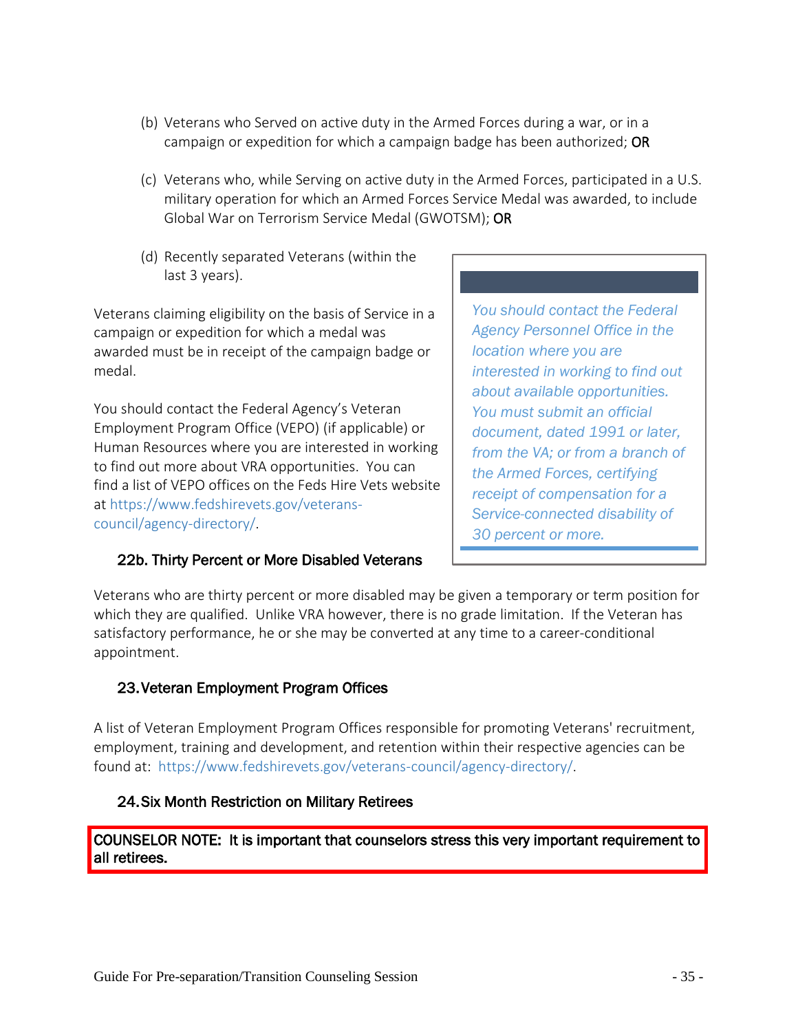(b) Veterans who Served on active duty in the Armed Forces during a war, or in a campaign or expedition for which a campaign badge has been authorized; **OR**

(c) Veterans who, while Serving on active duty in the Armed Forces, participated in a U.S. military operation for which an Armed Forces Service Medal was awarded, to include Global War on Terrorism Service Medal (GWOTSM); **OR**

(d) Recently separated Veterans (within the last 3 years).

Veterans claiming eligibility on the basis of Service in a campaign or expedition for which a medal was awarded must be in receipt of the campaign badge or medal.

You should contact the Federal Agency's Veteran Employment Program Office (VEPO) (if applicable) or Human Resources where you are interested in working to find out more about VRA opportunities. You can find a list of VEPO offices on the Feds Hire Vets website at https://www.fedshirevets.gov/veterans-council/agency-directory/.

> *You should contact the Federal Agency Personnel Office in the location where you are interested in working to find out about available opportunities. You must submit an official document, dated 1991 or later, from the VA; or from a branch of the Armed Forces, certifying receipt of compensation for a Service-connected disability of 30 percent or more.*

### 22b. Thirty Percent or More Disabled Veterans

Veterans who are thirty percent or more disabled may be given a temporary or term position for which they are qualified. Unlike VRA however, there is no grade limitation. If the Veteran has satisfactory performance, he or she may be converted at any time to a career-conditional appointment.

### 23. Veteran Employment Program Offices

A list of Veteran Employment Program Offices responsible for promoting Veterans' recruitment, employment, training and development, and retention within their respective agencies can be found at: https://www.fedshirevets.gov/veterans-council/agency-directory/.

### 24. Six Month Restriction on Military Retirees

**COUNSELOR NOTE: It is important that counselors stress this very important requirement to all retirees.**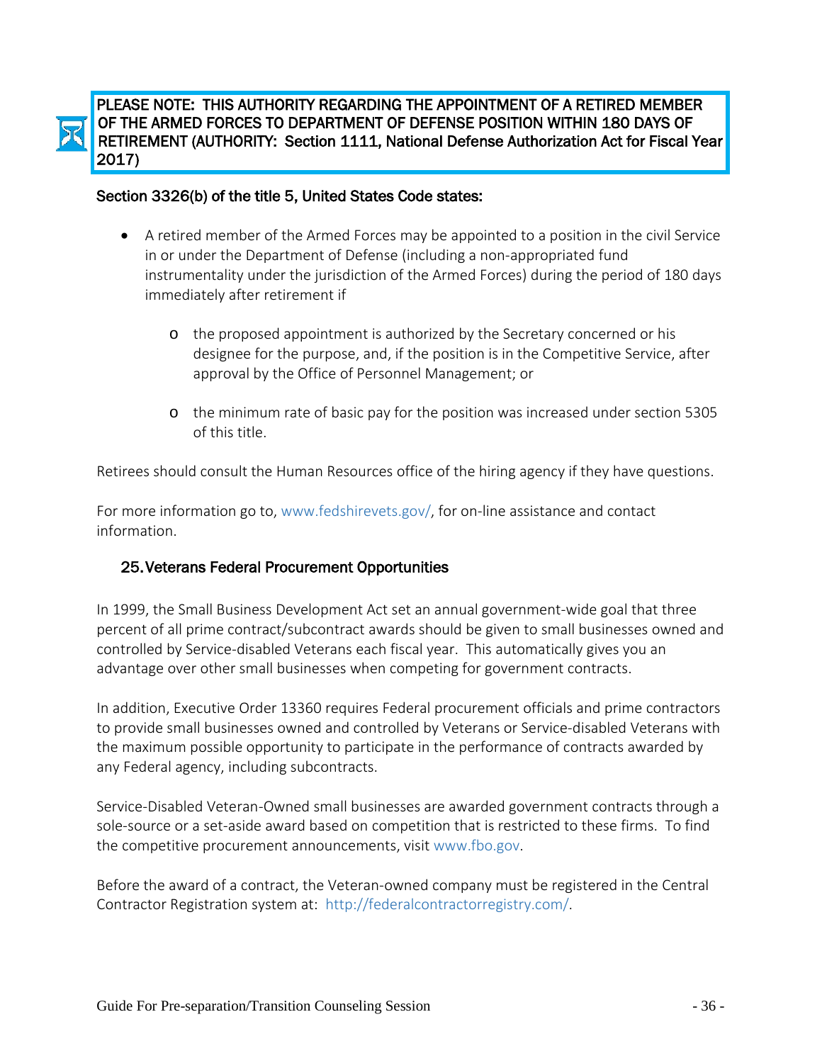**PLEASE NOTE: THIS AUTHORITY REGARDING THE APPOINTMENT OF A RETIRED MEMBER OF THE ARMED FORCES TO DEPARTMENT OF DEFENSE POSITION WITHIN 180 DAYS OF RETIREMENT (AUTHORITY: Section 1111, National Defense Authorization Act for Fiscal Year 2017)**

**Section 3326(b) of the title 5, United States Code states:**

- A retired member of the Armed Forces may be appointed to a position in the civil Service in or under the Department of Defense (including a non-appropriated fund instrumentality under the jurisdiction of the Armed Forces) during the period of 180 days immediately after retirement if
  - the proposed appointment is authorized by the Secretary concerned or his designee for the purpose, and, if the position is in the Competitive Service, after approval by the Office of Personnel Management; or
  - the minimum rate of basic pay for the position was increased under section 5305 of this title.

Retirees should consult the Human Resources office of the hiring agency if they have questions.

For more information go to, www.fedshirevets.gov/, for on-line assistance and contact information.

## 25. Veterans Federal Procurement Opportunities

In 1999, the Small Business Development Act set an annual government-wide goal that three percent of all prime contract/subcontract awards should be given to small businesses owned and controlled by Service-disabled Veterans each fiscal year. This automatically gives you an advantage over other small businesses when competing for government contracts.

In addition, Executive Order 13360 requires Federal procurement officials and prime contractors to provide small businesses owned and controlled by Veterans or Service-disabled Veterans with the maximum possible opportunity to participate in the performance of contracts awarded by any Federal agency, including subcontracts.

Service-Disabled Veteran-Owned small businesses are awarded government contracts through a sole-source or a set-aside award based on competition that is restricted to these firms. To find the competitive procurement announcements, visit www.fbo.gov.

Before the award of a contract, the Veteran-owned company must be registered in the Central Contractor Registration system at: http://federalcontractorregistry.com/.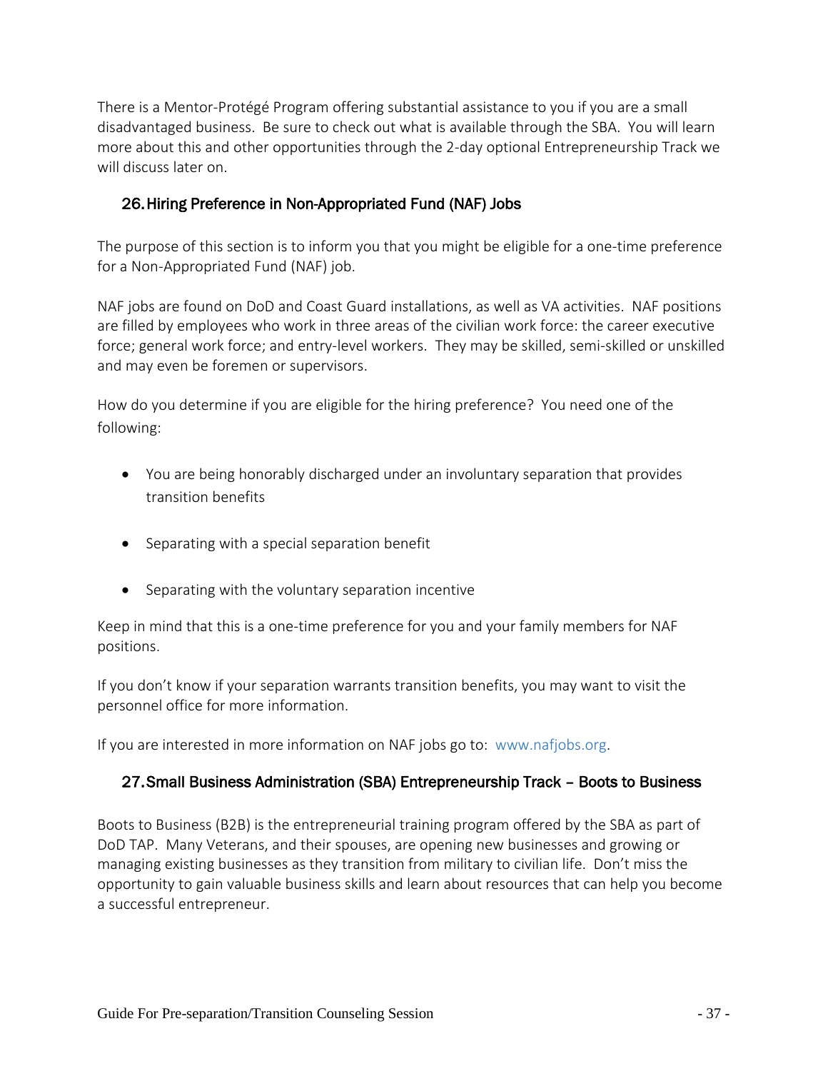There is a Mentor-Protégé Program offering substantial assistance to you if you are a small disadvantaged business. Be sure to check out what is available through the SBA. You will learn more about this and other opportunities through the 2-day optional Entrepreneurship Track we will discuss later on.

## 26. Hiring Preference in Non-Appropriated Fund (NAF) Jobs

The purpose of this section is to inform you that you might be eligible for a one-time preference for a Non-Appropriated Fund (NAF) job.

NAF jobs are found on DoD and Coast Guard installations, as well as VA activities. NAF positions are filled by employees who work in three areas of the civilian work force: the career executive force; general work force; and entry-level workers. They may be skilled, semi-skilled or unskilled and may even be foremen or supervisors.

How do you determine if you are eligible for the hiring preference? You need one of the following:

- You are being honorably discharged under an involuntary separation that provides transition benefits
- Separating with a special separation benefit
- Separating with the voluntary separation incentive

Keep in mind that this is a one-time preference for you and your family members for NAF positions.

If you don't know if your separation warrants transition benefits, you may want to visit the personnel office for more information.

If you are interested in more information on NAF jobs go to: www.nafjobs.org.

## 27. Small Business Administration (SBA) Entrepreneurship Track – Boots to Business

Boots to Business (B2B) is the entrepreneurial training program offered by the SBA as part of DoD TAP. Many Veterans, and their spouses, are opening new businesses and growing or managing existing businesses as they transition from military to civilian life. Don't miss the opportunity to gain valuable business skills and learn about resources that can help you become a successful entrepreneur.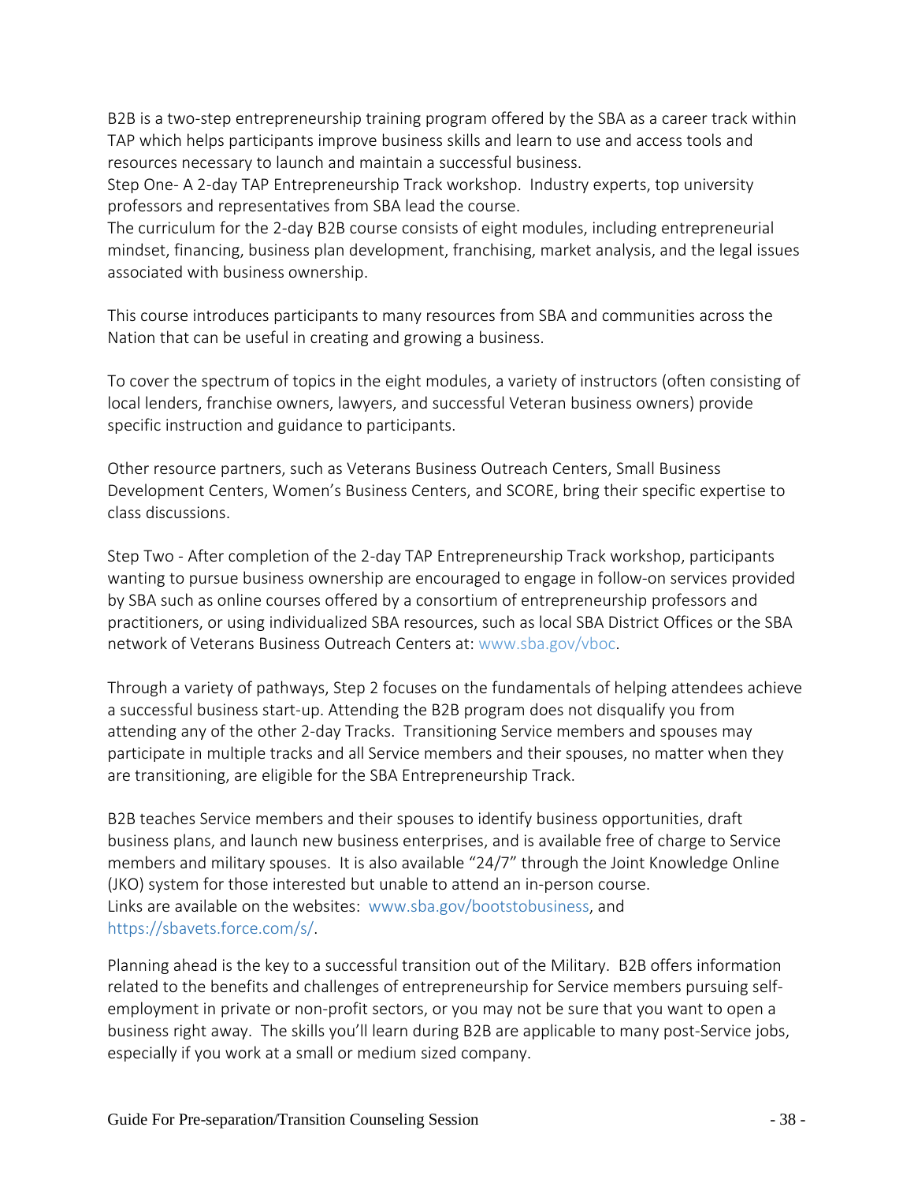B2B is a two-step entrepreneurship training program offered by the SBA as a career track within TAP which helps participants improve business skills and learn to use and access tools and resources necessary to launch and maintain a successful business.

Step One- A 2-day TAP Entrepreneurship Track workshop. Industry experts, top university professors and representatives from SBA lead the course.

The curriculum for the 2-day B2B course consists of eight modules, including entrepreneurial mindset, financing, business plan development, franchising, market analysis, and the legal issues associated with business ownership.

This course introduces participants to many resources from SBA and communities across the Nation that can be useful in creating and growing a business.

To cover the spectrum of topics in the eight modules, a variety of instructors (often consisting of local lenders, franchise owners, lawyers, and successful Veteran business owners) provide specific instruction and guidance to participants.

Other resource partners, such as Veterans Business Outreach Centers, Small Business Development Centers, Women's Business Centers, and SCORE, bring their specific expertise to class discussions.

Step Two - After completion of the 2-day TAP Entrepreneurship Track workshop, participants wanting to pursue business ownership are encouraged to engage in follow-on services provided by SBA such as online courses offered by a consortium of entrepreneurship professors and practitioners, or using individualized SBA resources, such as local SBA District Offices or the SBA network of Veterans Business Outreach Centers at: www.sba.gov/vboc.

Through a variety of pathways, Step 2 focuses on the fundamentals of helping attendees achieve a successful business start-up. Attending the B2B program does not disqualify you from attending any of the other 2-day Tracks. Transitioning Service members and spouses may participate in multiple tracks and all Service members and their spouses, no matter when they are transitioning, are eligible for the SBA Entrepreneurship Track.

B2B teaches Service members and their spouses to identify business opportunities, draft business plans, and launch new business enterprises, and is available free of charge to Service members and military spouses. It is also available "24/7" through the Joint Knowledge Online (JKO) system for those interested but unable to attend an in-person course.

Links are available on the websites: www.sba.gov/bootstobusiness, and https://sbavets.force.com/s/.

Planning ahead is the key to a successful transition out of the Military. B2B offers information related to the benefits and challenges of entrepreneurship for Service members pursuing self-employment in private or non-profit sectors, or you may not be sure that you want to open a business right away. The skills you'll learn during B2B are applicable to many post-Service jobs, especially if you work at a small or medium sized company.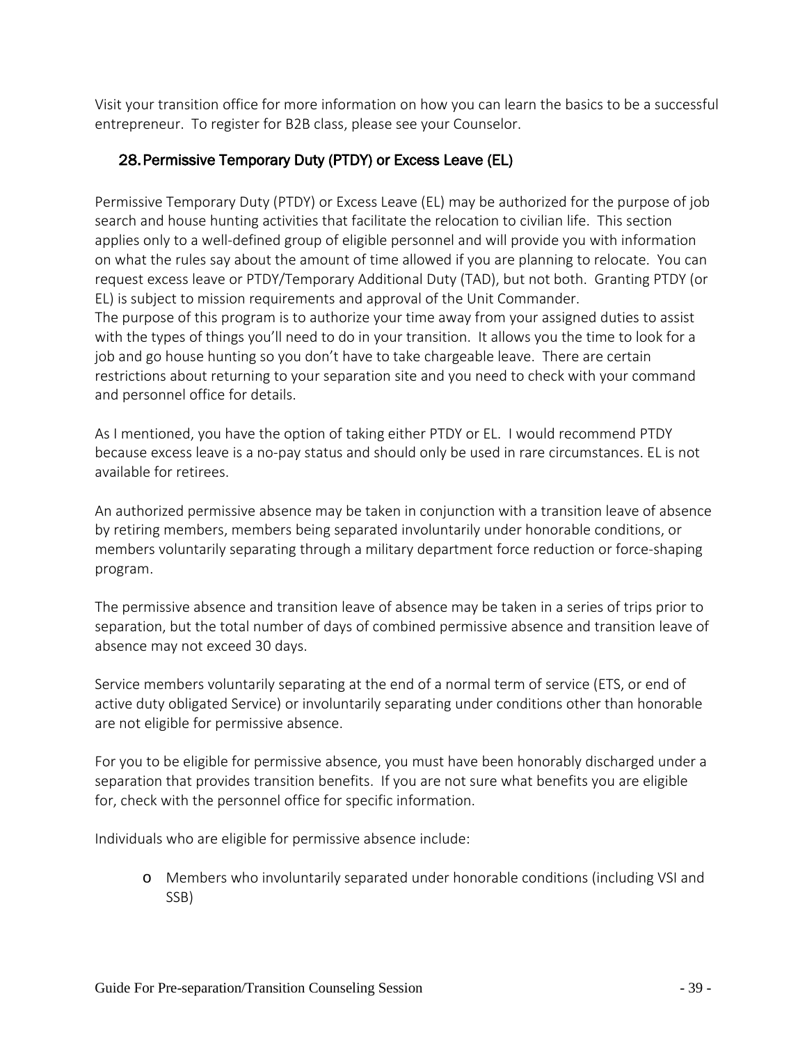Visit your transition office for more information on how you can learn the basics to be a successful entrepreneur. To register for B2B class, please see your Counselor.

## 28. Permissive Temporary Duty (PTDY) or Excess Leave (EL)

Permissive Temporary Duty (PTDY) or Excess Leave (EL) may be authorized for the purpose of job search and house hunting activities that facilitate the relocation to civilian life. This section applies only to a well-defined group of eligible personnel and will provide you with information on what the rules say about the amount of time allowed if you are planning to relocate. You can request excess leave or PTDY/Temporary Additional Duty (TAD), but not both. Granting PTDY (or EL) is subject to mission requirements and approval of the Unit Commander.
The purpose of this program is to authorize your time away from your assigned duties to assist with the types of things you'll need to do in your transition. It allows you the time to look for a job and go house hunting so you don't have to take chargeable leave. There are certain restrictions about returning to your separation site and you need to check with your command and personnel office for details.

As I mentioned, you have the option of taking either PTDY or EL. I would recommend PTDY because excess leave is a no-pay status and should only be used in rare circumstances. EL is not available for retirees.

An authorized permissive absence may be taken in conjunction with a transition leave of absence by retiring members, members being separated involuntarily under honorable conditions, or members voluntarily separating through a military department force reduction or force-shaping program.

The permissive absence and transition leave of absence may be taken in a series of trips prior to separation, but the total number of days of combined permissive absence and transition leave of absence may not exceed 30 days.

Service members voluntarily separating at the end of a normal term of service (ETS, or end of active duty obligated Service) or involuntarily separating under conditions other than honorable are not eligible for permissive absence.

For you to be eligible for permissive absence, you must have been honorably discharged under a separation that provides transition benefits. If you are not sure what benefits you are eligible for, check with the personnel office for specific information.

Individuals who are eligible for permissive absence include:

- Members who involuntarily separated under honorable conditions (including VSI and SSB)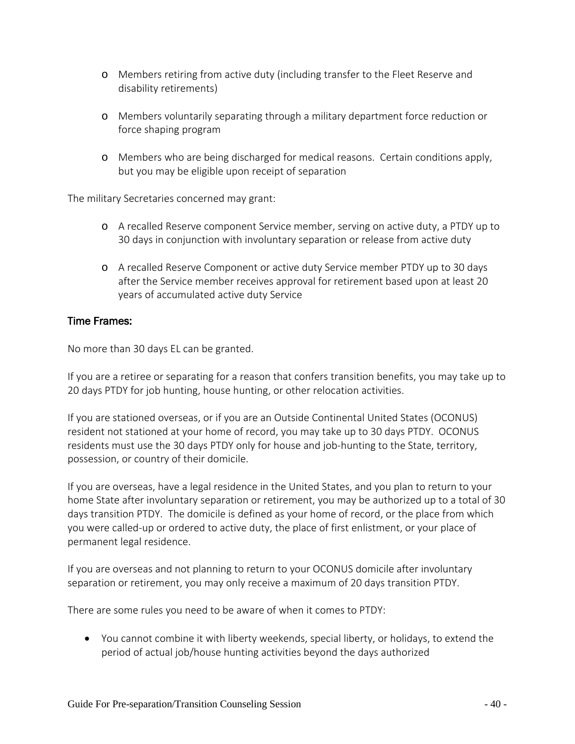- Members retiring from active duty (including transfer to the Fleet Reserve and disability retirements)
- Members voluntarily separating through a military department force reduction or force shaping program
- Members who are being discharged for medical reasons. Certain conditions apply, but you may be eligible upon receipt of separation

The military Secretaries concerned may grant:

- A recalled Reserve component Service member, serving on active duty, a PTDY up to 30 days in conjunction with involuntary separation or release from active duty
- A recalled Reserve Component or active duty Service member PTDY up to 30 days after the Service member receives approval for retirement based upon at least 20 years of accumulated active duty Service

### Time Frames:

No more than 30 days EL can be granted.

If you are a retiree or separating for a reason that confers transition benefits, you may take up to 20 days PTDY for job hunting, house hunting, or other relocation activities.

If you are stationed overseas, or if you are an Outside Continental United States (OCONUS) resident not stationed at your home of record, you may take up to 30 days PTDY. OCONUS residents must use the 30 days PTDY only for house and job-hunting to the State, territory, possession, or country of their domicile.

If you are overseas, have a legal residence in the United States, and you plan to return to your home State after involuntary separation or retirement, you may be authorized up to a total of 30 days transition PTDY. The domicile is defined as your home of record, or the place from which you were called-up or ordered to active duty, the place of first enlistment, or your place of permanent legal residence.

If you are overseas and not planning to return to your OCONUS domicile after involuntary separation or retirement, you may only receive a maximum of 20 days transition PTDY.

There are some rules you need to be aware of when it comes to PTDY:

- You cannot combine it with liberty weekends, special liberty, or holidays, to extend the period of actual job/house hunting activities beyond the days authorized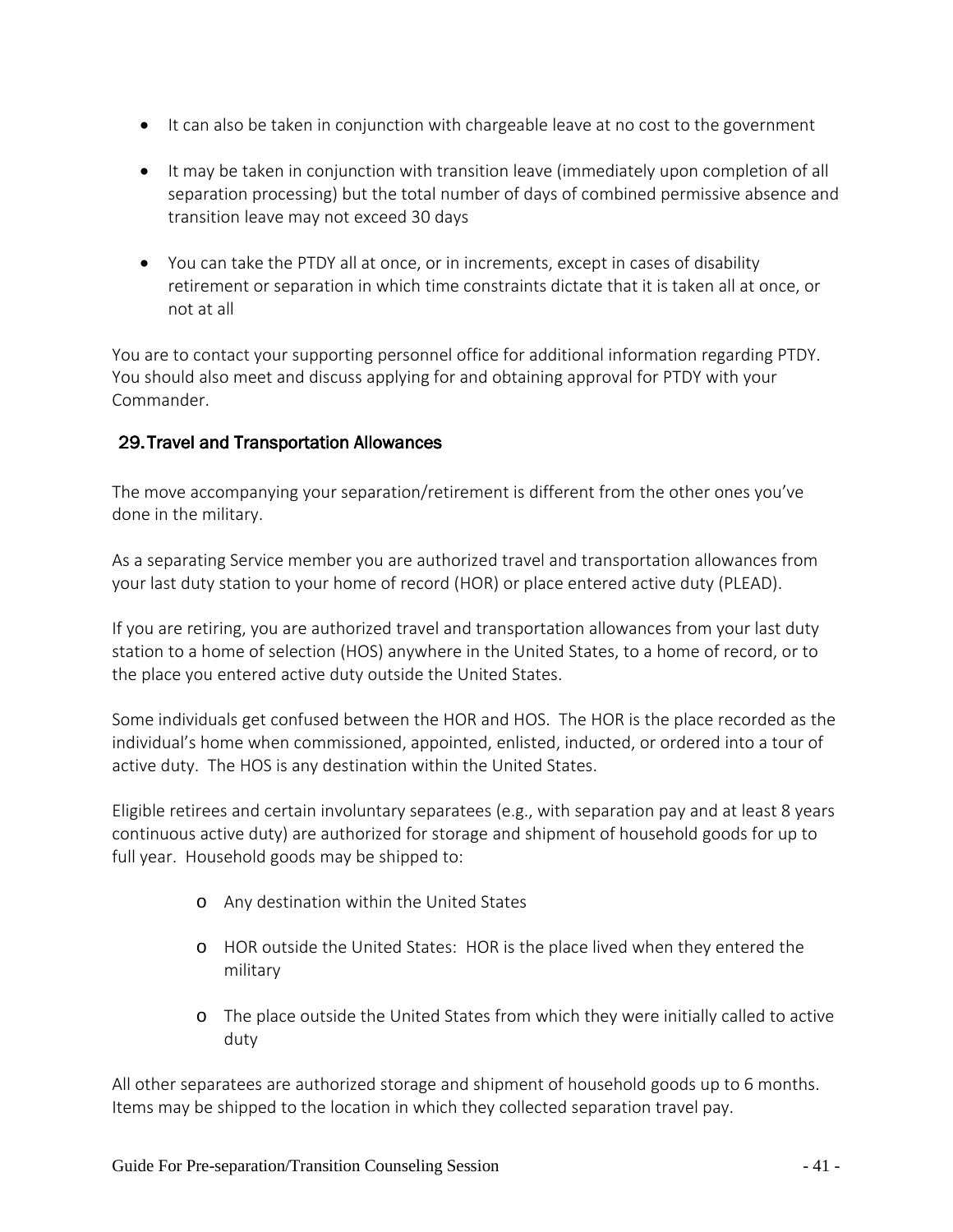- It can also be taken in conjunction with chargeable leave at no cost to the government

- It may be taken in conjunction with transition leave (immediately upon completion of all separation processing) but the total number of days of combined permissive absence and transition leave may not exceed 30 days

- You can take the PTDY all at once, or in increments, except in cases of disability retirement or separation in which time constraints dictate that it is taken all at once, or not at all

You are to contact your supporting personnel office for additional information regarding PTDY. You should also meet and discuss applying for and obtaining approval for PTDY with your Commander.

## 29. Travel and Transportation Allowances

The move accompanying your separation/retirement is different from the other ones you've done in the military.

As a separating Service member you are authorized travel and transportation allowances from your last duty station to your home of record (HOR) or place entered active duty (PLEAD).

If you are retiring, you are authorized travel and transportation allowances from your last duty station to a home of selection (HOS) anywhere in the United States, to a home of record, or to the place you entered active duty outside the United States.

Some individuals get confused between the HOR and HOS. The HOR is the place recorded as the individual's home when commissioned, appointed, enlisted, inducted, or ordered into a tour of active duty. The HOS is any destination within the United States.

Eligible retirees and certain involuntary separatees (e.g., with separation pay and at least 8 years continuous active duty) are authorized for storage and shipment of household goods for up to full year. Household goods may be shipped to:

- Any destination within the United States

- HOR outside the United States: HOR is the place lived when they entered the military

- The place outside the United States from which they were initially called to active duty

All other separatees are authorized storage and shipment of household goods up to 6 months. Items may be shipped to the location in which they collected separation travel pay.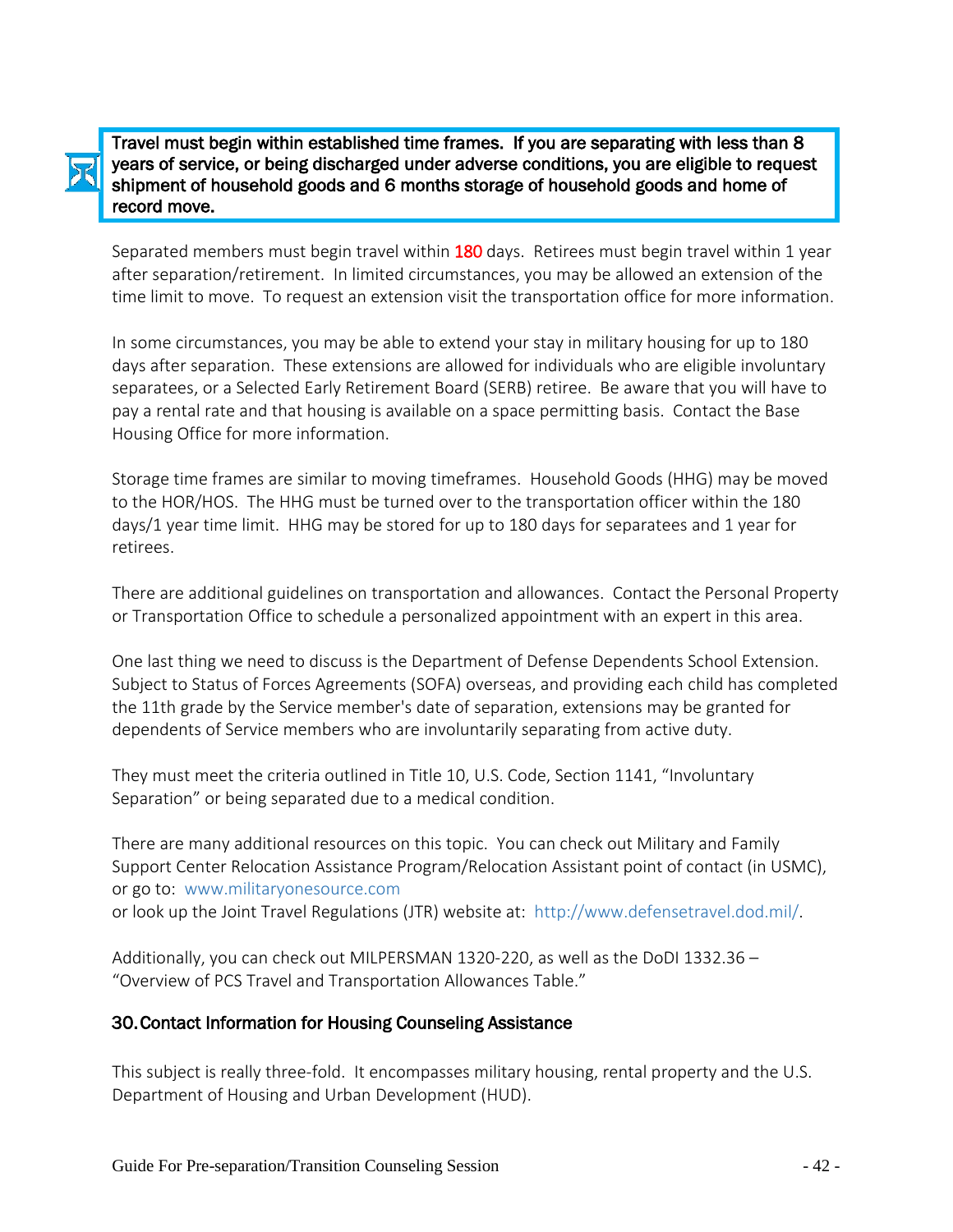**Travel must begin within established time frames. If you are separating with less than 8 years of service, or being discharged under adverse conditions, you are eligible to request shipment of household goods and 6 months storage of household goods and home of record move.**

Separated members must begin travel within 180 days. Retirees must begin travel within 1 year after separation/retirement. In limited circumstances, you may be allowed an extension of the time limit to move. To request an extension visit the transportation office for more information.

In some circumstances, you may be able to extend your stay in military housing for up to 180 days after separation. These extensions are allowed for individuals who are eligible involuntary separatees, or a Selected Early Retirement Board (SERB) retiree. Be aware that you will have to pay a rental rate and that housing is available on a space permitting basis. Contact the Base Housing Office for more information.

Storage time frames are similar to moving timeframes. Household Goods (HHG) may be moved to the HOR/HOS. The HHG must be turned over to the transportation officer within the 180 days/1 year time limit. HHG may be stored for up to 180 days for separatees and 1 year for retirees.

There are additional guidelines on transportation and allowances. Contact the Personal Property or Transportation Office to schedule a personalized appointment with an expert in this area.

One last thing we need to discuss is the Department of Defense Dependents School Extension. Subject to Status of Forces Agreements (SOFA) overseas, and providing each child has completed the 11th grade by the Service member's date of separation, extensions may be granted for dependents of Service members who are involuntarily separating from active duty.

They must meet the criteria outlined in Title 10, U.S. Code, Section 1141, "Involuntary Separation" or being separated due to a medical condition.

There are many additional resources on this topic. You can check out Military and Family Support Center Relocation Assistance Program/Relocation Assistant point of contact (in USMC), or go to: www.militaryonesource.com
or look up the Joint Travel Regulations (JTR) website at: http://www.defensetravel.dod.mil/.

Additionally, you can check out MILPERSMAN 1320-220, as well as the DoDI 1332.36 – "Overview of PCS Travel and Transportation Allowances Table."

## 30. Contact Information for Housing Counseling Assistance

This subject is really three-fold. It encompasses military housing, rental property and the U.S. Department of Housing and Urban Development (HUD).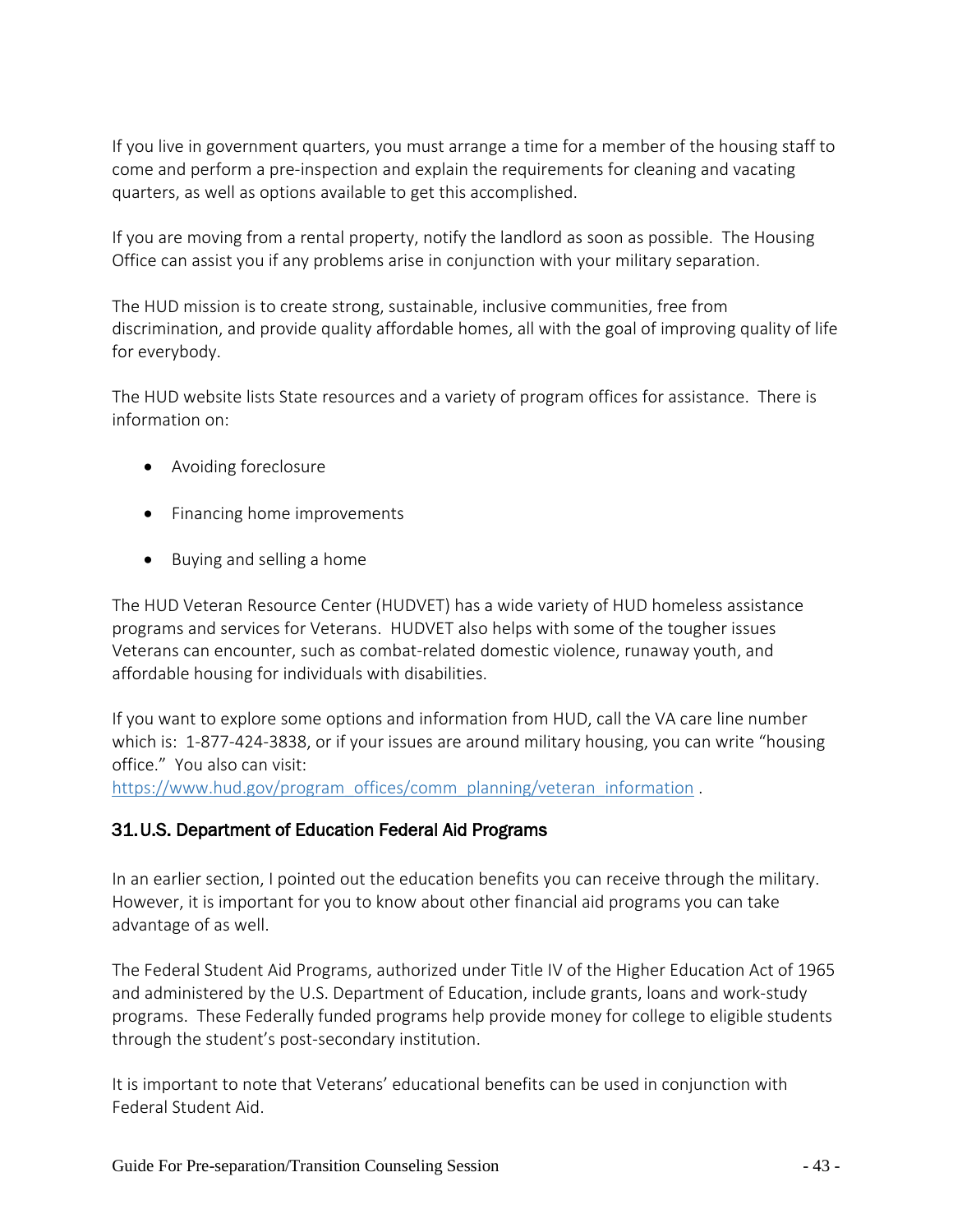If you live in government quarters, you must arrange a time for a member of the housing staff to come and perform a pre-inspection and explain the requirements for cleaning and vacating quarters, as well as options available to get this accomplished.

If you are moving from a rental property, notify the landlord as soon as possible. The Housing Office can assist you if any problems arise in conjunction with your military separation.

The HUD mission is to create strong, sustainable, inclusive communities, free from discrimination, and provide quality affordable homes, all with the goal of improving quality of life for everybody.

The HUD website lists State resources and a variety of program offices for assistance. There is information on:

- Avoiding foreclosure
- Financing home improvements
- Buying and selling a home

The HUD Veteran Resource Center (HUDVET) has a wide variety of HUD homeless assistance programs and services for Veterans. HUDVET also helps with some of the tougher issues Veterans can encounter, such as combat-related domestic violence, runaway youth, and affordable housing for individuals with disabilities.

If you want to explore some options and information from HUD, call the VA care line number which is: 1-877-424-3838, or if your issues are around military housing, you can write "housing office." You also can visit: https://www.hud.gov/program_offices/comm_planning/veteran_information .

## 31. U.S. Department of Education Federal Aid Programs

In an earlier section, I pointed out the education benefits you can receive through the military. However, it is important for you to know about other financial aid programs you can take advantage of as well.

The Federal Student Aid Programs, authorized under Title IV of the Higher Education Act of 1965 and administered by the U.S. Department of Education, include grants, loans and work-study programs. These Federally funded programs help provide money for college to eligible students through the student's post-secondary institution.

It is important to note that Veterans' educational benefits can be used in conjunction with Federal Student Aid.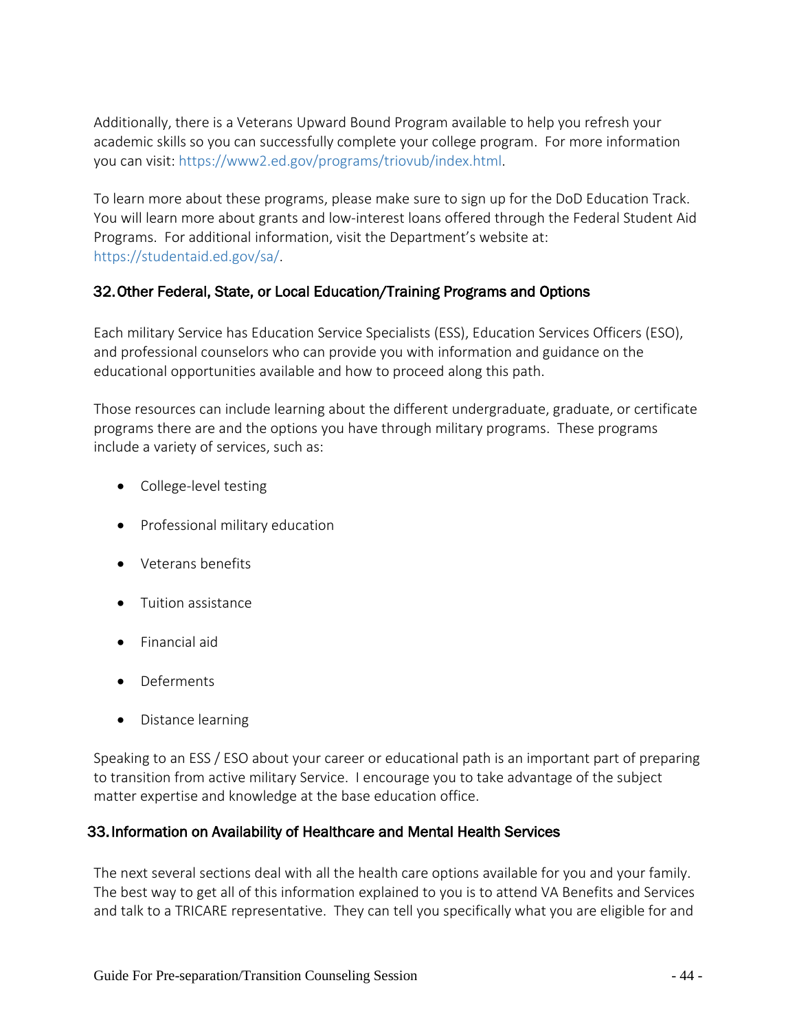Additionally, there is a Veterans Upward Bound Program available to help you refresh your academic skills so you can successfully complete your college program. For more information you can visit: https://www2.ed.gov/programs/triovub/index.html.

To learn more about these programs, please make sure to sign up for the DoD Education Track. You will learn more about grants and low-interest loans offered through the Federal Student Aid Programs. For additional information, visit the Department's website at: https://studentaid.ed.gov/sa/.

## 32. Other Federal, State, or Local Education/Training Programs and Options

Each military Service has Education Service Specialists (ESS), Education Services Officers (ESO), and professional counselors who can provide you with information and guidance on the educational opportunities available and how to proceed along this path.

Those resources can include learning about the different undergraduate, graduate, or certificate programs there are and the options you have through military programs. These programs include a variety of services, such as:

- College-level testing
- Professional military education
- Veterans benefits
- Tuition assistance
- Financial aid
- Deferments
- Distance learning

Speaking to an ESS / ESO about your career or educational path is an important part of preparing to transition from active military Service. I encourage you to take advantage of the subject matter expertise and knowledge at the base education office.

## 33. Information on Availability of Healthcare and Mental Health Services

The next several sections deal with all the health care options available for you and your family. The best way to get all of this information explained to you is to attend VA Benefits and Services and talk to a TRICARE representative. They can tell you specifically what you are eligible for and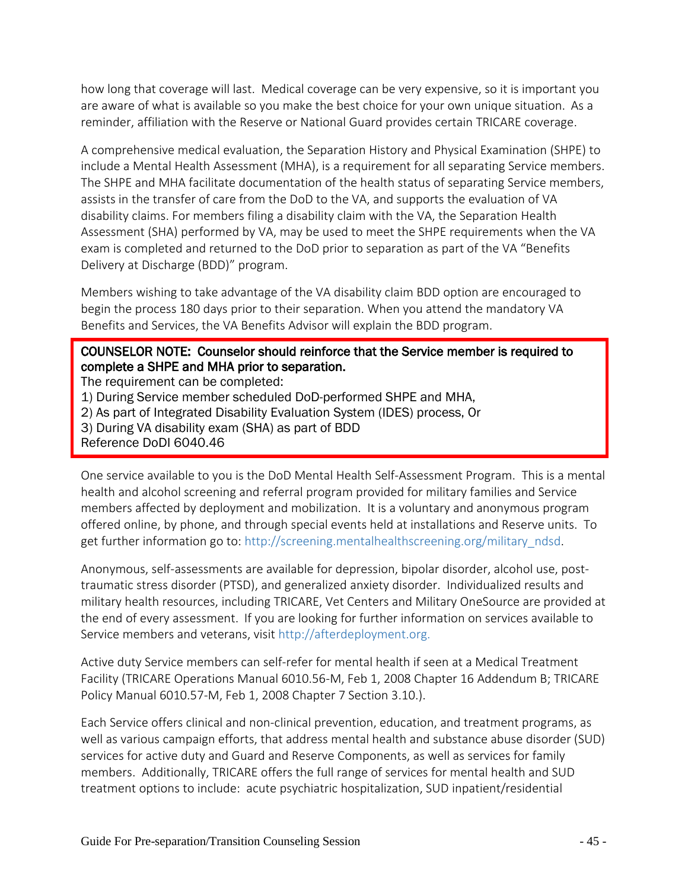how long that coverage will last.  Medical coverage can be very expensive, so it is important you are aware of what is available so you make the best choice for your own unique situation.  As a reminder, affiliation with the Reserve or National Guard provides certain TRICARE coverage.

A comprehensive medical evaluation, the Separation History and Physical Examination (SHPE) to include a Mental Health Assessment (MHA), is a requirement for all separating Service members. The SHPE and MHA facilitate documentation of the health status of separating Service members, assists in the transfer of care from the DoD to the VA, and supports the evaluation of VA disability claims. For members filing a disability claim with the VA, the Separation Health Assessment (SHA) performed by VA, may be used to meet the SHPE requirements when the VA exam is completed and returned to the DoD prior to separation as part of the VA "Benefits Delivery at Discharge (BDD)" program.

Members wishing to take advantage of the VA disability claim BDD option are encouraged to begin the process 180 days prior to their separation. When you attend the mandatory VA Benefits and Services, the VA Benefits Advisor will explain the BDD program.

> **COUNSELOR NOTE: Counselor should reinforce that the Service member is required to complete a SHPE and MHA prior to separation.**
> The requirement can be completed:
> 1) During Service member scheduled DoD-performed SHPE and MHA,
> 2) As part of Integrated Disability Evaluation System (IDES) process, Or
> 3) During VA disability exam (SHA) as part of BDD
> Reference DoDI 6040.46

One service available to you is the DoD Mental Health Self-Assessment Program.  This is a mental health and alcohol screening and referral program provided for military families and Service members affected by deployment and mobilization.  It is a voluntary and anonymous program offered online, by phone, and through special events held at installations and Reserve units.  To get further information go to: http://screening.mentalhealthscreening.org/military_ndsd.

Anonymous, self-assessments are available for depression, bipolar disorder, alcohol use, post-traumatic stress disorder (PTSD), and generalized anxiety disorder.  Individualized results and military health resources, including TRICARE, Vet Centers and Military OneSource are provided at the end of every assessment.  If you are looking for further information on services available to Service members and veterans, visit http://afterdeployment.org.

Active duty Service members can self-refer for mental health if seen at a Medical Treatment Facility (TRICARE Operations Manual 6010.56-M, Feb 1, 2008 Chapter 16 Addendum B; TRICARE Policy Manual 6010.57-M, Feb 1, 2008 Chapter 7 Section 3.10.).

Each Service offers clinical and non-clinical prevention, education, and treatment programs, as well as various campaign efforts, that address mental health and substance abuse disorder (SUD) services for active duty and Guard and Reserve Components, as well as services for family members.  Additionally, TRICARE offers the full range of services for mental health and SUD treatment options to include:  acute psychiatric hospitalization, SUD inpatient/residential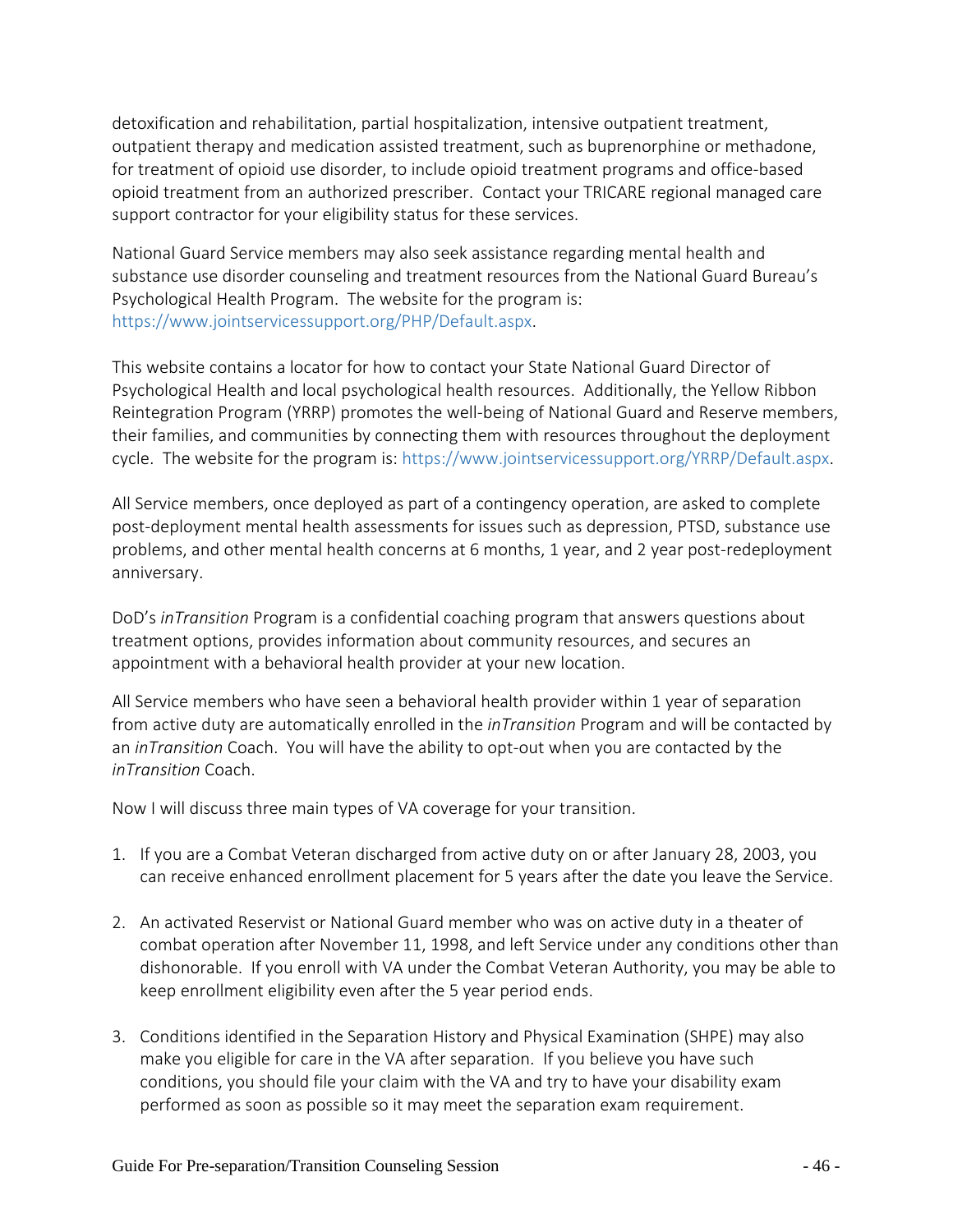detoxification and rehabilitation, partial hospitalization, intensive outpatient treatment, outpatient therapy and medication assisted treatment, such as buprenorphine or methadone, for treatment of opioid use disorder, to include opioid treatment programs and office-based opioid treatment from an authorized prescriber. Contact your TRICARE regional managed care support contractor for your eligibility status for these services.

National Guard Service members may also seek assistance regarding mental health and substance use disorder counseling and treatment resources from the National Guard Bureau's Psychological Health Program. The website for the program is: https://www.jointservicessupport.org/PHP/Default.aspx.

This website contains a locator for how to contact your State National Guard Director of Psychological Health and local psychological health resources. Additionally, the Yellow Ribbon Reintegration Program (YRRP) promotes the well-being of National Guard and Reserve members, their families, and communities by connecting them with resources throughout the deployment cycle. The website for the program is: https://www.jointservicessupport.org/YRRP/Default.aspx.

All Service members, once deployed as part of a contingency operation, are asked to complete post-deployment mental health assessments for issues such as depression, PTSD, substance use problems, and other mental health concerns at 6 months, 1 year, and 2 year post-redeployment anniversary.

DoD's *inTransition* Program is a confidential coaching program that answers questions about treatment options, provides information about community resources, and secures an appointment with a behavioral health provider at your new location.

All Service members who have seen a behavioral health provider within 1 year of separation from active duty are automatically enrolled in the *inTransition* Program and will be contacted by an *inTransition* Coach. You will have the ability to opt-out when you are contacted by the *inTransition* Coach.

Now I will discuss three main types of VA coverage for your transition.

1. If you are a Combat Veteran discharged from active duty on or after January 28, 2003, you can receive enhanced enrollment placement for 5 years after the date you leave the Service.

2. An activated Reservist or National Guard member who was on active duty in a theater of combat operation after November 11, 1998, and left Service under any conditions other than dishonorable. If you enroll with VA under the Combat Veteran Authority, you may be able to keep enrollment eligibility even after the 5 year period ends.

3. Conditions identified in the Separation History and Physical Examination (SHPE) may also make you eligible for care in the VA after separation. If you believe you have such conditions, you should file your claim with the VA and try to have your disability exam performed as soon as possible so it may meet the separation exam requirement.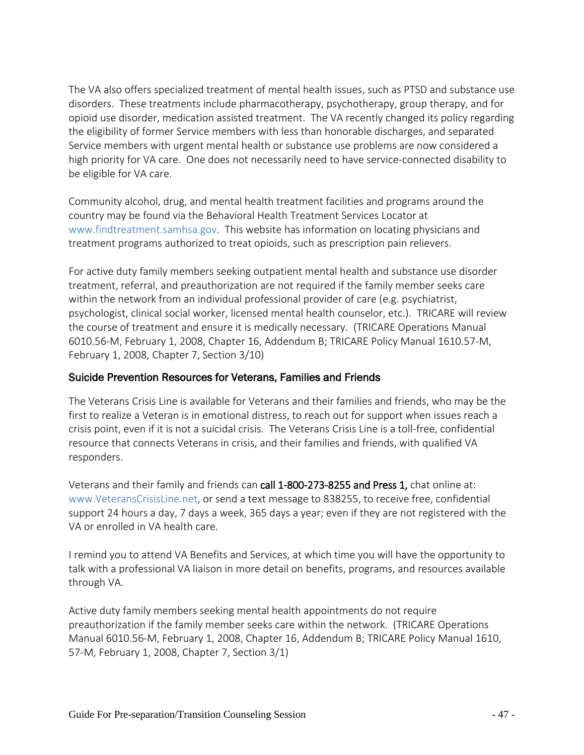The VA also offers specialized treatment of mental health issues, such as PTSD and substance use disorders. These treatments include pharmacotherapy, psychotherapy, group therapy, and for opioid use disorder, medication assisted treatment. The VA recently changed its policy regarding the eligibility of former Service members with less than honorable discharges, and separated Service members with urgent mental health or substance use problems are now considered a high priority for VA care. One does not necessarily need to have service-connected disability to be eligible for VA care.

Community alcohol, drug, and mental health treatment facilities and programs around the country may be found via the Behavioral Health Treatment Services Locator at www.findtreatment.samhsa.gov. This website has information on locating physicians and treatment programs authorized to treat opioids, such as prescription pain relievers.

For active duty family members seeking outpatient mental health and substance use disorder treatment, referral, and preauthorization are not required if the family member seeks care within the network from an individual professional provider of care (e.g. psychiatrist, psychologist, clinical social worker, licensed mental health counselor, etc.). TRICARE will review the course of treatment and ensure it is medically necessary. (TRICARE Operations Manual 6010.56-M, February 1, 2008, Chapter 16, Addendum B; TRICARE Policy Manual 1610.57-M, February 1, 2008, Chapter 7, Section 3/10)

### Suicide Prevention Resources for Veterans, Families and Friends

The Veterans Crisis Line is available for Veterans and their families and friends, who may be the first to realize a Veteran is in emotional distress, to reach out for support when issues reach a crisis point, even if it is not a suicidal crisis. The Veterans Crisis Line is a toll-free, confidential resource that connects Veterans in crisis, and their families and friends, with qualified VA responders.

Veterans and their family and friends can **call 1-800-273-8255 and Press 1,** chat online at: www.VeteransCrisisLine.net, or send a text message to 838255, to receive free, confidential support 24 hours a day, 7 days a week, 365 days a year; even if they are not registered with the VA or enrolled in VA health care.

I remind you to attend VA Benefits and Services, at which time you will have the opportunity to talk with a professional VA liaison in more detail on benefits, programs, and resources available through VA.

Active duty family members seeking mental health appointments do not require preauthorization if the family member seeks care within the network. (TRICARE Operations Manual 6010.56-M, February 1, 2008, Chapter 16, Addendum B; TRICARE Policy Manual 1610, 57-M, February 1, 2008, Chapter 7, Section 3/1)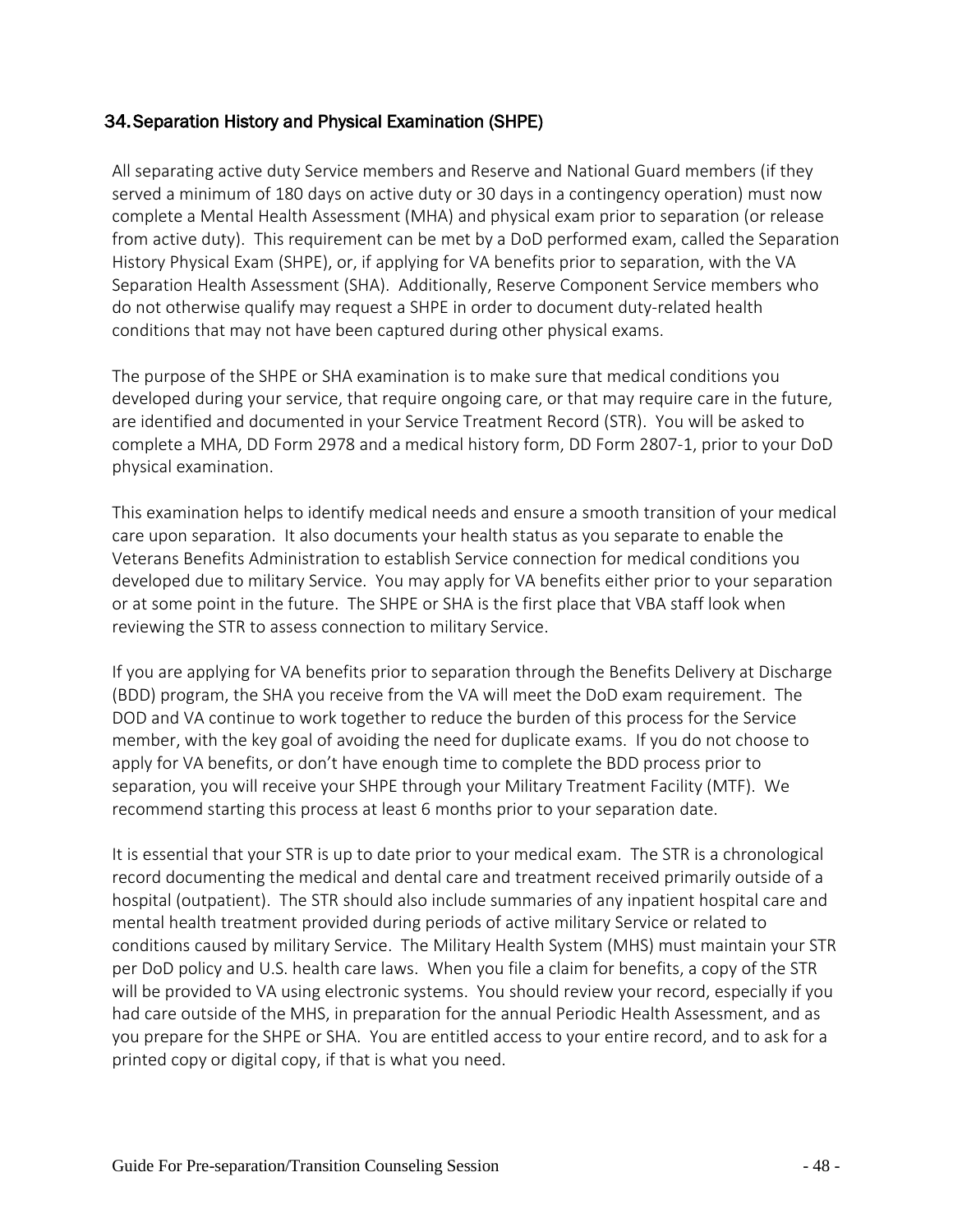## 34. Separation History and Physical Examination (SHPE)

All separating active duty Service members and Reserve and National Guard members (if they served a minimum of 180 days on active duty or 30 days in a contingency operation) must now complete a Mental Health Assessment (MHA) and physical exam prior to separation (or release from active duty). This requirement can be met by a DoD performed exam, called the Separation History Physical Exam (SHPE), or, if applying for VA benefits prior to separation, with the VA Separation Health Assessment (SHA). Additionally, Reserve Component Service members who do not otherwise qualify may request a SHPE in order to document duty-related health conditions that may not have been captured during other physical exams.

The purpose of the SHPE or SHA examination is to make sure that medical conditions you developed during your service, that require ongoing care, or that may require care in the future, are identified and documented in your Service Treatment Record (STR). You will be asked to complete a MHA, DD Form 2978 and a medical history form, DD Form 2807-1, prior to your DoD physical examination.

This examination helps to identify medical needs and ensure a smooth transition of your medical care upon separation. It also documents your health status as you separate to enable the Veterans Benefits Administration to establish Service connection for medical conditions you developed due to military Service. You may apply for VA benefits either prior to your separation or at some point in the future. The SHPE or SHA is the first place that VBA staff look when reviewing the STR to assess connection to military Service.

If you are applying for VA benefits prior to separation through the Benefits Delivery at Discharge (BDD) program, the SHA you receive from the VA will meet the DoD exam requirement. The DOD and VA continue to work together to reduce the burden of this process for the Service member, with the key goal of avoiding the need for duplicate exams. If you do not choose to apply for VA benefits, or don't have enough time to complete the BDD process prior to separation, you will receive your SHPE through your Military Treatment Facility (MTF). We recommend starting this process at least 6 months prior to your separation date.

It is essential that your STR is up to date prior to your medical exam. The STR is a chronological record documenting the medical and dental care and treatment received primarily outside of a hospital (outpatient). The STR should also include summaries of any inpatient hospital care and mental health treatment provided during periods of active military Service or related to conditions caused by military Service. The Military Health System (MHS) must maintain your STR per DoD policy and U.S. health care laws. When you file a claim for benefits, a copy of the STR will be provided to VA using electronic systems. You should review your record, especially if you had care outside of the MHS, in preparation for the annual Periodic Health Assessment, and as you prepare for the SHPE or SHA. You are entitled access to your entire record, and to ask for a printed copy or digital copy, if that is what you need.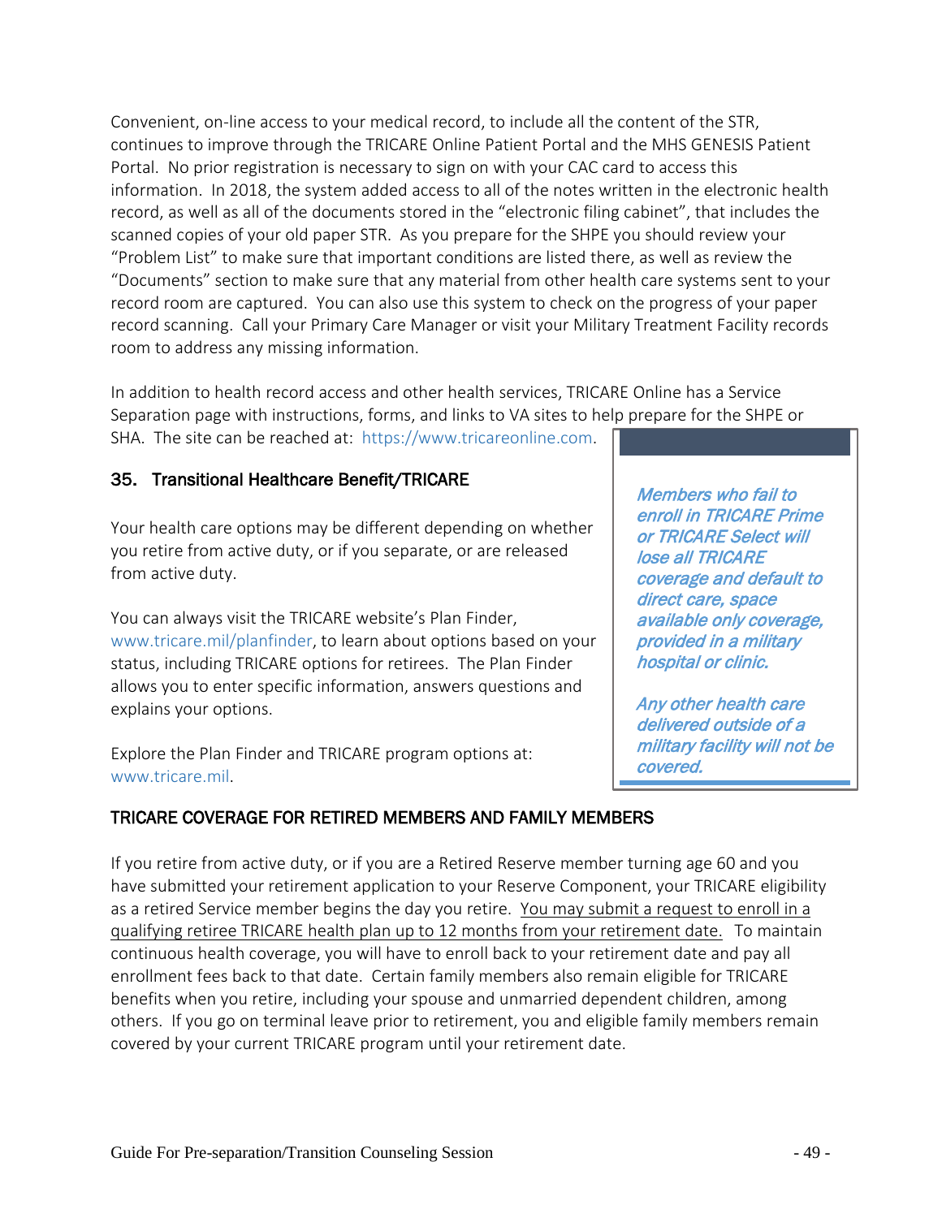Convenient, on-line access to your medical record, to include all the content of the STR, continues to improve through the TRICARE Online Patient Portal and the MHS GENESIS Patient Portal. No prior registration is necessary to sign on with your CAC card to access this information. In 2018, the system added access to all of the notes written in the electronic health record, as well as all of the documents stored in the "electronic filing cabinet", that includes the scanned copies of your old paper STR. As you prepare for the SHPE you should review your "Problem List" to make sure that important conditions are listed there, as well as review the "Documents" section to make sure that any material from other health care systems sent to your record room are captured. You can also use this system to check on the progress of your paper record scanning. Call your Primary Care Manager or visit your Military Treatment Facility records room to address any missing information.

In addition to health record access and other health services, TRICARE Online has a Service Separation page with instructions, forms, and links to VA sites to help prepare for the SHPE or SHA. The site can be reached at: https://www.tricareonline.com.

## 35. Transitional Healthcare Benefit/TRICARE

Your health care options may be different depending on whether you retire from active duty, or if you separate, or are released from active duty.

You can always visit the TRICARE website's Plan Finder, www.tricare.mil/planfinder, to learn about options based on your status, including TRICARE options for retirees. The Plan Finder allows you to enter specific information, answers questions and explains your options.

Explore the Plan Finder and TRICARE program options at: www.tricare.mil.

> ***Members who fail to enroll in TRICARE Prime or TRICARE Select will lose all TRICARE coverage and default to direct care, space available only coverage, provided in a military hospital or clinic.***
>
> ***Any other health care delivered outside of a military facility will not be covered.***

### TRICARE COVERAGE FOR RETIRED MEMBERS AND FAMILY MEMBERS

If you retire from active duty, or if you are a Retired Reserve member turning age 60 and you have submitted your retirement application to your Reserve Component, your TRICARE eligibility as a retired Service member begins the day you retire. <u>You may submit a request to enroll in a qualifying retiree TRICARE health plan up to 12 months from your retirement date.</u> To maintain continuous health coverage, you will have to enroll back to your retirement date and pay all enrollment fees back to that date. Certain family members also remain eligible for TRICARE benefits when you retire, including your spouse and unmarried dependent children, among others. If you go on terminal leave prior to retirement, you and eligible family members remain covered by your current TRICARE program until your retirement date.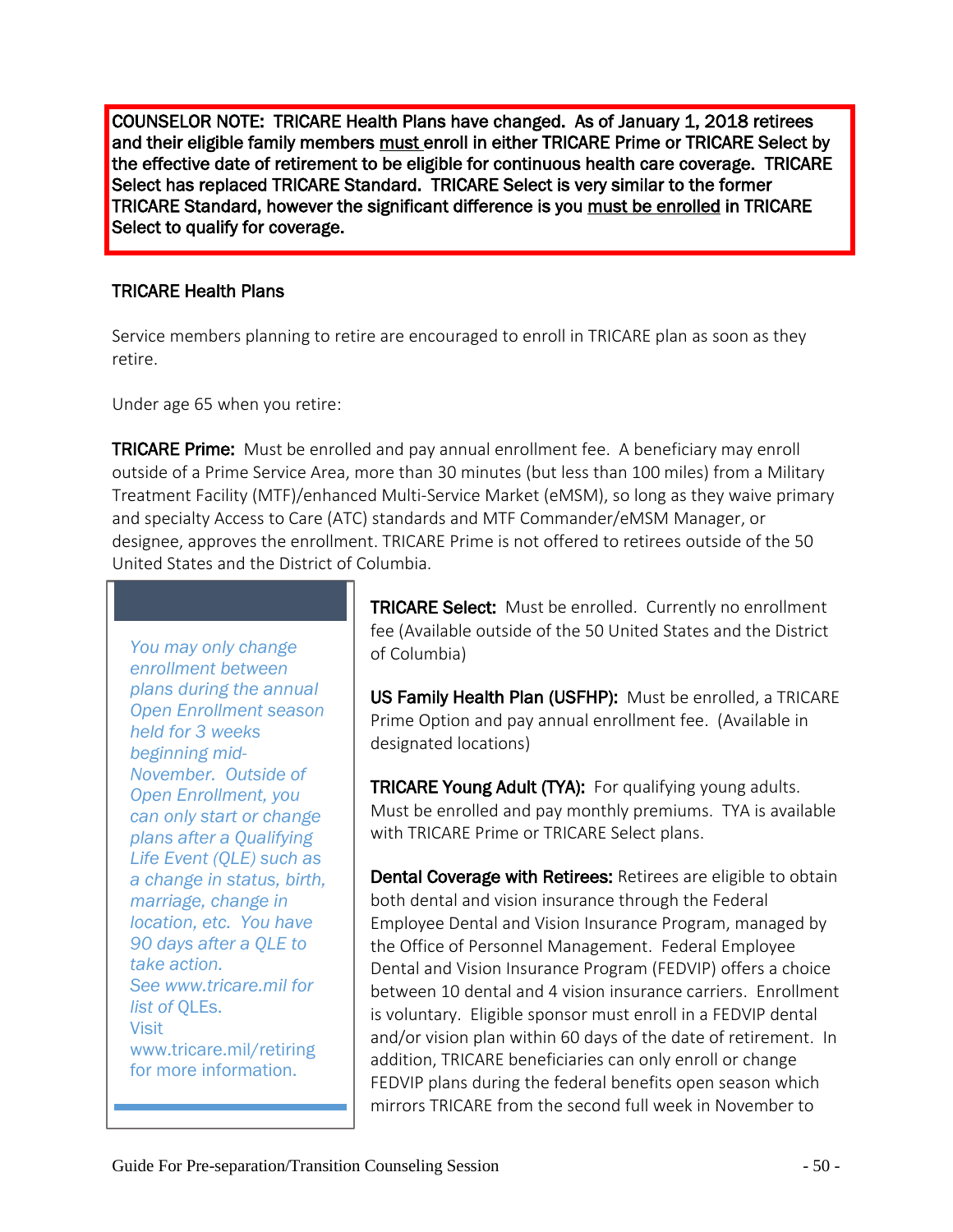**COUNSELOR NOTE: TRICARE Health Plans have changed. As of January 1, 2018 retirees and their eligible family members must enroll in either TRICARE Prime or TRICARE Select by the effective date of retirement to be eligible for continuous health care coverage. TRICARE Select has replaced TRICARE Standard. TRICARE Select is very similar to the former TRICARE Standard, however the significant difference is you must be enrolled in TRICARE Select to qualify for coverage.**

## TRICARE Health Plans

Service members planning to retire are encouraged to enroll in TRICARE plan as soon as they retire.

Under age 65 when you retire:

**TRICARE Prime:** Must be enrolled and pay annual enrollment fee. A beneficiary may enroll outside of a Prime Service Area, more than 30 minutes (but less than 100 miles) from a Military Treatment Facility (MTF)/enhanced Multi-Service Market (eMSM), so long as they waive primary and specialty Access to Care (ATC) standards and MTF Commander/eMSM Manager, or designee, approves the enrollment. TRICARE Prime is not offered to retirees outside of the 50 United States and the District of Columbia.

*You may only change enrollment between plans during the annual Open Enrollment season held for 3 weeks beginning mid-November. Outside of Open Enrollment, you can only start or change plans after a Qualifying Life Event (QLE) such as a change in status, birth, marriage, change in location, etc. You have 90 days after a QLE to take action. See www.tricare.mil for list of QLEs. Visit www.tricare.mil/retiring for more information.*

**TRICARE Select:** Must be enrolled. Currently no enrollment fee (Available outside of the 50 United States and the District of Columbia)

**US Family Health Plan (USFHP):** Must be enrolled, a TRICARE Prime Option and pay annual enrollment fee. (Available in designated locations)

**TRICARE Young Adult (TYA):** For qualifying young adults. Must be enrolled and pay monthly premiums. TYA is available with TRICARE Prime or TRICARE Select plans.

**Dental Coverage with Retirees:** Retirees are eligible to obtain both dental and vision insurance through the Federal Employee Dental and Vision Insurance Program, managed by the Office of Personnel Management. Federal Employee Dental and Vision Insurance Program (FEDVIP) offers a choice between 10 dental and 4 vision insurance carriers. Enrollment is voluntary. Eligible sponsor must enroll in a FEDVIP dental and/or vision plan within 60 days of the date of retirement. In addition, TRICARE beneficiaries can only enroll or change FEDVIP plans during the federal benefits open season which mirrors TRICARE from the second full week in November to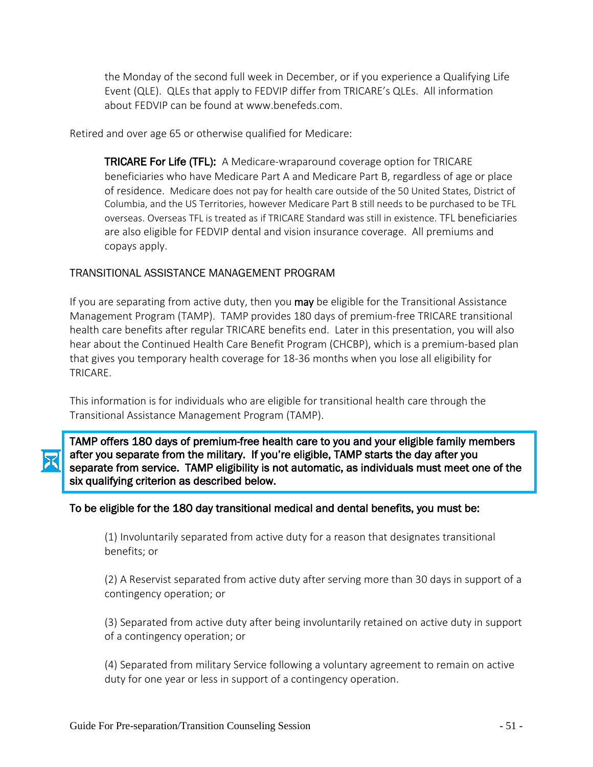the Monday of the second full week in December, or if you experience a Qualifying Life Event (QLE). QLEs that apply to FEDVIP differ from TRICARE's QLEs. All information about FEDVIP can be found at www.benefeds.com.

Retired and over age 65 or otherwise qualified for Medicare:

**TRICARE For Life (TFL):** A Medicare-wraparound coverage option for TRICARE beneficiaries who have Medicare Part A and Medicare Part B, regardless of age or place of residence. Medicare does not pay for health care outside of the 50 United States, District of Columbia, and the US Territories, however Medicare Part B still needs to be purchased to be TFL overseas. Overseas TFL is treated as if TRICARE Standard was still in existence. TFL beneficiaries are also eligible for FEDVIP dental and vision insurance coverage. All premiums and copays apply.

## TRANSITIONAL ASSISTANCE MANAGEMENT PROGRAM

If you are separating from active duty, then you **may** be eligible for the Transitional Assistance Management Program (TAMP). TAMP provides 180 days of premium-free TRICARE transitional health care benefits after regular TRICARE benefits end. Later in this presentation, you will also hear about the Continued Health Care Benefit Program (CHCBP), which is a premium-based plan that gives you temporary health coverage for 18-36 months when you lose all eligibility for TRICARE.

This information is for individuals who are eligible for transitional health care through the Transitional Assistance Management Program (TAMP).

**TAMP offers 180 days of premium-free health care to you and your eligible family members after you separate from the military. If you're eligible, TAMP starts the day after you separate from service. TAMP eligibility is not automatic, as individuals must meet one of the six qualifying criterion as described below.**

**To be eligible for the 180 day transitional medical and dental benefits, you must be:**

(1) Involuntarily separated from active duty for a reason that designates transitional benefits; or

(2) A Reservist separated from active duty after serving more than 30 days in support of a contingency operation; or

(3) Separated from active duty after being involuntarily retained on active duty in support of a contingency operation; or

(4) Separated from military Service following a voluntary agreement to remain on active duty for one year or less in support of a contingency operation.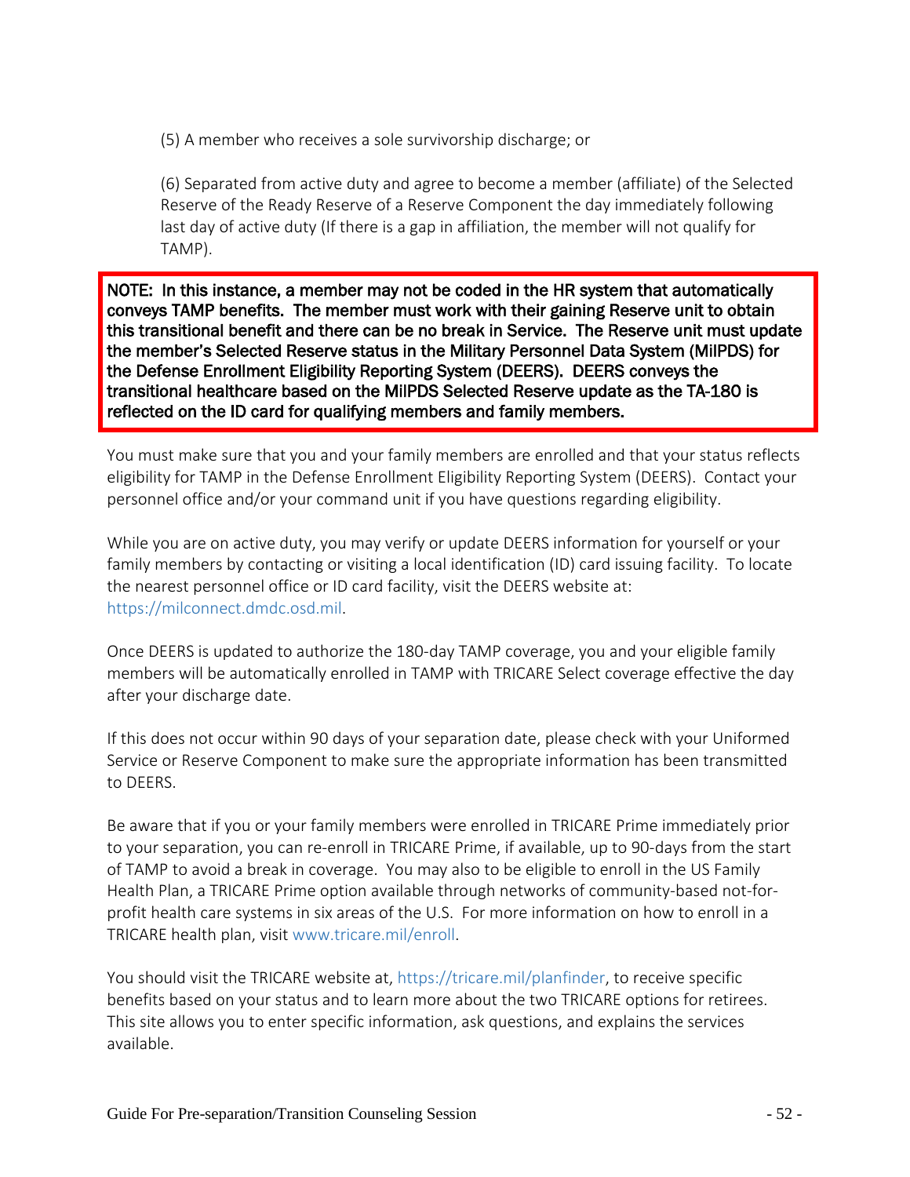(5) A member who receives a sole survivorship discharge; or

(6) Separated from active duty and agree to become a member (affiliate) of the Selected Reserve of the Ready Reserve of a Reserve Component the day immediately following last day of active duty (If there is a gap in affiliation, the member will not qualify for TAMP).

**NOTE: In this instance, a member may not be coded in the HR system that automatically conveys TAMP benefits. The member must work with their gaining Reserve unit to obtain this transitional benefit and there can be no break in Service. The Reserve unit must update the member's Selected Reserve status in the Military Personnel Data System (MilPDS) for the Defense Enrollment Eligibility Reporting System (DEERS). DEERS conveys the transitional healthcare based on the MilPDS Selected Reserve update as the TA-180 is reflected on the ID card for qualifying members and family members.**

You must make sure that you and your family members are enrolled and that your status reflects eligibility for TAMP in the Defense Enrollment Eligibility Reporting System (DEERS). Contact your personnel office and/or your command unit if you have questions regarding eligibility.

While you are on active duty, you may verify or update DEERS information for yourself or your family members by contacting or visiting a local identification (ID) card issuing facility. To locate the nearest personnel office or ID card facility, visit the DEERS website at: https://milconnect.dmdc.osd.mil.

Once DEERS is updated to authorize the 180-day TAMP coverage, you and your eligible family members will be automatically enrolled in TAMP with TRICARE Select coverage effective the day after your discharge date.

If this does not occur within 90 days of your separation date, please check with your Uniformed Service or Reserve Component to make sure the appropriate information has been transmitted to DEERS.

Be aware that if you or your family members were enrolled in TRICARE Prime immediately prior to your separation, you can re-enroll in TRICARE Prime, if available, up to 90-days from the start of TAMP to avoid a break in coverage. You may also to be eligible to enroll in the US Family Health Plan, a TRICARE Prime option available through networks of community-based not-for-profit health care systems in six areas of the U.S. For more information on how to enroll in a TRICARE health plan, visit www.tricare.mil/enroll.

You should visit the TRICARE website at, https://tricare.mil/planfinder, to receive specific benefits based on your status and to learn more about the two TRICARE options for retirees. This site allows you to enter specific information, ask questions, and explains the services available.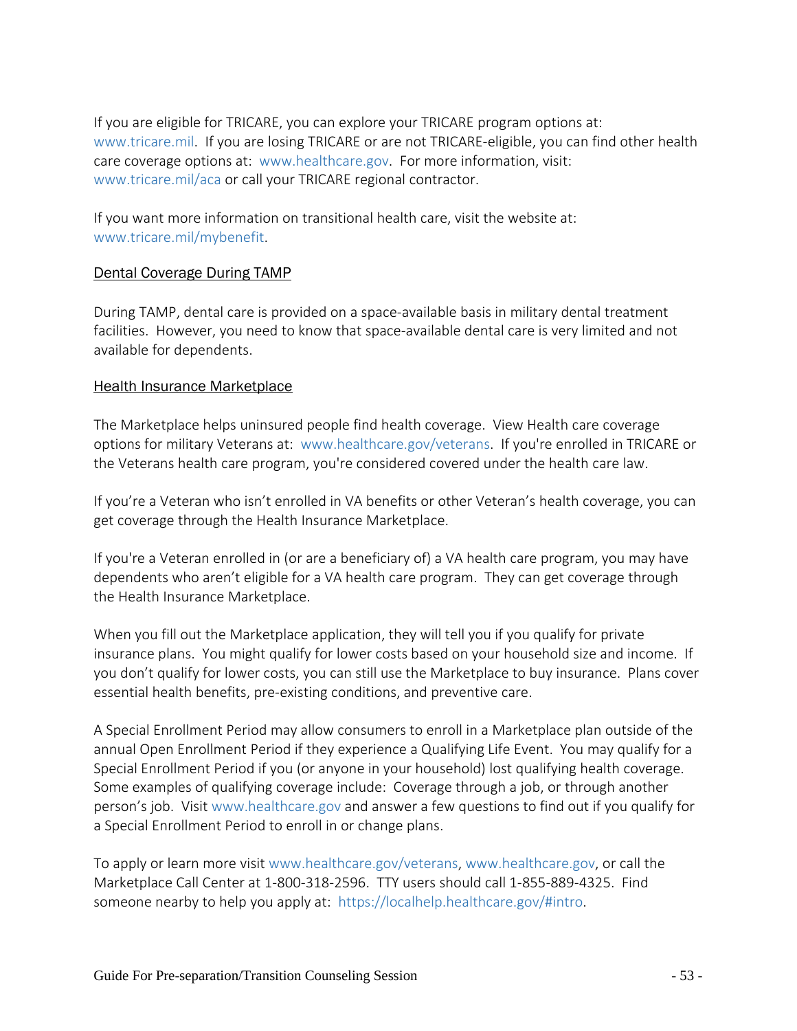If you are eligible for TRICARE, you can explore your TRICARE program options at: www.tricare.mil. If you are losing TRICARE or are not TRICARE-eligible, you can find other health care coverage options at: www.healthcare.gov. For more information, visit: www.tricare.mil/aca or call your TRICARE regional contractor.

If you want more information on transitional health care, visit the website at: www.tricare.mil/mybenefit.

## Dental Coverage During TAMP

During TAMP, dental care is provided on a space-available basis in military dental treatment facilities. However, you need to know that space-available dental care is very limited and not available for dependents.

## Health Insurance Marketplace

The Marketplace helps uninsured people find health coverage. View Health care coverage options for military Veterans at: www.healthcare.gov/veterans. If you're enrolled in TRICARE or the Veterans health care program, you're considered covered under the health care law.

If you're a Veteran who isn't enrolled in VA benefits or other Veteran's health coverage, you can get coverage through the Health Insurance Marketplace.

If you're a Veteran enrolled in (or are a beneficiary of) a VA health care program, you may have dependents who aren't eligible for a VA health care program. They can get coverage through the Health Insurance Marketplace.

When you fill out the Marketplace application, they will tell you if you qualify for private insurance plans. You might qualify for lower costs based on your household size and income. If you don't qualify for lower costs, you can still use the Marketplace to buy insurance. Plans cover essential health benefits, pre-existing conditions, and preventive care.

A Special Enrollment Period may allow consumers to enroll in a Marketplace plan outside of the annual Open Enrollment Period if they experience a Qualifying Life Event. You may qualify for a Special Enrollment Period if you (or anyone in your household) lost qualifying health coverage. Some examples of qualifying coverage include: Coverage through a job, or through another person's job. Visit www.healthcare.gov and answer a few questions to find out if you qualify for a Special Enrollment Period to enroll in or change plans.

To apply or learn more visit www.healthcare.gov/veterans, www.healthcare.gov, or call the Marketplace Call Center at 1-800-318-2596. TTY users should call 1-855-889-4325. Find someone nearby to help you apply at: https://localhelp.healthcare.gov/#intro.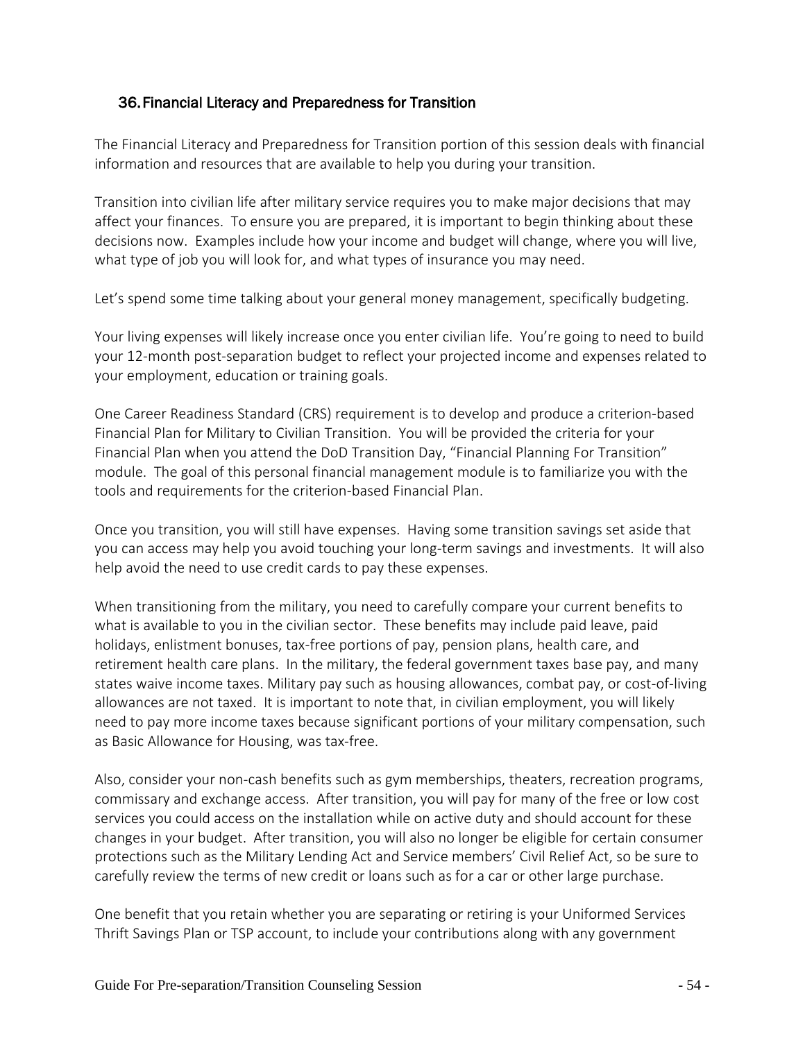## 36. Financial Literacy and Preparedness for Transition

The Financial Literacy and Preparedness for Transition portion of this session deals with financial information and resources that are available to help you during your transition.

Transition into civilian life after military service requires you to make major decisions that may affect your finances. To ensure you are prepared, it is important to begin thinking about these decisions now. Examples include how your income and budget will change, where you will live, what type of job you will look for, and what types of insurance you may need.

Let's spend some time talking about your general money management, specifically budgeting.

Your living expenses will likely increase once you enter civilian life. You're going to need to build your 12-month post-separation budget to reflect your projected income and expenses related to your employment, education or training goals.

One Career Readiness Standard (CRS) requirement is to develop and produce a criterion-based Financial Plan for Military to Civilian Transition. You will be provided the criteria for your Financial Plan when you attend the DoD Transition Day, "Financial Planning For Transition" module. The goal of this personal financial management module is to familiarize you with the tools and requirements for the criterion-based Financial Plan.

Once you transition, you will still have expenses. Having some transition savings set aside that you can access may help you avoid touching your long-term savings and investments. It will also help avoid the need to use credit cards to pay these expenses.

When transitioning from the military, you need to carefully compare your current benefits to what is available to you in the civilian sector. These benefits may include paid leave, paid holidays, enlistment bonuses, tax-free portions of pay, pension plans, health care, and retirement health care plans. In the military, the federal government taxes base pay, and many states waive income taxes. Military pay such as housing allowances, combat pay, or cost-of-living allowances are not taxed. It is important to note that, in civilian employment, you will likely need to pay more income taxes because significant portions of your military compensation, such as Basic Allowance for Housing, was tax-free.

Also, consider your non-cash benefits such as gym memberships, theaters, recreation programs, commissary and exchange access. After transition, you will pay for many of the free or low cost services you could access on the installation while on active duty and should account for these changes in your budget. After transition, you will also no longer be eligible for certain consumer protections such as the Military Lending Act and Service members' Civil Relief Act, so be sure to carefully review the terms of new credit or loans such as for a car or other large purchase.

One benefit that you retain whether you are separating or retiring is your Uniformed Services Thrift Savings Plan or TSP account, to include your contributions along with any government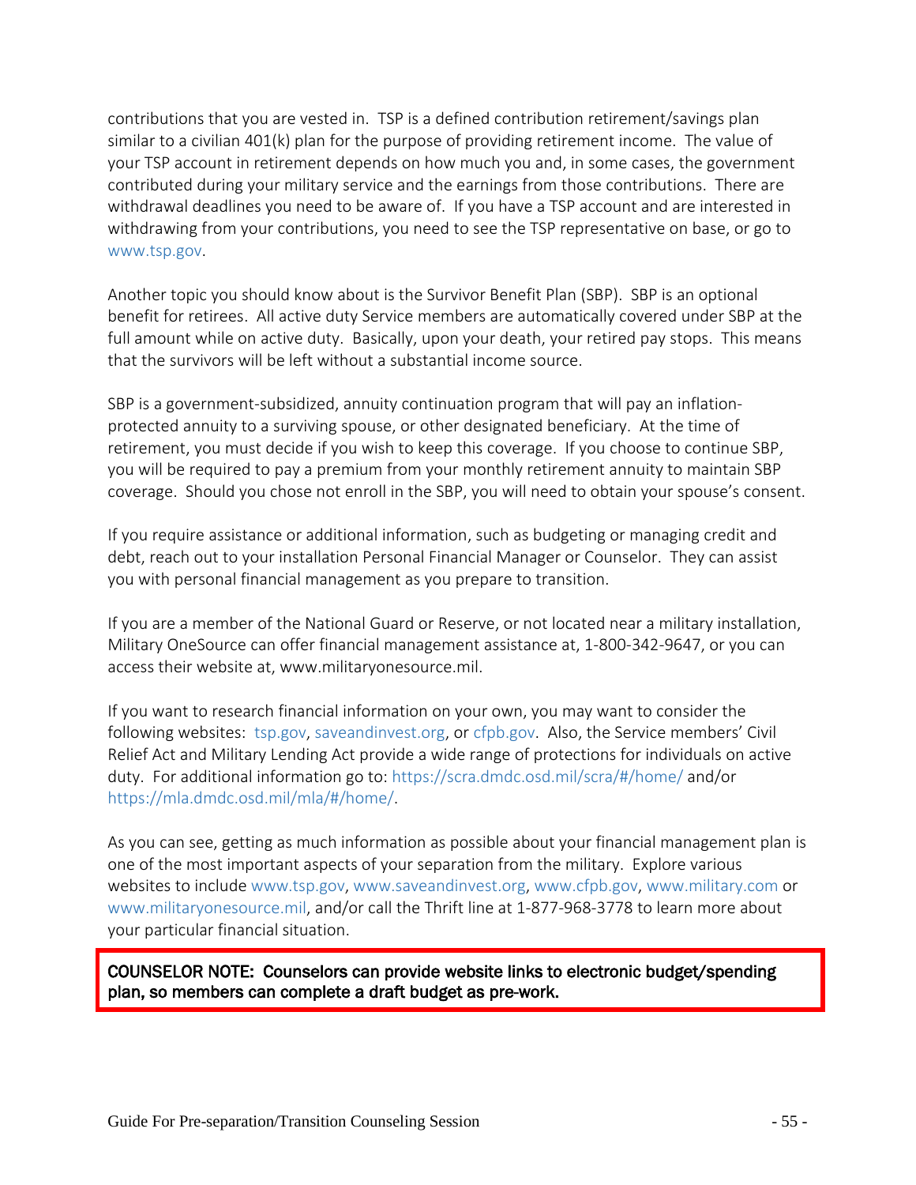contributions that you are vested in. TSP is a defined contribution retirement/savings plan similar to a civilian 401(k) plan for the purpose of providing retirement income. The value of your TSP account in retirement depends on how much you and, in some cases, the government contributed during your military service and the earnings from those contributions. There are withdrawal deadlines you need to be aware of. If you have a TSP account and are interested in withdrawing from your contributions, you need to see the TSP representative on base, or go to www.tsp.gov.

Another topic you should know about is the Survivor Benefit Plan (SBP). SBP is an optional benefit for retirees. All active duty Service members are automatically covered under SBP at the full amount while on active duty. Basically, upon your death, your retired pay stops. This means that the survivors will be left without a substantial income source.

SBP is a government-subsidized, annuity continuation program that will pay an inflation-protected annuity to a surviving spouse, or other designated beneficiary. At the time of retirement, you must decide if you wish to keep this coverage. If you choose to continue SBP, you will be required to pay a premium from your monthly retirement annuity to maintain SBP coverage. Should you chose not enroll in the SBP, you will need to obtain your spouse's consent.

If you require assistance or additional information, such as budgeting or managing credit and debt, reach out to your installation Personal Financial Manager or Counselor. They can assist you with personal financial management as you prepare to transition.

If you are a member of the National Guard or Reserve, or not located near a military installation, Military OneSource can offer financial management assistance at, 1-800-342-9647, or you can access their website at, www.militaryonesource.mil.

If you want to research financial information on your own, you may want to consider the following websites: tsp.gov, saveandinvest.org, or cfpb.gov. Also, the Service members' Civil Relief Act and Military Lending Act provide a wide range of protections for individuals on active duty. For additional information go to: https://scra.dmdc.osd.mil/scra/#/home/ and/or https://mla.dmdc.osd.mil/mla/#/home/.

As you can see, getting as much information as possible about your financial management plan is one of the most important aspects of your separation from the military. Explore various websites to include www.tsp.gov, www.saveandinvest.org, www.cfpb.gov, www.military.com or www.militaryonesource.mil, and/or call the Thrift line at 1-877-968-3778 to learn more about your particular financial situation.

**COUNSELOR NOTE: Counselors can provide website links to electronic budget/spending plan, so members can complete a draft budget as pre-work.**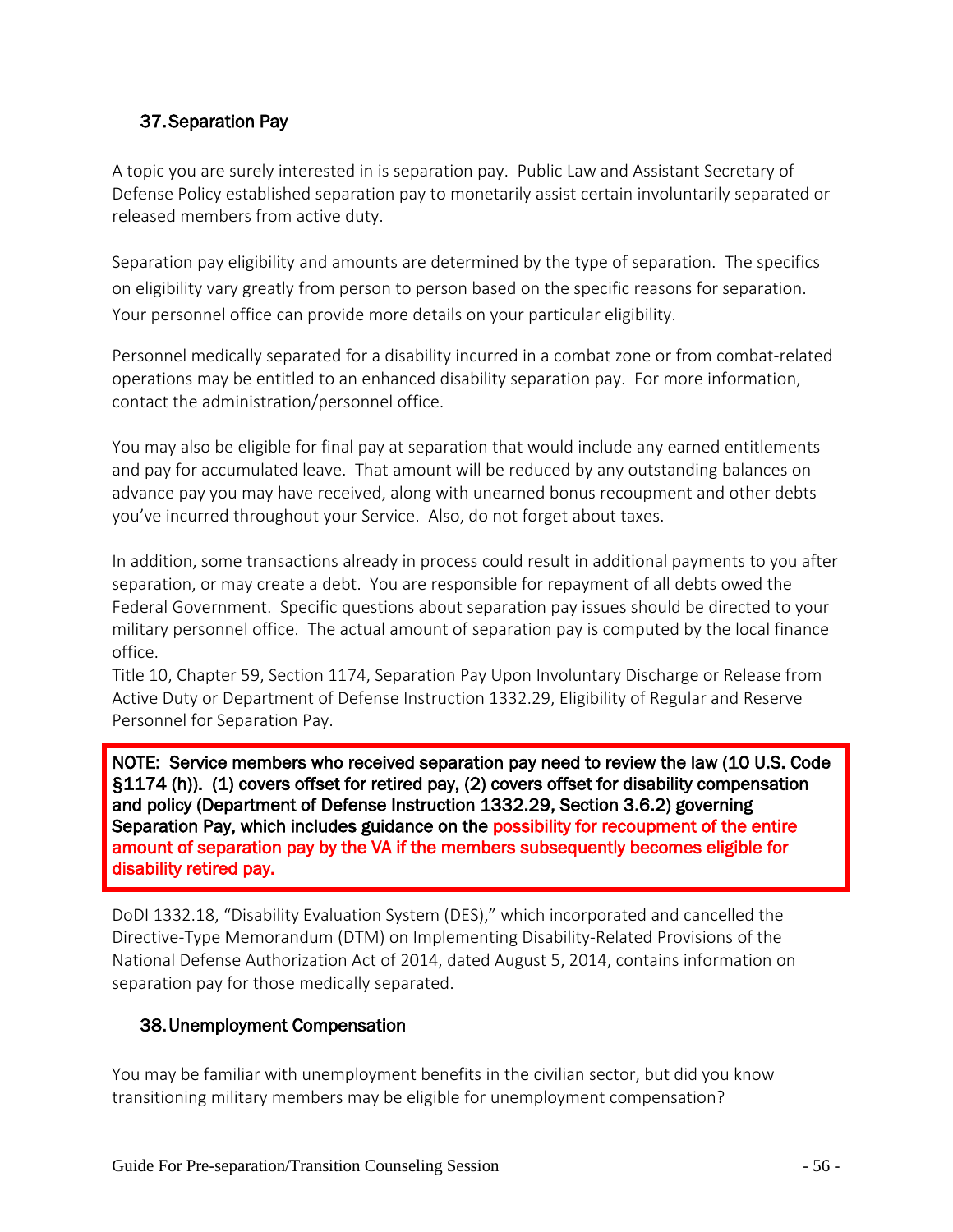## 37. Separation Pay

A topic you are surely interested in is separation pay. Public Law and Assistant Secretary of Defense Policy established separation pay to monetarily assist certain involuntarily separated or released members from active duty.

Separation pay eligibility and amounts are determined by the type of separation. The specifics on eligibility vary greatly from person to person based on the specific reasons for separation. Your personnel office can provide more details on your particular eligibility.

Personnel medically separated for a disability incurred in a combat zone or from combat-related operations may be entitled to an enhanced disability separation pay. For more information, contact the administration/personnel office.

You may also be eligible for final pay at separation that would include any earned entitlements and pay for accumulated leave. That amount will be reduced by any outstanding balances on advance pay you may have received, along with unearned bonus recoupment and other debts you've incurred throughout your Service. Also, do not forget about taxes.

In addition, some transactions already in process could result in additional payments to you after separation, or may create a debt. You are responsible for repayment of all debts owed the Federal Government. Specific questions about separation pay issues should be directed to your military personnel office. The actual amount of separation pay is computed by the local finance office.
Title 10, Chapter 59, Section 1174, Separation Pay Upon Involuntary Discharge or Release from Active Duty or Department of Defense Instruction 1332.29, Eligibility of Regular and Reserve Personnel for Separation Pay.

**NOTE: Service members who received separation pay need to review the law (10 U.S. Code §1174 (h)). (1) covers offset for retired pay, (2) covers offset for disability compensation and policy (Department of Defense Instruction 1332.29, Section 3.6.2) governing Separation Pay, which includes guidance on the possibility for recoupment of the entire amount of separation pay by the VA if the members subsequently becomes eligible for disability retired pay.**

DoDI 1332.18, "Disability Evaluation System (DES)," which incorporated and cancelled the Directive-Type Memorandum (DTM) on Implementing Disability-Related Provisions of the National Defense Authorization Act of 2014, dated August 5, 2014, contains information on separation pay for those medically separated.

## 38. Unemployment Compensation

You may be familiar with unemployment benefits in the civilian sector, but did you know transitioning military members may be eligible for unemployment compensation?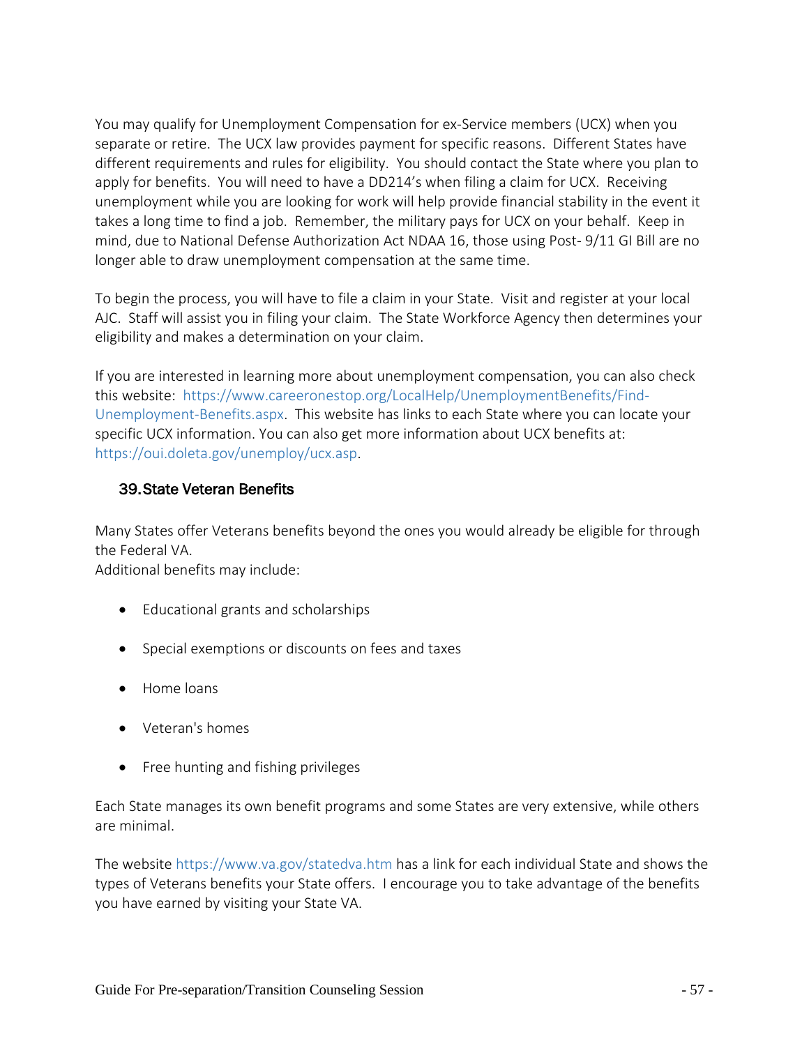You may qualify for Unemployment Compensation for ex-Service members (UCX) when you separate or retire. The UCX law provides payment for specific reasons. Different States have different requirements and rules for eligibility. You should contact the State where you plan to apply for benefits. You will need to have a DD214's when filing a claim for UCX. Receiving unemployment while you are looking for work will help provide financial stability in the event it takes a long time to find a job. Remember, the military pays for UCX on your behalf. Keep in mind, due to National Defense Authorization Act NDAA 16, those using Post- 9/11 GI Bill are no longer able to draw unemployment compensation at the same time.

To begin the process, you will have to file a claim in your State. Visit and register at your local AJC. Staff will assist you in filing your claim. The State Workforce Agency then determines your eligibility and makes a determination on your claim.

If you are interested in learning more about unemployment compensation, you can also check this website: https://www.careeronestop.org/LocalHelp/UnemploymentBenefits/Find-Unemployment-Benefits.aspx. This website has links to each State where you can locate your specific UCX information. You can also get more information about UCX benefits at: https://oui.doleta.gov/unemploy/ucx.asp.

### 39. State Veteran Benefits

Many States offer Veterans benefits beyond the ones you would already be eligible for through the Federal VA.
Additional benefits may include:

- Educational grants and scholarships
- Special exemptions or discounts on fees and taxes
- Home loans
- Veteran's homes
- Free hunting and fishing privileges

Each State manages its own benefit programs and some States are very extensive, while others are minimal.

The website https://www.va.gov/statedva.htm has a link for each individual State and shows the types of Veterans benefits your State offers. I encourage you to take advantage of the benefits you have earned by visiting your State VA.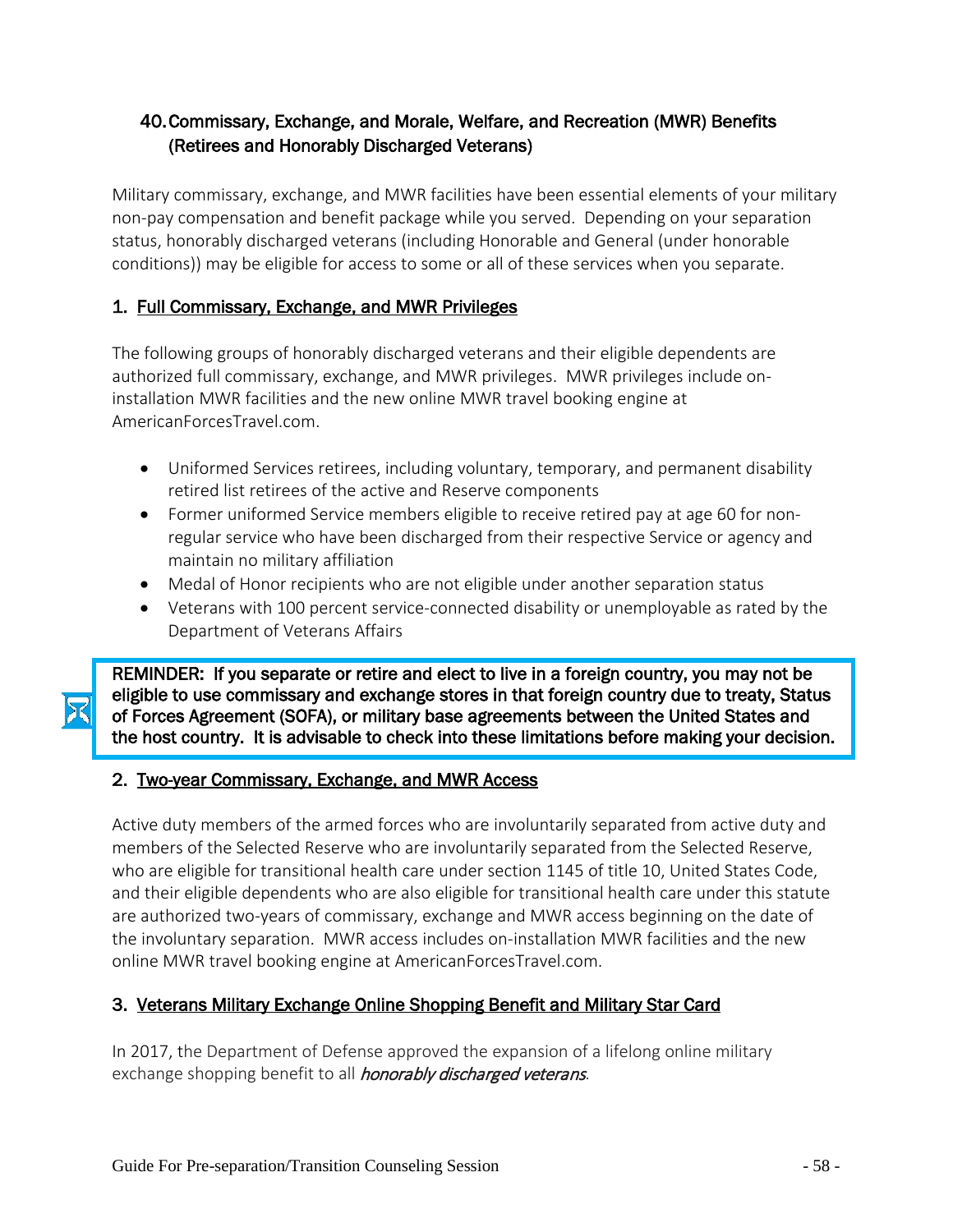## 40. Commissary, Exchange, and Morale, Welfare, and Recreation (MWR) Benefits (Retirees and Honorably Discharged Veterans)

Military commissary, exchange, and MWR facilities have been essential elements of your military non-pay compensation and benefit package while you served. Depending on your separation status, honorably discharged veterans (including Honorable and General (under honorable conditions)) may be eligible for access to some or all of these services when you separate.

### 1. Full Commissary, Exchange, and MWR Privileges

The following groups of honorably discharged veterans and their eligible dependents are authorized full commissary, exchange, and MWR privileges. MWR privileges include on-installation MWR facilities and the new online MWR travel booking engine at AmericanForcesTravel.com.

- Uniformed Services retirees, including voluntary, temporary, and permanent disability retired list retirees of the active and Reserve components
- Former uniformed Service members eligible to receive retired pay at age 60 for non-regular service who have been discharged from their respective Service or agency and maintain no military affiliation
- Medal of Honor recipients who are not eligible under another separation status
- Veterans with 100 percent service-connected disability or unemployable as rated by the Department of Veterans Affairs

**REMINDER: If you separate or retire and elect to live in a foreign country, you may not be eligible to use commissary and exchange stores in that foreign country due to treaty, Status of Forces Agreement (SOFA), or military base agreements between the United States and the host country. It is advisable to check into these limitations before making your decision.**

### 2. Two-year Commissary, Exchange, and MWR Access

Active duty members of the armed forces who are involuntarily separated from active duty and members of the Selected Reserve who are involuntarily separated from the Selected Reserve, who are eligible for transitional health care under section 1145 of title 10, United States Code, and their eligible dependents who are also eligible for transitional health care under this statute are authorized two-years of commissary, exchange and MWR access beginning on the date of the involuntary separation. MWR access includes on-installation MWR facilities and the new online MWR travel booking engine at AmericanForcesTravel.com.

### 3. Veterans Military Exchange Online Shopping Benefit and Military Star Card

In 2017, the Department of Defense approved the expansion of a lifelong online military exchange shopping benefit to all *honorably discharged veterans*.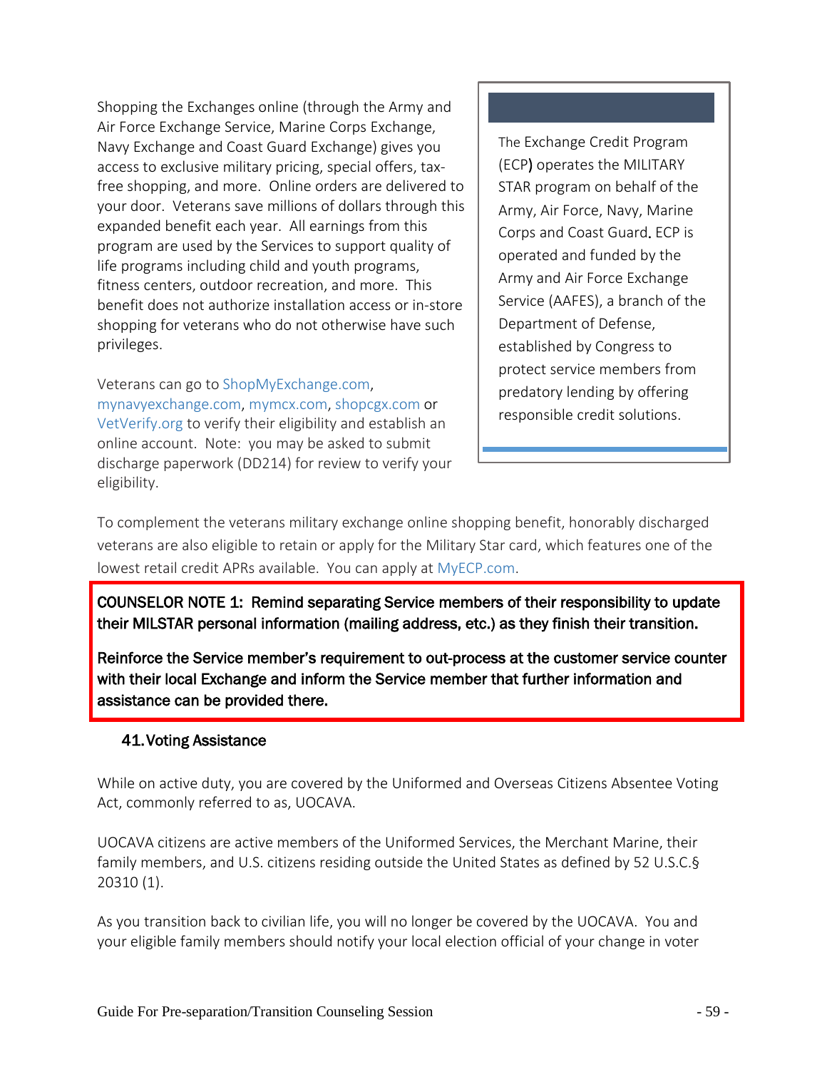Shopping the Exchanges online (through the Army and Air Force Exchange Service, Marine Corps Exchange, Navy Exchange and Coast Guard Exchange) gives you access to exclusive military pricing, special offers, tax-free shopping, and more. Online orders are delivered to your door. Veterans save millions of dollars through this expanded benefit each year. All earnings from this program are used by the Services to support quality of life programs including child and youth programs, fitness centers, outdoor recreation, and more. This benefit does not authorize installation access or in-store shopping for veterans who do not otherwise have such privileges.

Veterans can go to ShopMyExchange.com, mynavyexchange.com, mymcx.com, shopcgx.com or VetVerify.org to verify their eligibility and establish an online account. Note: you may be asked to submit discharge paperwork (DD214) for review to verify your eligibility.

> The Exchange Credit Program (ECP) operates the MILITARY STAR program on behalf of the Army, Air Force, Navy, Marine Corps and Coast Guard. ECP is operated and funded by the Army and Air Force Exchange Service (AAFES), a branch of the Department of Defense, established by Congress to protect service members from predatory lending by offering responsible credit solutions.

To complement the veterans military exchange online shopping benefit, honorably discharged veterans are also eligible to retain or apply for the Military Star card, which features one of the lowest retail credit APRs available. You can apply at MyECP.com.

**COUNSELOR NOTE 1: Remind separating Service members of their responsibility to update their MILSTAR personal information (mailing address, etc.) as they finish their transition.**

**Reinforce the Service member's requirement to out-process at the customer service counter with their local Exchange and inform the Service member that further information and assistance can be provided there.**

### 41. Voting Assistance

While on active duty, you are covered by the Uniformed and Overseas Citizens Absentee Voting Act, commonly referred to as, UOCAVA.

UOCAVA citizens are active members of the Uniformed Services, the Merchant Marine, their family members, and U.S. citizens residing outside the United States as defined by 52 U.S.C.§ 20310 (1).

As you transition back to civilian life, you will no longer be covered by the UOCAVA. You and your eligible family members should notify your local election official of your change in voter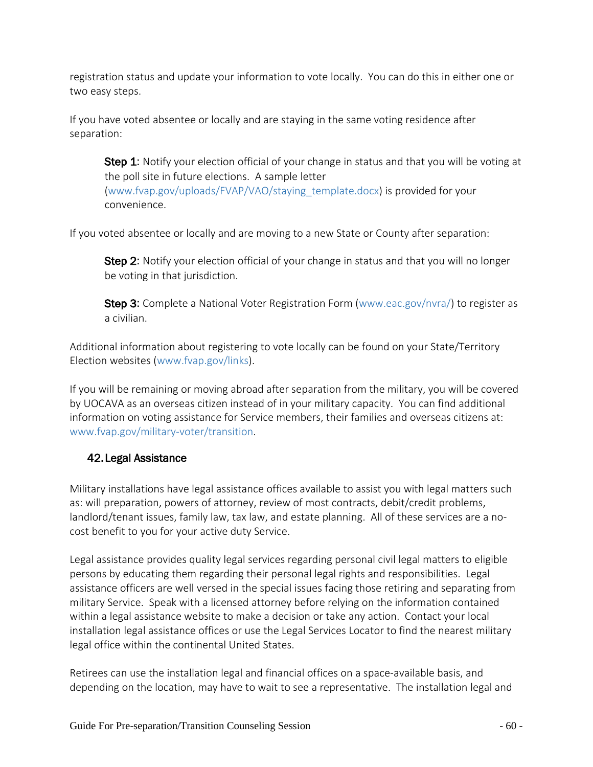registration status and update your information to vote locally. You can do this in either one or two easy steps.

If you have voted absentee or locally and are staying in the same voting residence after separation:

> **Step 1:** Notify your election official of your change in status and that you will be voting at the poll site in future elections. A sample letter (www.fvap.gov/uploads/FVAP/VAO/staying_template.docx) is provided for your convenience.

If you voted absentee or locally and are moving to a new State or County after separation:

> **Step 2:** Notify your election official of your change in status and that you will no longer be voting in that jurisdiction.
>
> **Step 3:** Complete a National Voter Registration Form (www.eac.gov/nvra/) to register as a civilian.

Additional information about registering to vote locally can be found on your State/Territory Election websites (www.fvap.gov/links).

If you will be remaining or moving abroad after separation from the military, you will be covered by UOCAVA as an overseas citizen instead of in your military capacity. You can find additional information on voting assistance for Service members, their families and overseas citizens at: www.fvap.gov/military-voter/transition.

## 42. Legal Assistance

Military installations have legal assistance offices available to assist you with legal matters such as: will preparation, powers of attorney, review of most contracts, debit/credit problems, landlord/tenant issues, family law, tax law, and estate planning. All of these services are a no-cost benefit to you for your active duty Service.

Legal assistance provides quality legal services regarding personal civil legal matters to eligible persons by educating them regarding their personal legal rights and responsibilities. Legal assistance officers are well versed in the special issues facing those retiring and separating from military Service. Speak with a licensed attorney before relying on the information contained within a legal assistance website to make a decision or take any action. Contact your local installation legal assistance offices or use the Legal Services Locator to find the nearest military legal office within the continental United States.

Retirees can use the installation legal and financial offices on a space-available basis, and depending on the location, may have to wait to see a representative. The installation legal and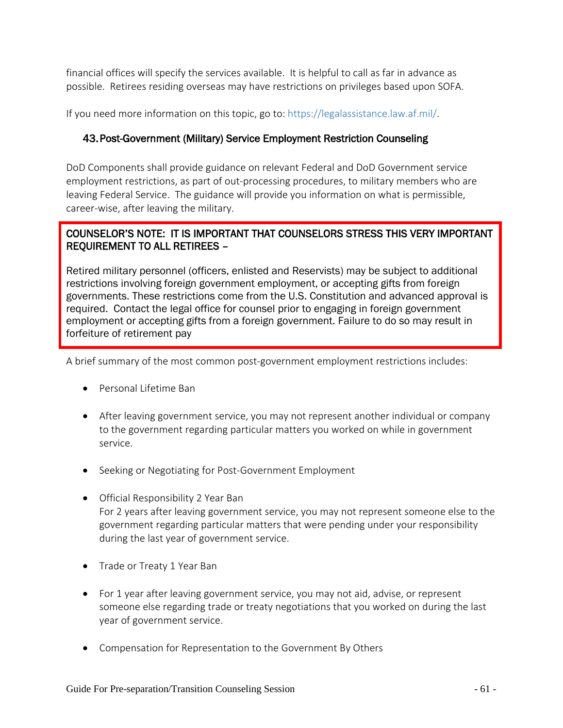financial offices will specify the services available. It is helpful to call as far in advance as possible. Retirees residing overseas may have restrictions on privileges based upon SOFA.

If you need more information on this topic, go to: https://legalassistance.law.af.mil/.

### 43. Post-Government (Military) Service Employment Restriction Counseling

DoD Components shall provide guidance on relevant Federal and DoD Government service employment restrictions, as part of out-processing procedures, to military members who are leaving Federal Service. The guidance will provide you information on what is permissible, career-wise, after leaving the military.

> COUNSELOR'S NOTE: IT IS IMPORTANT THAT COUNSELORS STRESS THIS VERY IMPORTANT REQUIREMENT TO ALL RETIREES –
>
> Retired military personnel (officers, enlisted and Reservists) may be subject to additional restrictions involving foreign government employment, or accepting gifts from foreign governments. These restrictions come from the U.S. Constitution and advanced approval is required. Contact the legal office for counsel prior to engaging in foreign government employment or accepting gifts from a foreign government. Failure to do so may result in forfeiture of retirement pay

A brief summary of the most common post-government employment restrictions includes:

- Personal Lifetime Ban
- After leaving government service, you may not represent another individual or company to the government regarding particular matters you worked on while in government service.
- Seeking or Negotiating for Post-Government Employment
- Official Responsibility 2 Year Ban
  For 2 years after leaving government service, you may not represent someone else to the government regarding particular matters that were pending under your responsibility during the last year of government service.
- Trade or Treaty 1 Year Ban
- For 1 year after leaving government service, you may not aid, advise, or represent someone else regarding trade or treaty negotiations that you worked on during the last year of government service.
- Compensation for Representation to the Government By Others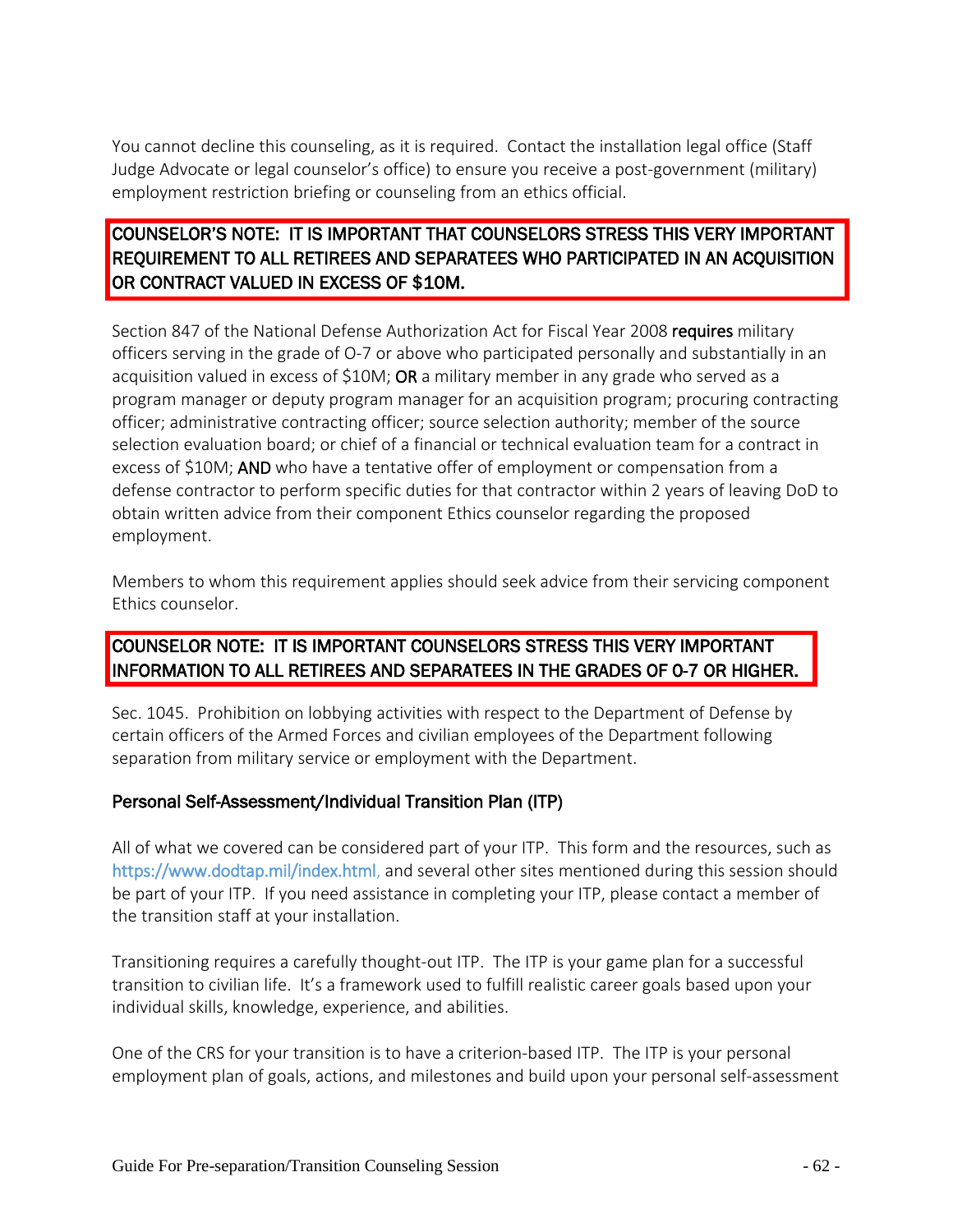You cannot decline this counseling, as it is required. Contact the installation legal office (Staff Judge Advocate or legal counselor's office) to ensure you receive a post-government (military) employment restriction briefing or counseling from an ethics official.

**COUNSELOR'S NOTE: IT IS IMPORTANT THAT COUNSELORS STRESS THIS VERY IMPORTANT REQUIREMENT TO ALL RETIREES AND SEPARATEES WHO PARTICIPATED IN AN ACQUISITION OR CONTRACT VALUED IN EXCESS OF $10M.**

Section 847 of the National Defense Authorization Act for Fiscal Year 2008 **requires** military officers serving in the grade of O-7 or above who participated personally and substantially in an acquisition valued in excess of $10M; **OR** a military member in any grade who served as a program manager or deputy program manager for an acquisition program; procuring contracting officer; administrative contracting officer; source selection authority; member of the source selection evaluation board; or chief of a financial or technical evaluation team for a contract in excess of $10M; **AND** who have a tentative offer of employment or compensation from a defense contractor to perform specific duties for that contractor within 2 years of leaving DoD to obtain written advice from their component Ethics counselor regarding the proposed employment.

Members to whom this requirement applies should seek advice from their servicing component Ethics counselor.

**COUNSELOR NOTE: IT IS IMPORTANT COUNSELORS STRESS THIS VERY IMPORTANT INFORMATION TO ALL RETIREES AND SEPARATEES IN THE GRADES OF O-7 OR HIGHER.**

Sec. 1045. Prohibition on lobbying activities with respect to the Department of Defense by certain officers of the Armed Forces and civilian employees of the Department following separation from military service or employment with the Department.

### Personal Self-Assessment/Individual Transition Plan (ITP)

All of what we covered can be considered part of your ITP. This form and the resources, such as https://www.dodtap.mil/index.html, and several other sites mentioned during this session should be part of your ITP. If you need assistance in completing your ITP, please contact a member of the transition staff at your installation.

Transitioning requires a carefully thought-out ITP. The ITP is your game plan for a successful transition to civilian life. It's a framework used to fulfill realistic career goals based upon your individual skills, knowledge, experience, and abilities.

One of the CRS for your transition is to have a criterion-based ITP. The ITP is your personal employment plan of goals, actions, and milestones and build upon your personal self-assessment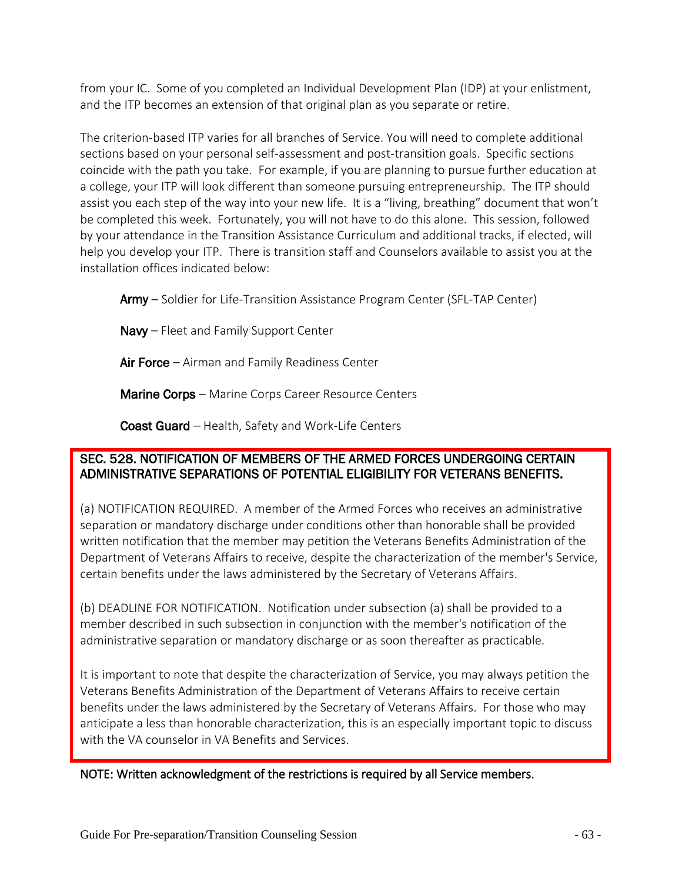from your IC. Some of you completed an Individual Development Plan (IDP) at your enlistment, and the ITP becomes an extension of that original plan as you separate or retire.

The criterion-based ITP varies for all branches of Service. You will need to complete additional sections based on your personal self-assessment and post-transition goals. Specific sections coincide with the path you take. For example, if you are planning to pursue further education at a college, your ITP will look different than someone pursuing entrepreneurship. The ITP should assist you each step of the way into your new life. It is a "living, breathing" document that won't be completed this week. Fortunately, you will not have to do this alone. This session, followed by your attendance in the Transition Assistance Curriculum and additional tracks, if elected, will help you develop your ITP. There is transition staff and Counselors available to assist you at the installation offices indicated below:

**Army** – Soldier for Life-Transition Assistance Program Center (SFL-TAP Center)

**Navy** – Fleet and Family Support Center

**Air Force** – Airman and Family Readiness Center

**Marine Corps** – Marine Corps Career Resource Centers

**Coast Guard** – Health, Safety and Work-Life Centers

**SEC. 528. NOTIFICATION OF MEMBERS OF THE ARMED FORCES UNDERGOING CERTAIN ADMINISTRATIVE SEPARATIONS OF POTENTIAL ELIGIBILITY FOR VETERANS BENEFITS.**

(a) NOTIFICATION REQUIRED. A member of the Armed Forces who receives an administrative separation or mandatory discharge under conditions other than honorable shall be provided written notification that the member may petition the Veterans Benefits Administration of the Department of Veterans Affairs to receive, despite the characterization of the member's Service, certain benefits under the laws administered by the Secretary of Veterans Affairs.

(b) DEADLINE FOR NOTIFICATION. Notification under subsection (a) shall be provided to a member described in such subsection in conjunction with the member's notification of the administrative separation or mandatory discharge or as soon thereafter as practicable.

It is important to note that despite the characterization of Service, you may always petition the Veterans Benefits Administration of the Department of Veterans Affairs to receive certain benefits under the laws administered by the Secretary of Veterans Affairs. For those who may anticipate a less than honorable characterization, this is an especially important topic to discuss with the VA counselor in VA Benefits and Services.

NOTE: Written acknowledgment of the restrictions is required by all Service members.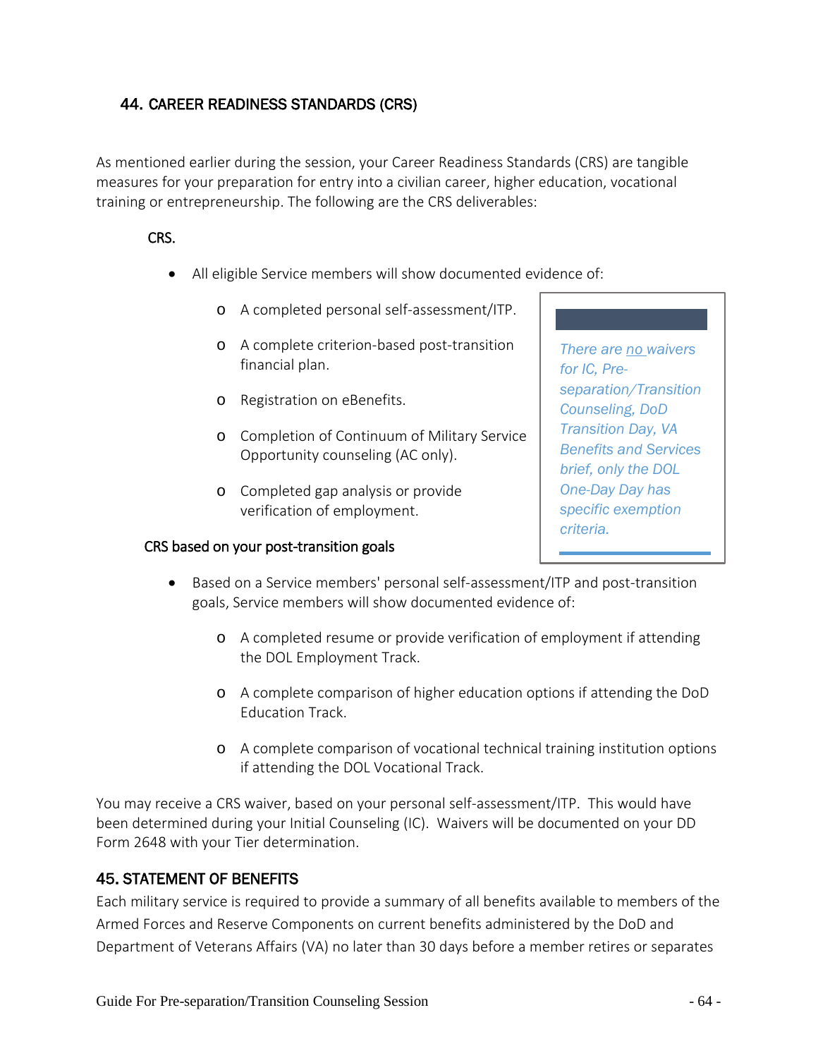## 44. CAREER READINESS STANDARDS (CRS)

As mentioned earlier during the session, your Career Readiness Standards (CRS) are tangible measures for your preparation for entry into a civilian career, higher education, vocational training or entrepreneurship. The following are the CRS deliverables:

### CRS.

- All eligible Service members will show documented evidence of:
  - A completed personal self-assessment/ITP.
  - A complete criterion-based post-transition financial plan.
  - Registration on eBenefits.
  - Completion of Continuum of Military Service Opportunity counseling (AC only).
  - Completed gap analysis or provide verification of employment.

> *There are no waivers for IC, Pre-separation/Transition Counseling, DoD Transition Day, VA Benefits and Services brief, only the DOL One-Day Day has specific exemption criteria.*

### CRS based on your post-transition goals

- Based on a Service members' personal self-assessment/ITP and post-transition goals, Service members will show documented evidence of:
  - A completed resume or provide verification of employment if attending the DOL Employment Track.
  - A complete comparison of higher education options if attending the DoD Education Track.
  - A complete comparison of vocational technical training institution options if attending the DOL Vocational Track.

You may receive a CRS waiver, based on your personal self-assessment/ITP. This would have been determined during your Initial Counseling (IC). Waivers will be documented on your DD Form 2648 with your Tier determination.

## 45. STATEMENT OF BENEFITS

Each military service is required to provide a summary of all benefits available to members of the Armed Forces and Reserve Components on current benefits administered by the DoD and Department of Veterans Affairs (VA) no later than 30 days before a member retires or separates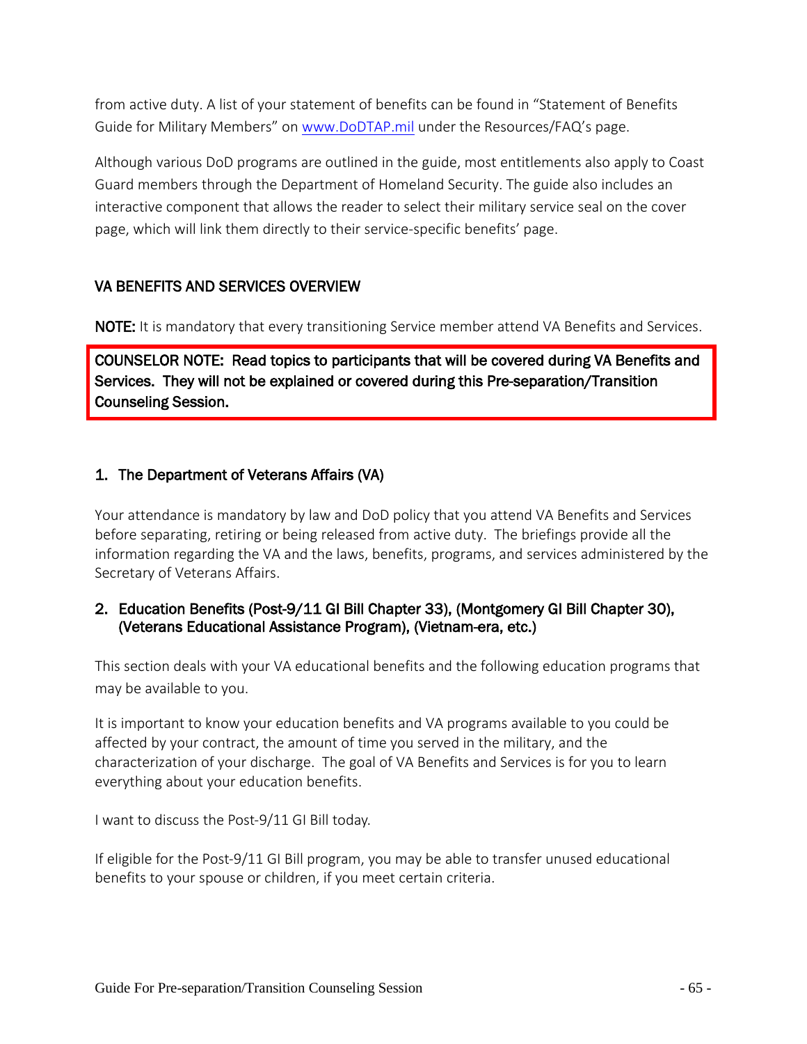from active duty. A list of your statement of benefits can be found in "Statement of Benefits Guide for Military Members" on www.DoDTAP.mil under the Resources/FAQ's page.

Although various DoD programs are outlined in the guide, most entitlements also apply to Coast Guard members through the Department of Homeland Security. The guide also includes an interactive component that allows the reader to select their military service seal on the cover page, which will link them directly to their service-specific benefits' page.

## VA BENEFITS AND SERVICES OVERVIEW

**NOTE:** It is mandatory that every transitioning Service member attend VA Benefits and Services.

**COUNSELOR NOTE: Read topics to participants that will be covered during VA Benefits and Services. They will not be explained or covered during this Pre-separation/Transition Counseling Session.**

### 1. The Department of Veterans Affairs (VA)

Your attendance is mandatory by law and DoD policy that you attend VA Benefits and Services before separating, retiring or being released from active duty. The briefings provide all the information regarding the VA and the laws, benefits, programs, and services administered by the Secretary of Veterans Affairs.

### 2. Education Benefits (Post-9/11 GI Bill Chapter 33), (Montgomery GI Bill Chapter 30), (Veterans Educational Assistance Program), (Vietnam-era, etc.)

This section deals with your VA educational benefits and the following education programs that may be available to you.

It is important to know your education benefits and VA programs available to you could be affected by your contract, the amount of time you served in the military, and the characterization of your discharge. The goal of VA Benefits and Services is for you to learn everything about your education benefits.

I want to discuss the Post-9/11 GI Bill today.

If eligible for the Post-9/11 GI Bill program, you may be able to transfer unused educational benefits to your spouse or children, if you meet certain criteria.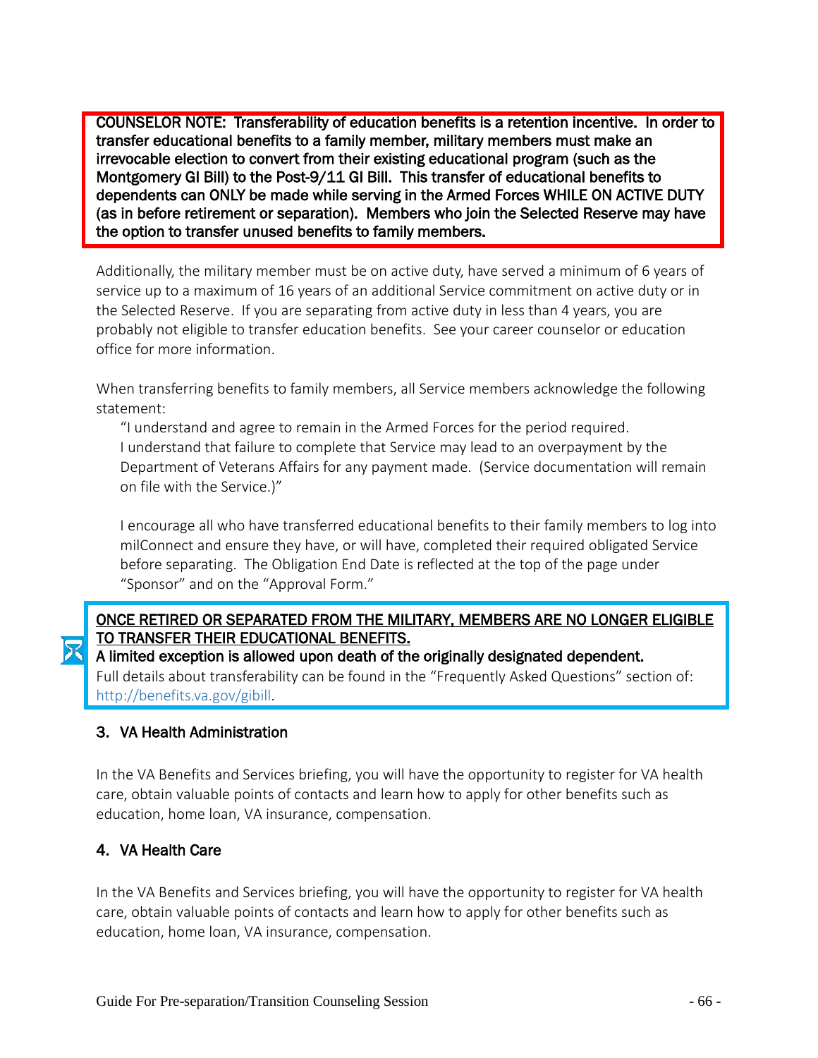**COUNSELOR NOTE: Transferability of education benefits is a retention incentive. In order to transfer educational benefits to a family member, military members must make an irrevocable election to convert from their existing educational program (such as the Montgomery GI Bill) to the Post-9/11 GI Bill. This transfer of educational benefits to dependents can ONLY be made while serving in the Armed Forces WHILE ON ACTIVE DUTY (as in before retirement or separation). Members who join the Selected Reserve may have the option to transfer unused benefits to family members.**

Additionally, the military member must be on active duty, have served a minimum of 6 years of service up to a maximum of 16 years of an additional Service commitment on active duty or in the Selected Reserve. If you are separating from active duty in less than 4 years, you are probably not eligible to transfer education benefits. See your career counselor or education office for more information.

When transferring benefits to family members, all Service members acknowledge the following statement:

> "I understand and agree to remain in the Armed Forces for the period required. I understand that failure to complete that Service may lead to an overpayment by the Department of Veterans Affairs for any payment made. (Service documentation will remain on file with the Service.)"
>
> I encourage all who have transferred educational benefits to their family members to log into milConnect and ensure they have, or will have, completed their required obligated Service before separating. The Obligation End Date is reflected at the top of the page under "Sponsor" and on the "Approval Form."

**ONCE RETIRED OR SEPARATED FROM THE MILITARY, MEMBERS ARE NO LONGER ELIGIBLE TO TRANSFER THEIR EDUCATIONAL BENEFITS.**
**A limited exception is allowed upon death of the originally designated dependent.**
Full details about transferability can be found in the "Frequently Asked Questions" section of: http://benefits.va.gov/gibill.

### 3. VA Health Administration

In the VA Benefits and Services briefing, you will have the opportunity to register for VA health care, obtain valuable points of contacts and learn how to apply for other benefits such as education, home loan, VA insurance, compensation.

### 4. VA Health Care

In the VA Benefits and Services briefing, you will have the opportunity to register for VA health care, obtain valuable points of contacts and learn how to apply for other benefits such as education, home loan, VA insurance, compensation.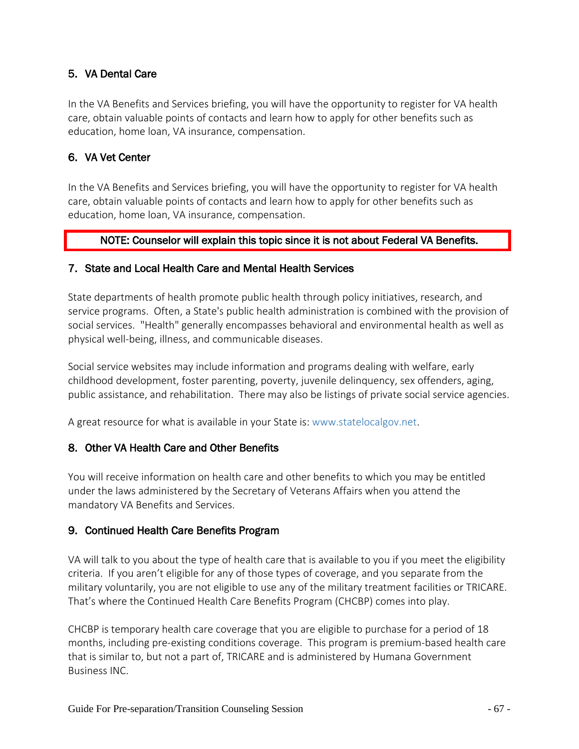## 5. VA Dental Care

In the VA Benefits and Services briefing, you will have the opportunity to register for VA health care, obtain valuable points of contacts and learn how to apply for other benefits such as education, home loan, VA insurance, compensation.

## 6. VA Vet Center

In the VA Benefits and Services briefing, you will have the opportunity to register for VA health care, obtain valuable points of contacts and learn how to apply for other benefits such as education, home loan, VA insurance, compensation.

**NOTE: Counselor will explain this topic since it is not about Federal VA Benefits.**

## 7. State and Local Health Care and Mental Health Services

State departments of health promote public health through policy initiatives, research, and service programs. Often, a State's public health administration is combined with the provision of social services. "Health" generally encompasses behavioral and environmental health as well as physical well-being, illness, and communicable diseases.

Social service websites may include information and programs dealing with welfare, early childhood development, foster parenting, poverty, juvenile delinquency, sex offenders, aging, public assistance, and rehabilitation. There may also be listings of private social service agencies.

A great resource for what is available in your State is: www.statelocalgov.net.

## 8. Other VA Health Care and Other Benefits

You will receive information on health care and other benefits to which you may be entitled under the laws administered by the Secretary of Veterans Affairs when you attend the mandatory VA Benefits and Services.

## 9. Continued Health Care Benefits Program

VA will talk to you about the type of health care that is available to you if you meet the eligibility criteria. If you aren't eligible for any of those types of coverage, and you separate from the military voluntarily, you are not eligible to use any of the military treatment facilities or TRICARE. That's where the Continued Health Care Benefits Program (CHCBP) comes into play.

CHCBP is temporary health care coverage that you are eligible to purchase for a period of 18 months, including pre-existing conditions coverage. This program is premium-based health care that is similar to, but not a part of, TRICARE and is administered by Humana Government Business INC.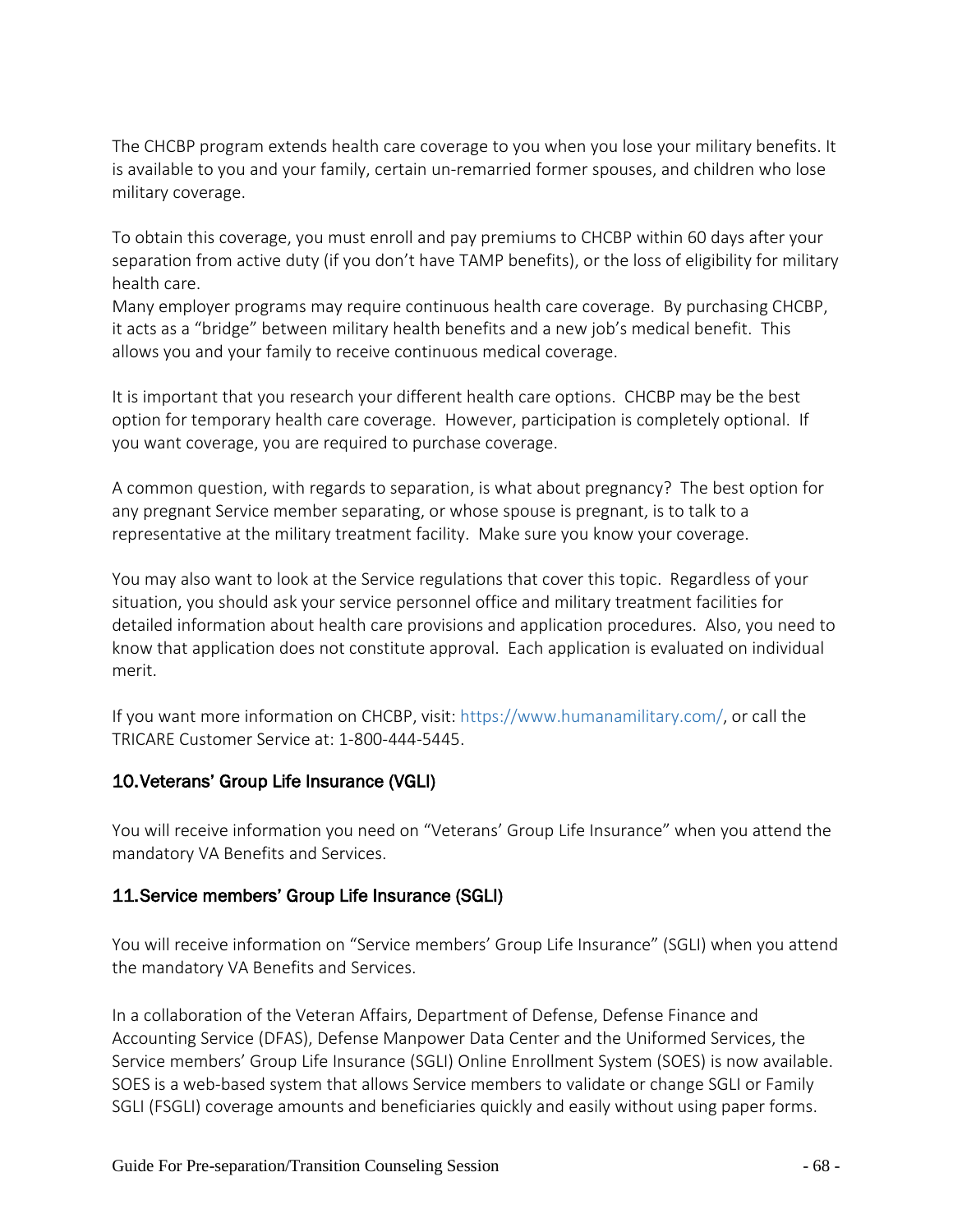The CHCBP program extends health care coverage to you when you lose your military benefits. It is available to you and your family, certain un-remarried former spouses, and children who lose military coverage.

To obtain this coverage, you must enroll and pay premiums to CHCBP within 60 days after your separation from active duty (if you don't have TAMP benefits), or the loss of eligibility for military health care.
Many employer programs may require continuous health care coverage. By purchasing CHCBP, it acts as a "bridge" between military health benefits and a new job's medical benefit. This allows you and your family to receive continuous medical coverage.

It is important that you research your different health care options. CHCBP may be the best option for temporary health care coverage. However, participation is completely optional. If you want coverage, you are required to purchase coverage.

A common question, with regards to separation, is what about pregnancy? The best option for any pregnant Service member separating, or whose spouse is pregnant, is to talk to a representative at the military treatment facility. Make sure you know your coverage.

You may also want to look at the Service regulations that cover this topic. Regardless of your situation, you should ask your service personnel office and military treatment facilities for detailed information about health care provisions and application procedures. Also, you need to know that application does not constitute approval. Each application is evaluated on individual merit.

If you want more information on CHCBP, visit: https://www.humanamilitary.com/, or call the TRICARE Customer Service at: 1-800-444-5445.

### 10. Veterans' Group Life Insurance (VGLI)

You will receive information you need on "Veterans' Group Life Insurance" when you attend the mandatory VA Benefits and Services.

### 11. Service members' Group Life Insurance (SGLI)

You will receive information on "Service members' Group Life Insurance" (SGLI) when you attend the mandatory VA Benefits and Services.

In a collaboration of the Veteran Affairs, Department of Defense, Defense Finance and Accounting Service (DFAS), Defense Manpower Data Center and the Uniformed Services, the Service members' Group Life Insurance (SGLI) Online Enrollment System (SOES) is now available. SOES is a web-based system that allows Service members to validate or change SGLI or Family SGLI (FSGLI) coverage amounts and beneficiaries quickly and easily without using paper forms.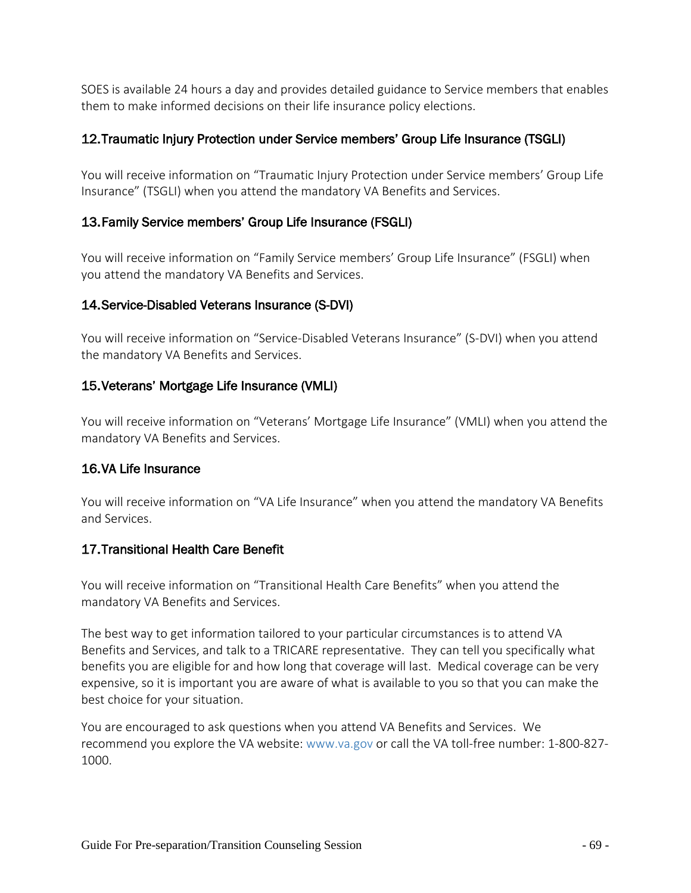SOES is available 24 hours a day and provides detailed guidance to Service members that enables them to make informed decisions on their life insurance policy elections.

### 12.Traumatic Injury Protection under Service members' Group Life Insurance (TSGLI)

You will receive information on "Traumatic Injury Protection under Service members' Group Life Insurance" (TSGLI) when you attend the mandatory VA Benefits and Services.

### 13.Family Service members' Group Life Insurance (FSGLI)

You will receive information on "Family Service members' Group Life Insurance" (FSGLI) when you attend the mandatory VA Benefits and Services.

### 14.Service-Disabled Veterans Insurance (S-DVI)

You will receive information on "Service-Disabled Veterans Insurance" (S-DVI) when you attend the mandatory VA Benefits and Services.

### 15.Veterans' Mortgage Life Insurance (VMLI)

You will receive information on "Veterans' Mortgage Life Insurance" (VMLI) when you attend the mandatory VA Benefits and Services.

### 16.VA Life Insurance

You will receive information on "VA Life Insurance" when you attend the mandatory VA Benefits and Services.

### 17.Transitional Health Care Benefit

You will receive information on "Transitional Health Care Benefits" when you attend the mandatory VA Benefits and Services.

The best way to get information tailored to your particular circumstances is to attend VA Benefits and Services, and talk to a TRICARE representative. They can tell you specifically what benefits you are eligible for and how long that coverage will last. Medical coverage can be very expensive, so it is important you are aware of what is available to you so that you can make the best choice for your situation.

You are encouraged to ask questions when you attend VA Benefits and Services. We recommend you explore the VA website: www.va.gov or call the VA toll-free number: 1-800-827-1000.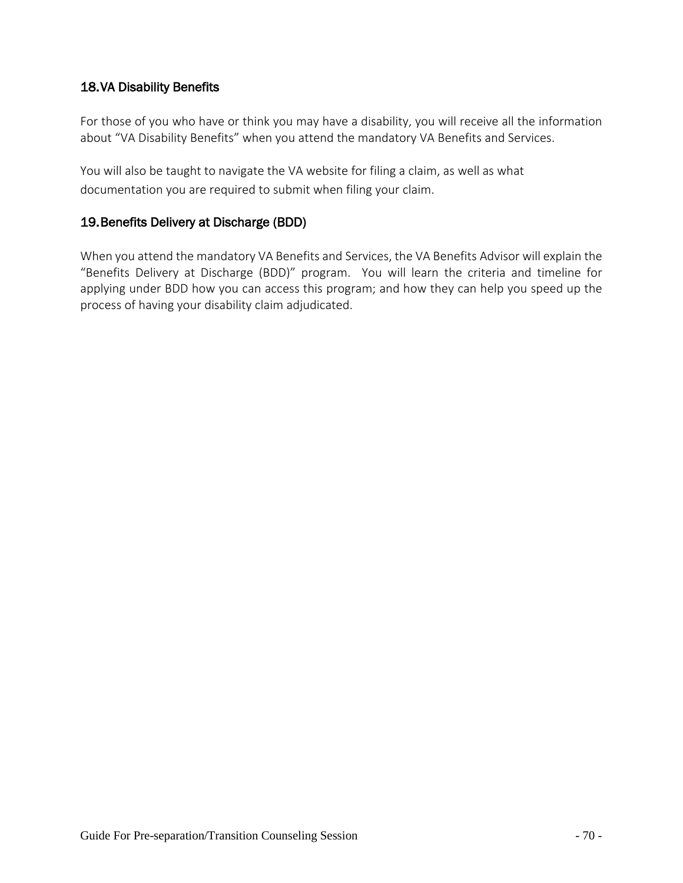### 18. VA Disability Benefits

For those of you who have or think you may have a disability, you will receive all the information about "VA Disability Benefits" when you attend the mandatory VA Benefits and Services.

You will also be taught to navigate the VA website for filing a claim, as well as what documentation you are required to submit when filing your claim.

### 19. Benefits Delivery at Discharge (BDD)

When you attend the mandatory VA Benefits and Services, the VA Benefits Advisor will explain the "Benefits Delivery at Discharge (BDD)" program. You will learn the criteria and timeline for applying under BDD how you can access this program; and how they can help you speed up the process of having your disability claim adjudicated.